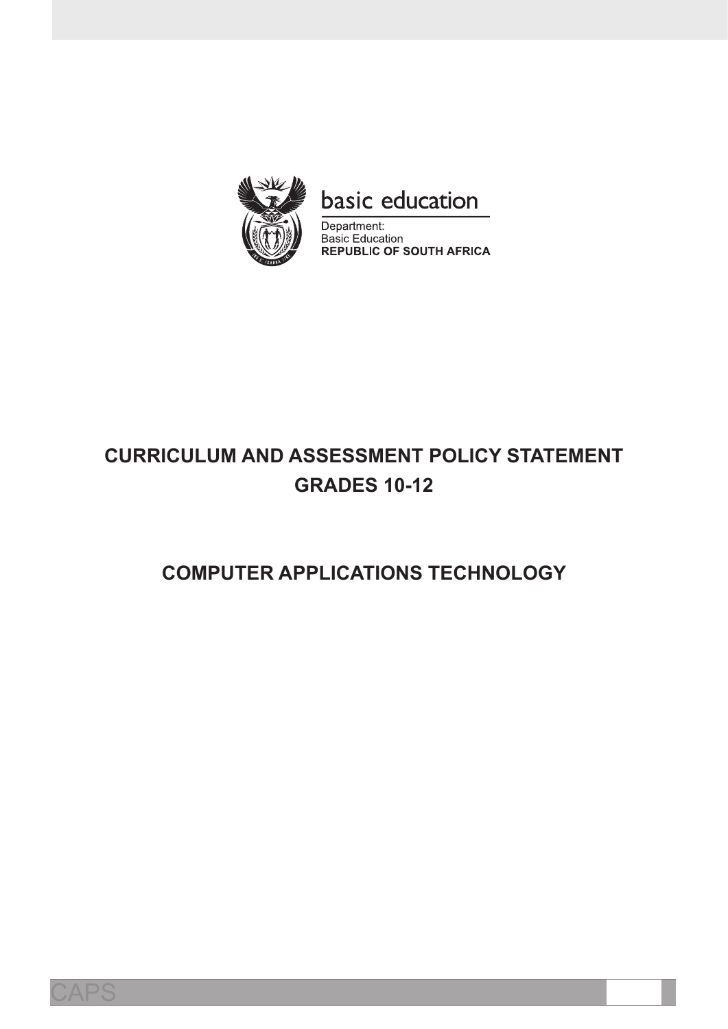basic education

Department:
Basic Education
**REPUBLIC OF SOUTH AFRICA**

# CURRICULUM AND ASSESSMENT POLICY STATEMENT
# GRADES 10-12

## COMPUTER APPLICATIONS TECHNOLOGY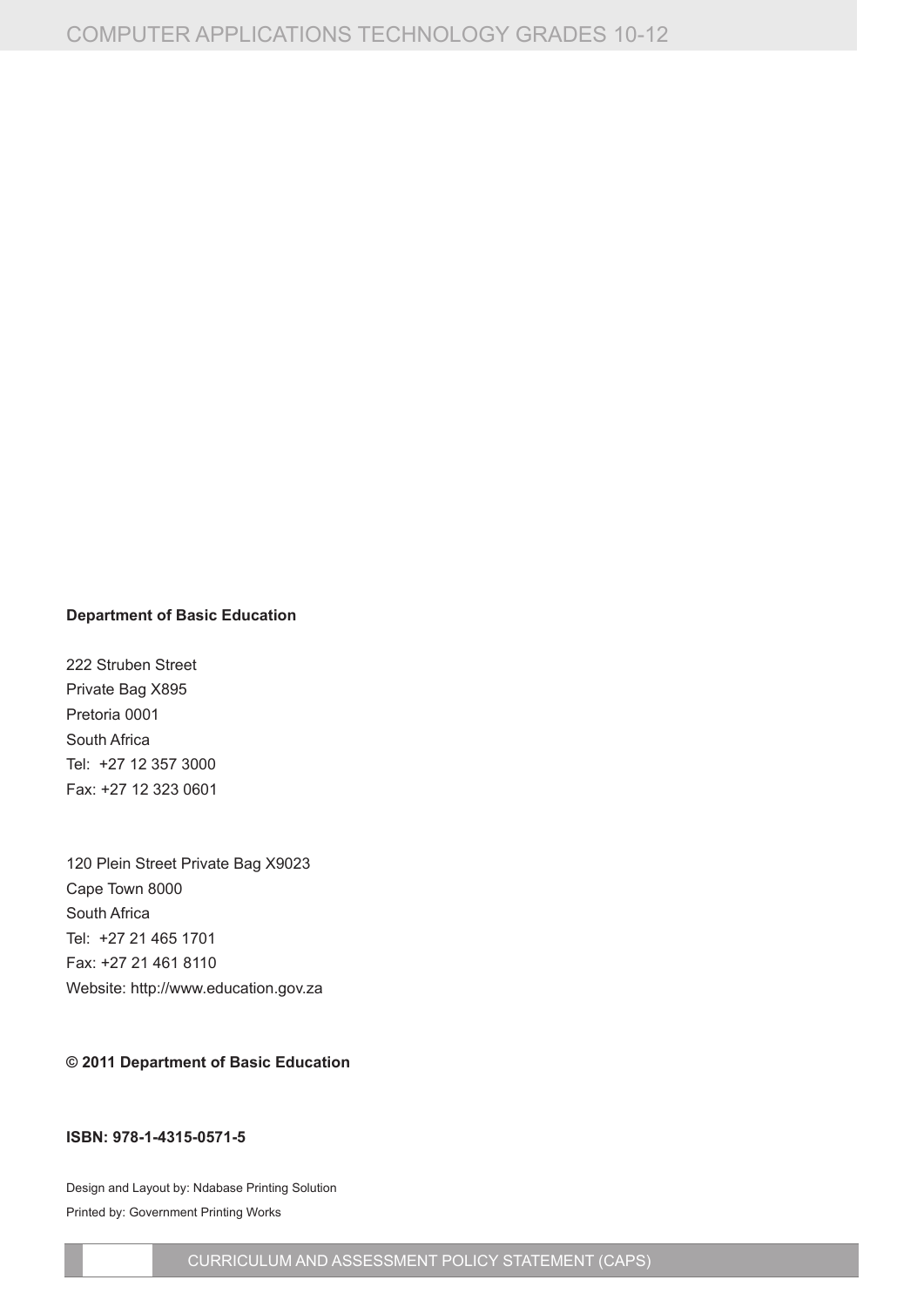**Department of Basic Education**

222 Struben Street
Private Bag X895
Pretoria 0001
South Africa
Tel: +27 12 357 3000
Fax: +27 12 323 0601

120 Plein Street Private Bag X9023
Cape Town 8000
South Africa
Tel: +27 21 465 1701
Fax: +27 21 461 8110
Website: http://www.education.gov.za

**© 2011 Department of Basic Education**

**ISBN: 978-1-4315-0571-5**

Design and Layout by: Ndabase Printing Solution
Printed by: Government Printing Works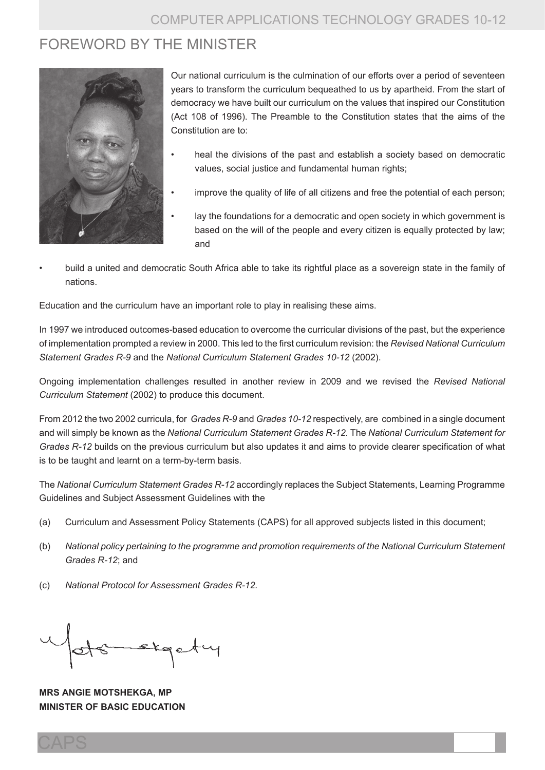# FOREWORD BY THE MINISTER

Our national curriculum is the culmination of our efforts over a period of seventeen years to transform the curriculum bequeathed to us by apartheid. From the start of democracy we have built our curriculum on the values that inspired our Constitution (Act 108 of 1996). The Preamble to the Constitution states that the aims of the Constitution are to:

- heal the divisions of the past and establish a society based on democratic values, social justice and fundamental human rights;
- improve the quality of life of all citizens and free the potential of each person;
- lay the foundations for a democratic and open society in which government is based on the will of the people and every citizen is equally protected by law; and
- build a united and democratic South Africa able to take its rightful place as a sovereign state in the family of nations.

Education and the curriculum have an important role to play in realising these aims.

In 1997 we introduced outcomes-based education to overcome the curricular divisions of the past, but the experience of implementation prompted a review in 2000. This led to the first curriculum revision: the *Revised National Curriculum Statement Grades R-9* and the *National Curriculum Statement Grades 10-12* (2002).

Ongoing implementation challenges resulted in another review in 2009 and we revised the *Revised National Curriculum Statement* (2002) to produce this document.

From 2012 the two 2002 curricula, for *Grades R-9* and *Grades 10-12* respectively, are combined in a single document and will simply be known as the *National Curriculum Statement Grades R-12.* The *National Curriculum Statement for Grades R-12* builds on the previous curriculum but also updates it and aims to provide clearer specification of what is to be taught and learnt on a term-by-term basis.

The *National Curriculum Statement Grades R-12* accordingly replaces the Subject Statements, Learning Programme Guidelines and Subject Assessment Guidelines with the

(a) Curriculum and Assessment Policy Statements (CAPS) for all approved subjects listed in this document;

(b) *National policy pertaining to the programme and promotion requirements of the National Curriculum Statement Grades R-12*; and

(c) *National Protocol for Assessment Grades R-12.*

**MRS ANGIE MOTSHEKGA, MP**
**MINISTER OF BASIC EDUCATION**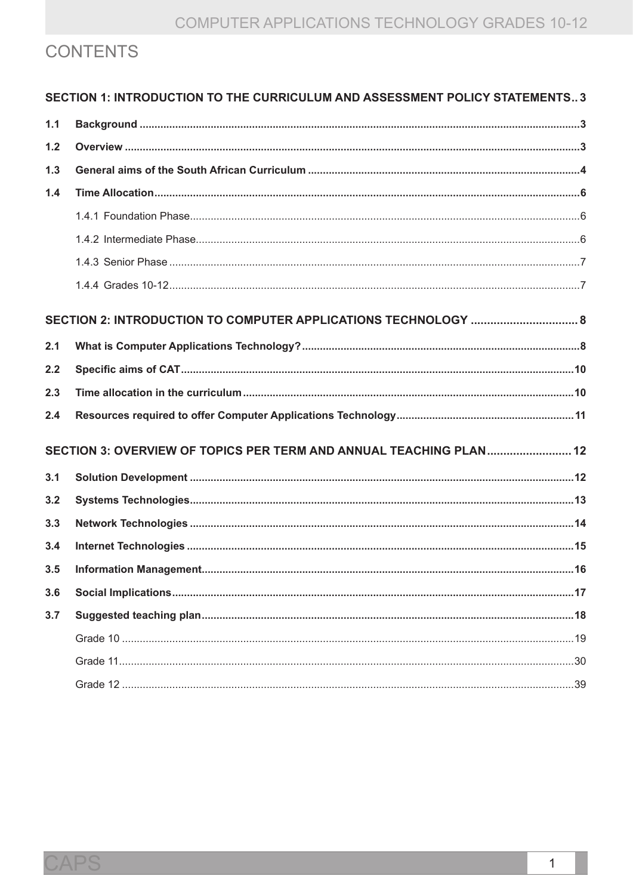# CONTENTS

**SECTION 1: INTRODUCTION TO THE CURRICULUM AND ASSESSMENT POLICY STATEMENTS.. 3**

**1.1 Background .................................................................................................................................................3**

**1.2 Overview ......................................................................................................................................................3**

**1.3 General aims of the South African Curriculum ..........................................................................................4**

**1.4 Time Allocation.............................................................................................................................................6**

1.4.1 Foundation Phase.................................................................................................................................6

1.4.2 Intermediate Phase...............................................................................................................................6

1.4.3 Senior Phase ........................................................................................................................................7

1.4.4 Grades 10-12........................................................................................................................................7

**SECTION 2: INTRODUCTION TO COMPUTER APPLICATIONS TECHNOLOGY ................................ 8**

**2.1 What is Computer Applications Technology?............................................................................................8**

**2.2 Specific aims of CAT..................................................................................................................................10**

**2.3 Time allocation in the curriculum.............................................................................................................10**

**2.4 Resources required to offer Computer Applications Technology...........................................................11**

**SECTION 3: OVERVIEW OF TOPICS PER TERM AND ANNUAL TEACHING PLAN......................... 12**

**3.1 Solution Development ...............................................................................................................................12**

**3.2 Systems Technologies...............................................................................................................................13**

**3.3 Network Technologies ...............................................................................................................................14**

**3.4 Internet Technologies ................................................................................................................................15**

**3.5 Information Management...........................................................................................................................16**

**3.6 Social Implications.....................................................................................................................................17**

**3.7 Suggested teaching plan...........................................................................................................................18**

Grade 10 ......................................................................................................................................................19

Grade 11.......................................................................................................................................................30

Grade 12 ......................................................................................................................................................39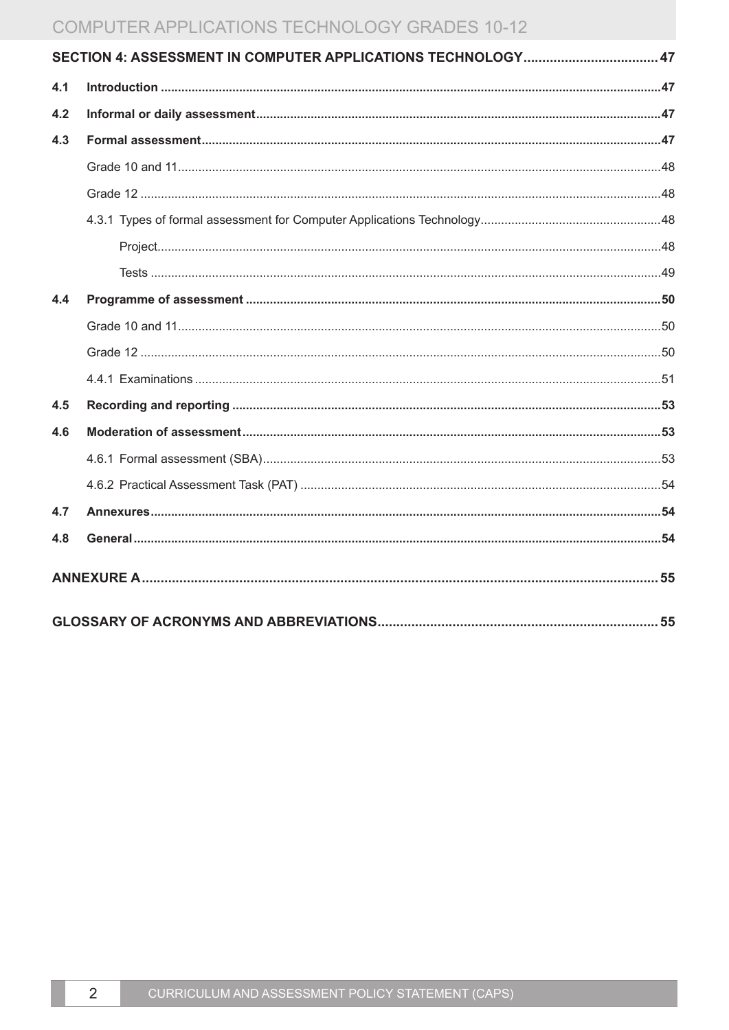**SECTION 4: ASSESSMENT IN COMPUTER APPLICATIONS TECHNOLOGY ................................... 47**

**4.1 Introduction ................................................................................................................................47**

**4.2 Informal or daily assessment ....................................................................................................47**

**4.3 Formal assessment .....................................................................................................................47**

Grade 10 and 11 ..........................................................................................................................48

Grade 12 ......................................................................................................................................48

4.3.1 Types of formal assessment for Computer Applications Technology ....................................................48

Project .................................................................................................................................48

Tests ...................................................................................................................................49

**4.4 Programme of assessment .......................................................................................................50**

Grade 10 and 11 ..........................................................................................................................50

Grade 12 ......................................................................................................................................50

4.4.1 Examinations .......................................................................................................................51

**4.5 Recording and reporting ...........................................................................................................53**

**4.6 Moderation of assessment ........................................................................................................53**

4.6.1 Formal assessment (SBA) ...................................................................................................53

4.6.2 Practical Assessment Task (PAT) ........................................................................................54

**4.7 Annexures ..................................................................................................................................54**

**4.8 General .......................................................................................................................................54**

**ANNEXURE A ....................................................................................................................................... 55**

**GLOSSARY OF ACRONYMS AND ABBREVIATIONS ......................................................................... 55**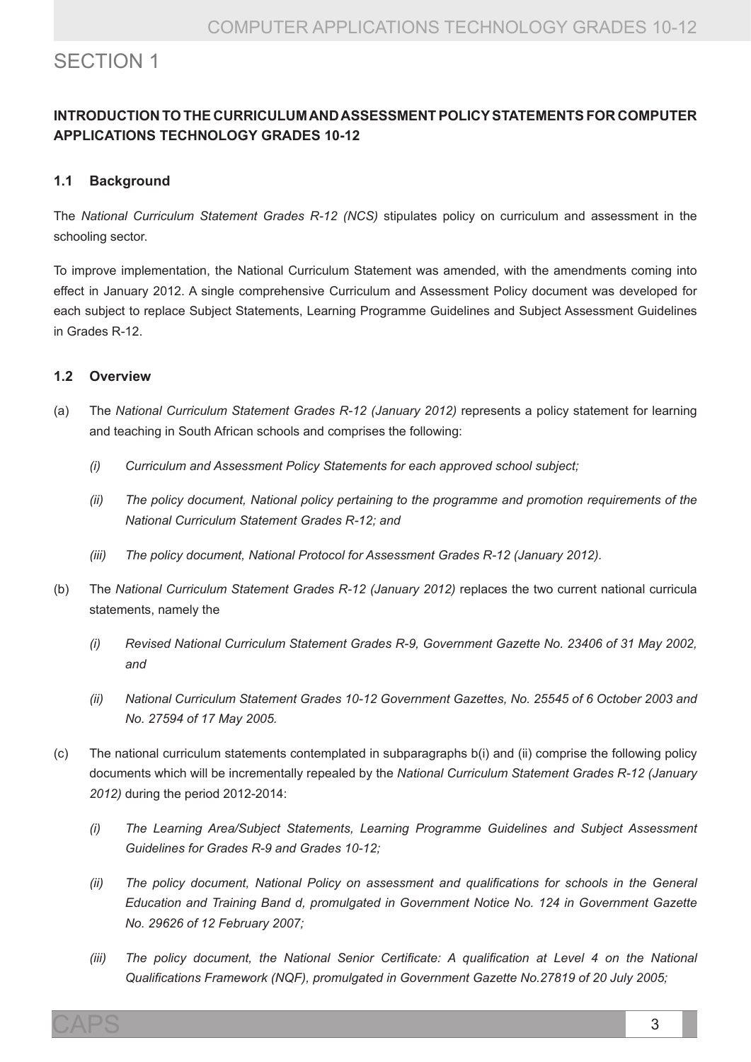# SECTION 1

## INTRODUCTION TO THE CURRICULUM AND ASSESSMENT POLICY STATEMENTS FOR COMPUTER APPLICATIONS TECHNOLOGY GRADES 10-12

### 1.1 Background

The *National Curriculum Statement Grades R-12 (NCS)* stipulates policy on curriculum and assessment in the schooling sector.

To improve implementation, the National Curriculum Statement was amended, with the amendments coming into effect in January 2012. A single comprehensive Curriculum and Assessment Policy document was developed for each subject to replace Subject Statements, Learning Programme Guidelines and Subject Assessment Guidelines in Grades R-12.

### 1.2 Overview

(a) The *National Curriculum Statement Grades R-12 (January 2012)* represents a policy statement for learning and teaching in South African schools and comprises the following:

*(i) Curriculum and Assessment Policy Statements for each approved school subject;*

*(ii) The policy document, National policy pertaining to the programme and promotion requirements of the National Curriculum Statement Grades R-12; and*

*(iii) The policy document, National Protocol for Assessment Grades R-12 (January 2012).*

(b) The *National Curriculum Statement Grades R-12 (January 2012)* replaces the two current national curricula statements, namely the

*(i) Revised National Curriculum Statement Grades R-9, Government Gazette No. 23406 of 31 May 2002, and*

*(ii) National Curriculum Statement Grades 10-12 Government Gazettes, No. 25545 of 6 October 2003 and No. 27594 of 17 May 2005.*

(c) The national curriculum statements contemplated in subparagraphs b(i) and (ii) comprise the following policy documents which will be incrementally repealed by the *National Curriculum Statement Grades R-12 (January 2012)* during the period 2012-2014:

*(i) The Learning Area/Subject Statements, Learning Programme Guidelines and Subject Assessment Guidelines for Grades R-9 and Grades 10-12;*

*(ii) The policy document, National Policy on assessment and qualifications for schools in the General Education and Training Band d, promulgated in Government Notice No. 124 in Government Gazette No. 29626 of 12 February 2007;*

*(iii) The policy document, the National Senior Certificate: A qualification at Level 4 on the National Qualifications Framework (NQF), promulgated in Government Gazette No.27819 of 20 July 2005;*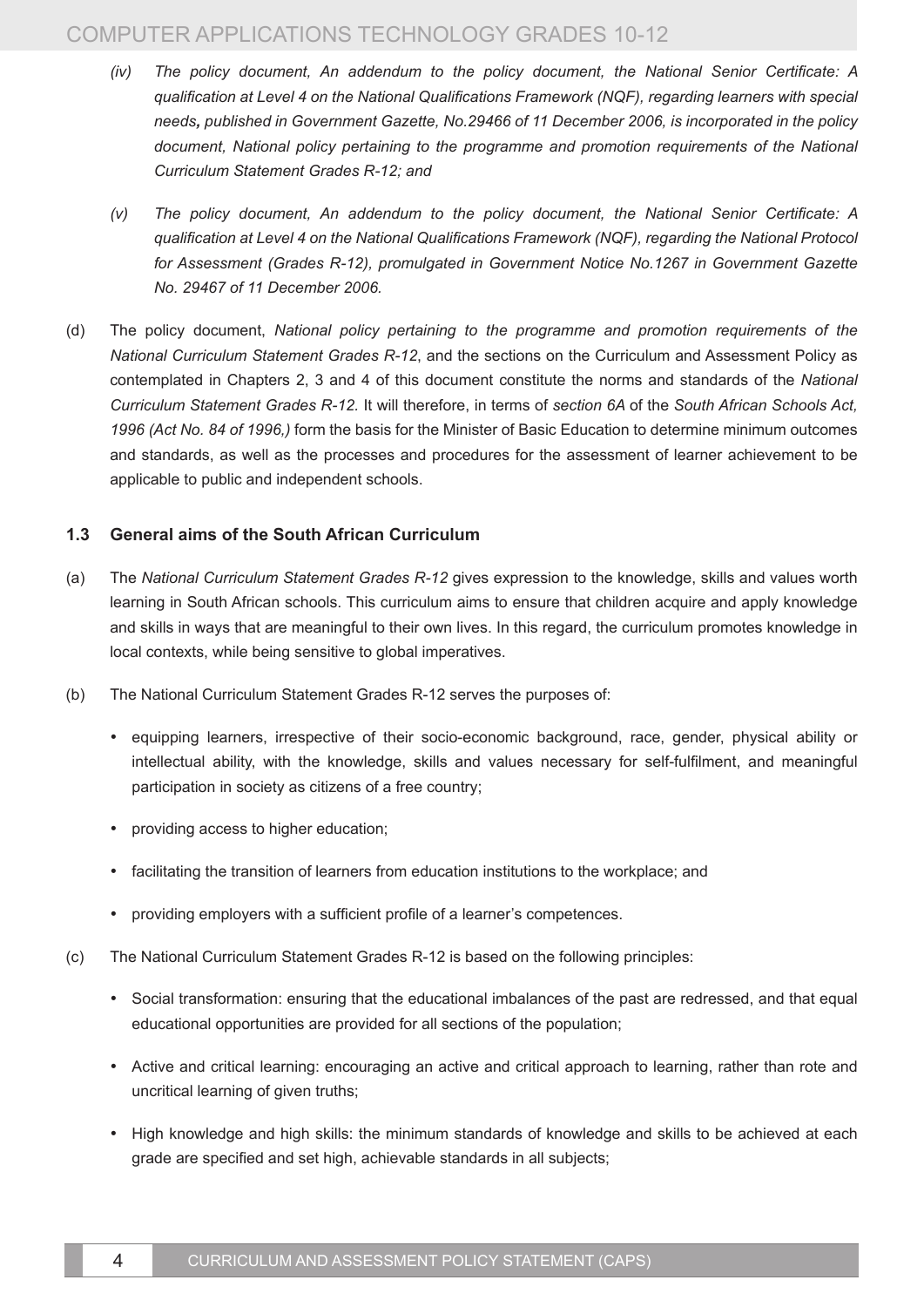(iv) *The policy document, An addendum to the policy document, the National Senior Certificate: A qualification at Level 4 on the National Qualifications Framework (NQF), regarding learners with special needs, published in Government Gazette, No.29466 of 11 December 2006, is incorporated in the policy document, National policy pertaining to the programme and promotion requirements of the National Curriculum Statement Grades R-12; and*

(v) *The policy document, An addendum to the policy document, the National Senior Certificate: A qualification at Level 4 on the National Qualifications Framework (NQF), regarding the National Protocol for Assessment (Grades R-12), promulgated in Government Notice No.1267 in Government Gazette No. 29467 of 11 December 2006.*

(d) The policy document, *National policy pertaining to the programme and promotion requirements of the National Curriculum Statement Grades R-12*, and the sections on the Curriculum and Assessment Policy as contemplated in Chapters 2, 3 and 4 of this document constitute the norms and standards of the *National Curriculum Statement Grades R-12.* It will therefore, in terms of *section 6A* of the *South African Schools Act, 1996 (Act No. 84 of 1996,)* form the basis for the Minister of Basic Education to determine minimum outcomes and standards, as well as the processes and procedures for the assessment of learner achievement to be applicable to public and independent schools.

### 1.3 General aims of the South African Curriculum

(a) The *National Curriculum Statement Grades R-12* gives expression to the knowledge, skills and values worth learning in South African schools. This curriculum aims to ensure that children acquire and apply knowledge and skills in ways that are meaningful to their own lives. In this regard, the curriculum promotes knowledge in local contexts, while being sensitive to global imperatives.

(b) The National Curriculum Statement Grades R-12 serves the purposes of:

- equipping learners, irrespective of their socio-economic background, race, gender, physical ability or intellectual ability, with the knowledge, skills and values necessary for self-fulfilment, and meaningful participation in society as citizens of a free country;
- providing access to higher education;
- facilitating the transition of learners from education institutions to the workplace; and
- providing employers with a sufficient profile of a learner's competences.

(c) The National Curriculum Statement Grades R-12 is based on the following principles:

- Social transformation: ensuring that the educational imbalances of the past are redressed, and that equal educational opportunities are provided for all sections of the population;
- Active and critical learning: encouraging an active and critical approach to learning, rather than rote and uncritical learning of given truths;
- High knowledge and high skills: the minimum standards of knowledge and skills to be achieved at each grade are specified and set high, achievable standards in all subjects;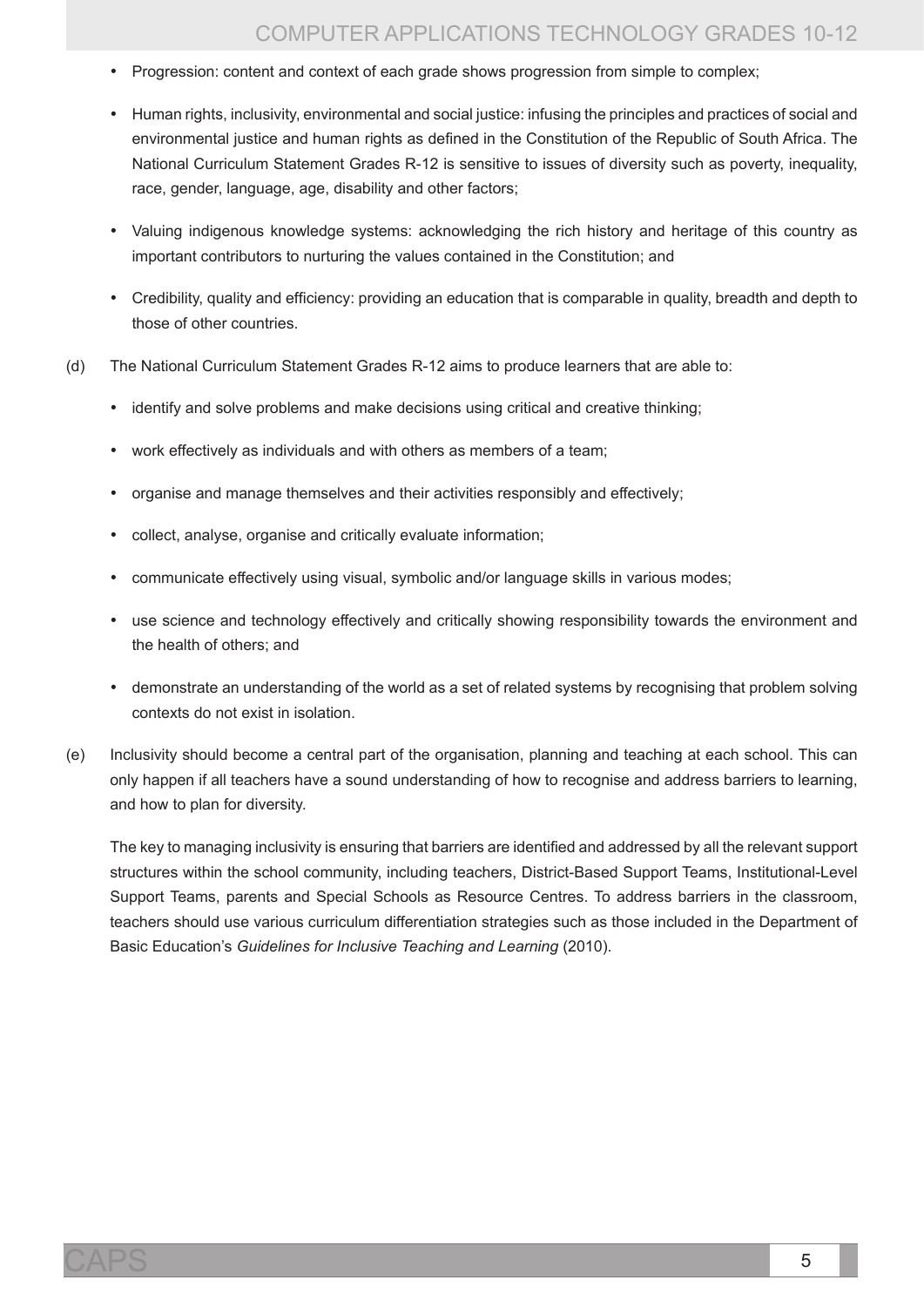- Progression: content and context of each grade shows progression from simple to complex;
- Human rights, inclusivity, environmental and social justice: infusing the principles and practices of social and environmental justice and human rights as defined in the Constitution of the Republic of South Africa. The National Curriculum Statement Grades R-12 is sensitive to issues of diversity such as poverty, inequality, race, gender, language, age, disability and other factors;
- Valuing indigenous knowledge systems: acknowledging the rich history and heritage of this country as important contributors to nurturing the values contained in the Constitution; and
- Credibility, quality and efficiency: providing an education that is comparable in quality, breadth and depth to those of other countries.

(d) The National Curriculum Statement Grades R-12 aims to produce learners that are able to:

- identify and solve problems and make decisions using critical and creative thinking;
- work effectively as individuals and with others as members of a team;
- organise and manage themselves and their activities responsibly and effectively;
- collect, analyse, organise and critically evaluate information;
- communicate effectively using visual, symbolic and/or language skills in various modes;
- use science and technology effectively and critically showing responsibility towards the environment and the health of others; and
- demonstrate an understanding of the world as a set of related systems by recognising that problem solving contexts do not exist in isolation.

(e) Inclusivity should become a central part of the organisation, planning and teaching at each school. This can only happen if all teachers have a sound understanding of how to recognise and address barriers to learning, and how to plan for diversity.

The key to managing inclusivity is ensuring that barriers are identified and addressed by all the relevant support structures within the school community, including teachers, District-Based Support Teams, Institutional-Level Support Teams, parents and Special Schools as Resource Centres. To address barriers in the classroom, teachers should use various curriculum differentiation strategies such as those included in the Department of Basic Education's *Guidelines for Inclusive Teaching and Learning* (2010).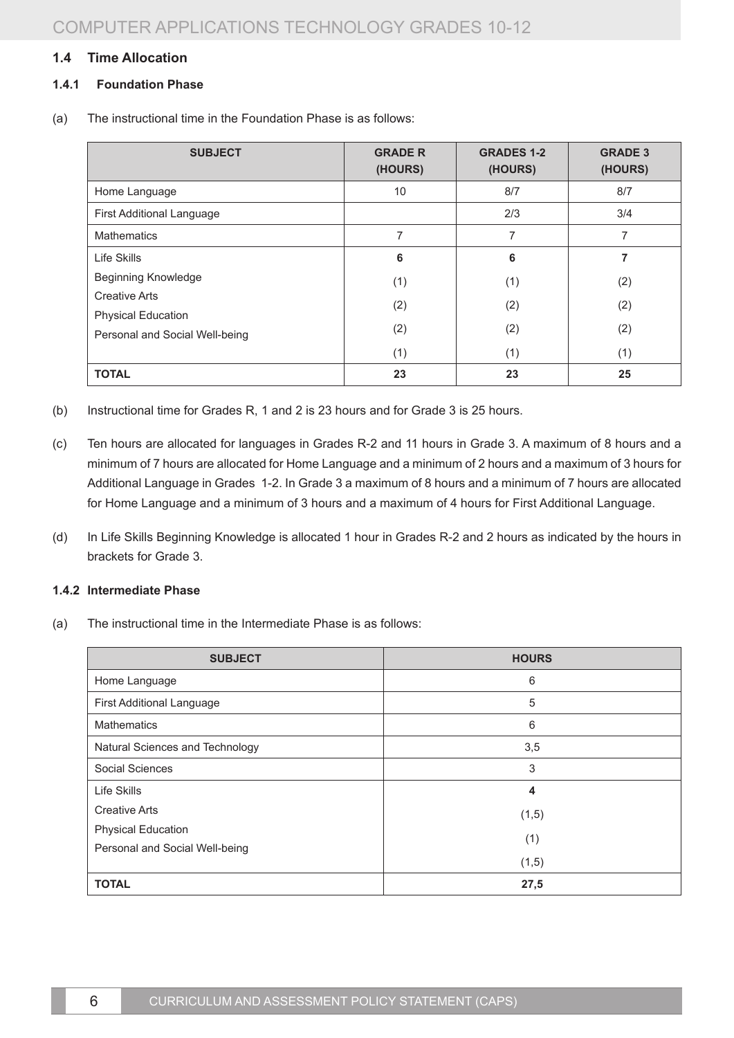## 1.4 Time Allocation

### 1.4.1 Foundation Phase

(a) The instructional time in the Foundation Phase is as follows:

| SUBJECT | GRADE R (HOURS) | GRADES 1-2 (HOURS) | GRADE 3 (HOURS) |
|---|---|---|---|
| Home Language | 10 | 8/7 | 8/7 |
| First Additional Language | | 2/3 | 3/4 |
| Mathematics | 7 | 7 | 7 |
| Life Skills | **6** | **6** | **7** |
| Beginning Knowledge | (1) | (1) | (2) |
| Creative Arts | (2) | (2) | (2) |
| Physical Education | (2) | (2) | (2) |
| Personal and Social Well-being | (1) | (1) | (1) |
| **TOTAL** | **23** | **23** | **25** |

(b) Instructional time for Grades R, 1 and 2 is 23 hours and for Grade 3 is 25 hours.

(c) Ten hours are allocated for languages in Grades R-2 and 11 hours in Grade 3. A maximum of 8 hours and a minimum of 7 hours are allocated for Home Language and a minimum of 2 hours and a maximum of 3 hours for Additional Language in Grades 1-2. In Grade 3 a maximum of 8 hours and a minimum of 7 hours are allocated for Home Language and a minimum of 3 hours and a maximum of 4 hours for First Additional Language.

(d) In Life Skills Beginning Knowledge is allocated 1 hour in Grades R-2 and 2 hours as indicated by the hours in brackets for Grade 3.

### 1.4.2 Intermediate Phase

(a) The instructional time in the Intermediate Phase is as follows:

| SUBJECT | HOURS |
|---|---|
| Home Language | 6 |
| First Additional Language | 5 |
| Mathematics | 6 |
| Natural Sciences and Technology | 3,5 |
| Social Sciences | 3 |
| Life Skills | **4** |
| Creative Arts | (1,5) |
| Physical Education | (1) |
| Personal and Social Well-being | (1,5) |
| **TOTAL** | **27,5** |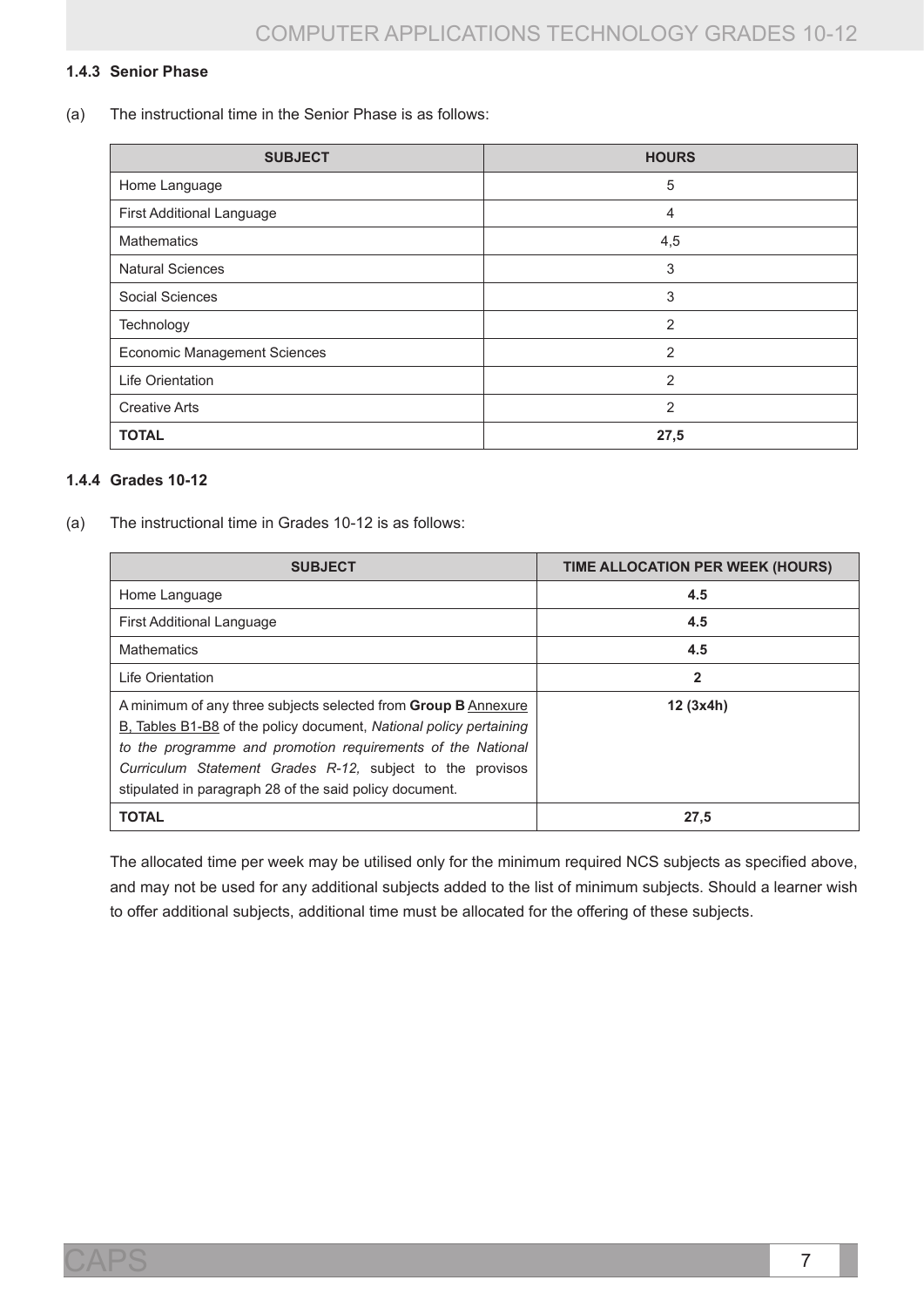### 1.4.3 Senior Phase

(a) The instructional time in the Senior Phase is as follows:

| SUBJECT | HOURS |
|---|---|
| Home Language | 5 |
| First Additional Language | 4 |
| Mathematics | 4,5 |
| Natural Sciences | 3 |
| Social Sciences | 3 |
| Technology | 2 |
| Economic Management Sciences | 2 |
| Life Orientation | 2 |
| Creative Arts | 2 |
| **TOTAL** | **27,5** |

### 1.4.4 Grades 10-12

(a) The instructional time in Grades 10-12 is as follows:

| SUBJECT | TIME ALLOCATION PER WEEK (HOURS) |
|---|---|
| Home Language | **4.5** |
| First Additional Language | **4.5** |
| Mathematics | **4.5** |
| Life Orientation | **2** |
| A minimum of any three subjects selected from **Group B** Annexure B, Tables B1-B8 of the policy document, *National policy pertaining to the programme and promotion requirements of the National Curriculum Statement Grades R-12,* subject to the provisos stipulated in paragraph 28 of the said policy document. | **12 (3x4h)** |
| **TOTAL** | **27,5** |

The allocated time per week may be utilised only for the minimum required NCS subjects as specified above, and may not be used for any additional subjects added to the list of minimum subjects. Should a learner wish to offer additional subjects, additional time must be allocated for the offering of these subjects.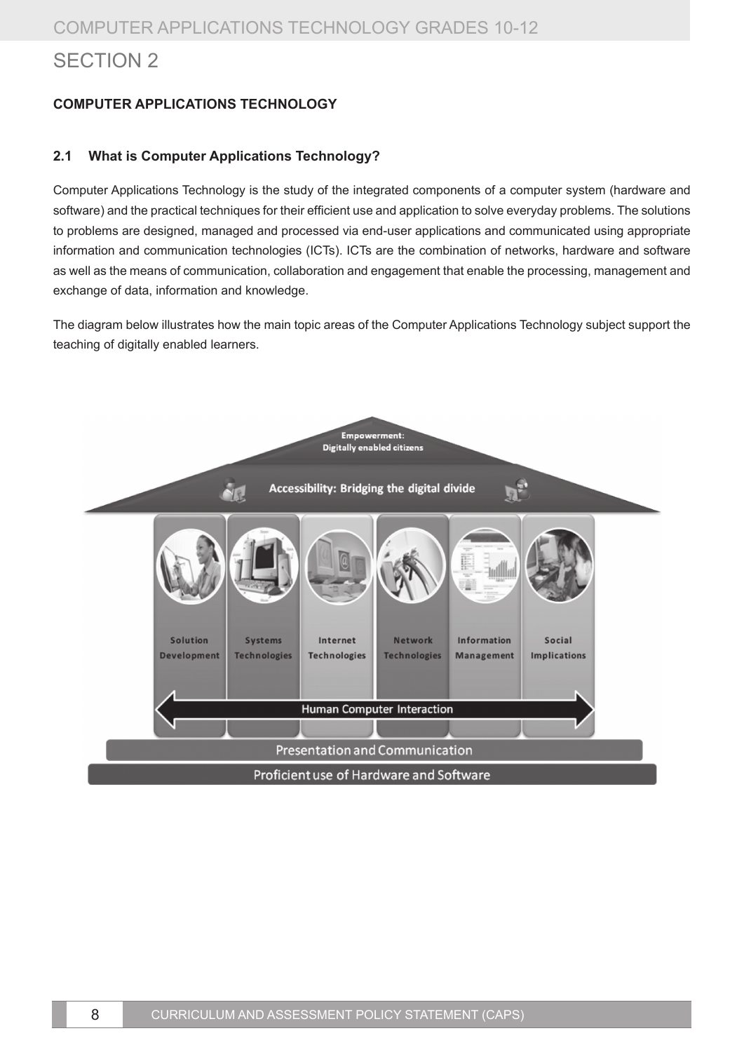# SECTION 2

## COMPUTER APPLICATIONS TECHNOLOGY

### 2.1 What is Computer Applications Technology?

Computer Applications Technology is the study of the integrated components of a computer system (hardware and software) and the practical techniques for their efficient use and application to solve everyday problems. The solutions to problems are designed, managed and processed via end-user applications and communicated using appropriate information and communication technologies (ICTs). ICTs are the combination of networks, hardware and software as well as the means of communication, collaboration and engagement that enable the processing, management and exchange of data, information and knowledge.

The diagram below illustrates how the main topic areas of the Computer Applications Technology subject support the teaching of digitally enabled learners.

Empowerment: Digitally enabled citizens

Accessibility: Bridging the digital divide

Solution Development

Systems Technologies

Internet Technologies

Network Technologies

Information Management

Social Implications

Human Computer Interaction

Presentation and Communication

Proficient use of Hardware and Software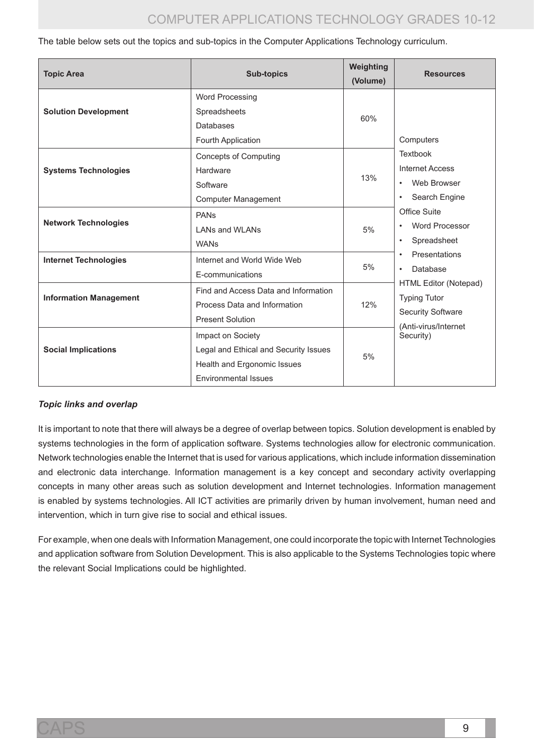The table below sets out the topics and sub-topics in the Computer Applications Technology curriculum.

| Topic Area | Sub-topics | Weighting (Volume) | Resources |
|---|---|---|---|
| **Solution Development** | Word Processing<br>Spreadsheets<br>Databases<br>Fourth Application | 60% | Computers<br>Textbook<br>Internet Access<br>• Web Browser<br>• Search Engine<br>Office Suite<br>• Word Processor<br>• Spreadsheet<br>• Presentations<br>• Database<br>HTML Editor (Notepad)<br>Typing Tutor<br>Security Software (Anti-virus/Internet Security) |
| **Systems Technologies** | Concepts of Computing<br>Hardware<br>Software<br>Computer Management | 13% | |
| **Network Technologies** | PANs<br>LANs and WLANs<br>WANs | 5% | |
| **Internet Technologies** | Internet and World Wide Web<br>E-communications | 5% | |
| **Information Management** | Find and Access Data and Information<br>Process Data and Information<br>Present Solution | 12% | |
| **Social Implications** | Impact on Society<br>Legal and Ethical and Security Issues<br>Health and Ergonomic Issues<br>Environmental Issues | 5% | |

***Topic links and overlap***

It is important to note that there will always be a degree of overlap between topics. Solution development is enabled by systems technologies in the form of application software. Systems technologies allow for electronic communication. Network technologies enable the Internet that is used for various applications, which include information dissemination and electronic data interchange. Information management is a key concept and secondary activity overlapping concepts in many other areas such as solution development and Internet technologies. Information management is enabled by systems technologies. All ICT activities are primarily driven by human involvement, human need and intervention, which in turn give rise to social and ethical issues.

For example, when one deals with Information Management, one could incorporate the topic with Internet Technologies and application software from Solution Development. This is also applicable to the Systems Technologies topic where the relevant Social Implications could be highlighted.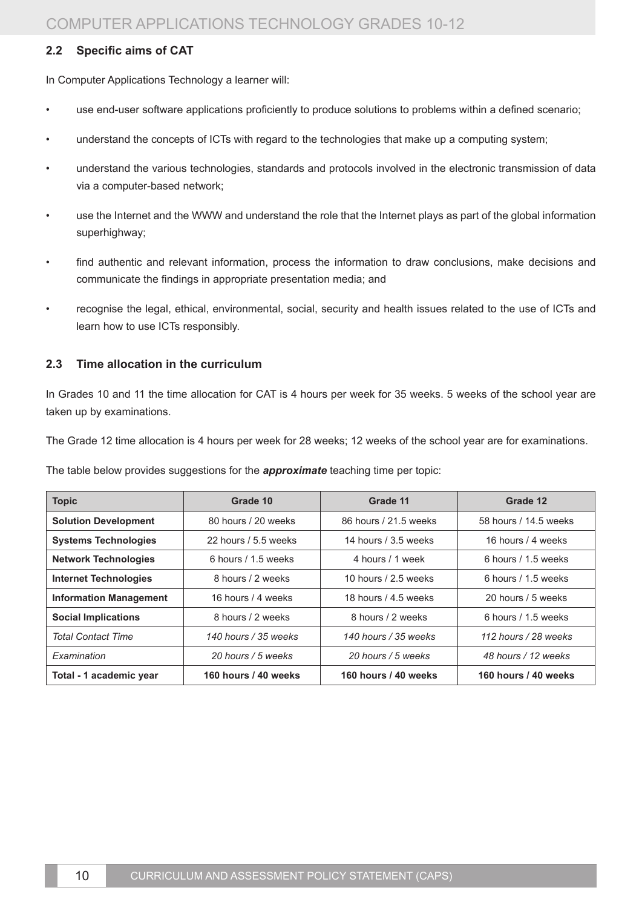### 2.2 Specific aims of CAT

In Computer Applications Technology a learner will:

- use end-user software applications proficiently to produce solutions to problems within a defined scenario;
- understand the concepts of ICTs with regard to the technologies that make up a computing system;
- understand the various technologies, standards and protocols involved in the electronic transmission of data via a computer-based network;
- use the Internet and the WWW and understand the role that the Internet plays as part of the global information superhighway;
- find authentic and relevant information, process the information to draw conclusions, make decisions and communicate the findings in appropriate presentation media; and
- recognise the legal, ethical, environmental, social, security and health issues related to the use of ICTs and learn how to use ICTs responsibly.

### 2.3 Time allocation in the curriculum

In Grades 10 and 11 the time allocation for CAT is 4 hours per week for 35 weeks. 5 weeks of the school year are taken up by examinations.

The Grade 12 time allocation is 4 hours per week for 28 weeks; 12 weeks of the school year are for examinations.

The table below provides suggestions for the ***approximate*** teaching time per topic:

| Topic | Grade 10 | Grade 11 | Grade 12 |
|---|---|---|---|
| **Solution Development** | 80 hours / 20 weeks | 86 hours / 21.5 weeks | 58 hours / 14.5 weeks |
| **Systems Technologies** | 22 hours / 5.5 weeks | 14 hours / 3.5 weeks | 16 hours / 4 weeks |
| **Network Technologies** | 6 hours / 1.5 weeks | 4 hours / 1 week | 6 hours / 1.5 weeks |
| **Internet Technologies** | 8 hours / 2 weeks | 10 hours / 2.5 weeks | 6 hours / 1.5 weeks |
| **Information Management** | 16 hours / 4 weeks | 18 hours / 4.5 weeks | 20 hours / 5 weeks |
| **Social Implications** | 8 hours / 2 weeks | 8 hours / 2 weeks | 6 hours / 1.5 weeks |
| *Total Contact Time* | *140 hours / 35 weeks* | *140 hours / 35 weeks* | *112 hours / 28 weeks* |
| *Examination* | *20 hours / 5 weeks* | *20 hours / 5 weeks* | *48 hours / 12 weeks* |
| **Total - 1 academic year** | **160 hours / 40 weeks** | **160 hours / 40 weeks** | **160 hours / 40 weeks** |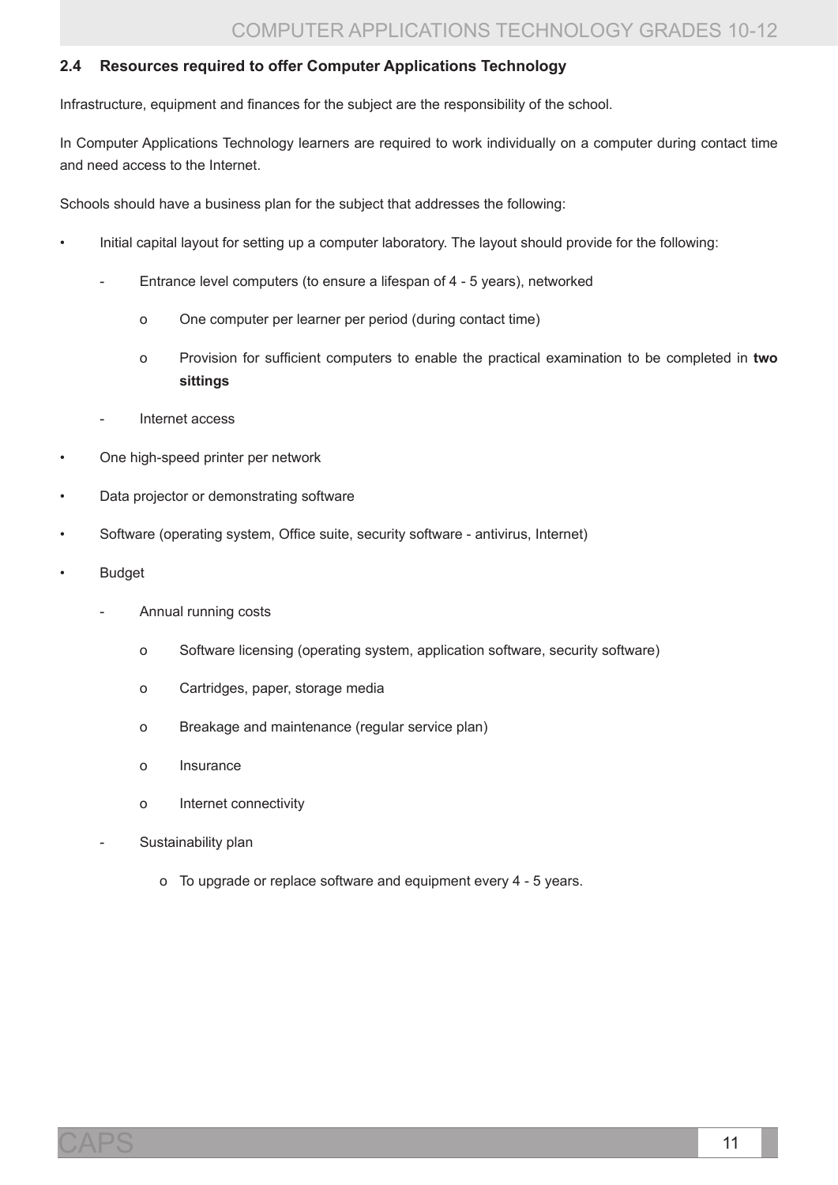### 2.4 Resources required to offer Computer Applications Technology

Infrastructure, equipment and finances for the subject are the responsibility of the school.

In Computer Applications Technology learners are required to work individually on a computer during contact time and need access to the Internet.

Schools should have a business plan for the subject that addresses the following:

- Initial capital layout for setting up a computer laboratory. The layout should provide for the following:
  - Entrance level computers (to ensure a lifespan of 4 - 5 years), networked
    - One computer per learner per period (during contact time)
    - Provision for sufficient computers to enable the practical examination to be completed in **two sittings**
  - Internet access
- One high-speed printer per network
- Data projector or demonstrating software
- Software (operating system, Office suite, security software - antivirus, Internet)
- Budget
  - Annual running costs
    - Software licensing (operating system, application software, security software)
    - Cartridges, paper, storage media
    - Breakage and maintenance (regular service plan)
    - Insurance
    - Internet connectivity
  - Sustainability plan
    - To upgrade or replace software and equipment every 4 - 5 years.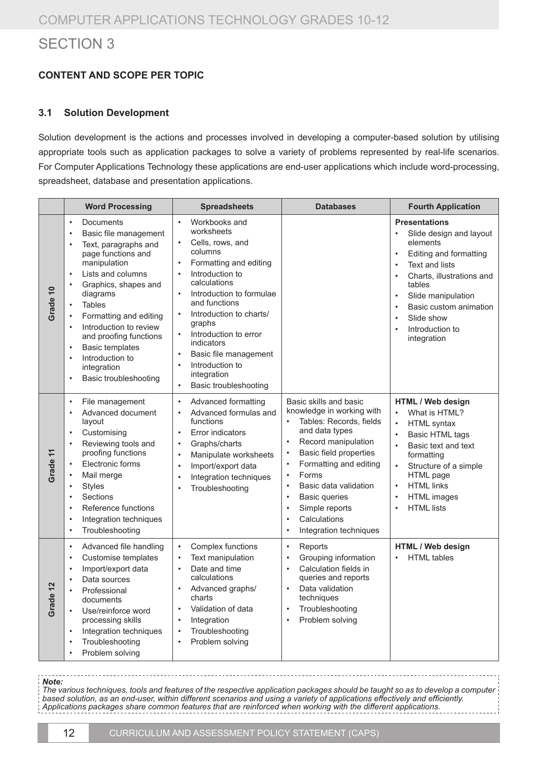# SECTION 3

## CONTENT AND SCOPE PER TOPIC

### 3.1 Solution Development

Solution development is the actions and processes involved in developing a computer-based solution by utilising appropriate tools such as application packages to solve a variety of problems represented by real-life scenarios. For Computer Applications Technology these applications are end-user applications which include word-processing, spreadsheet, database and presentation applications.

| | Word Processing | Spreadsheets | Databases | Fourth Application |
|---|---|---|---|---|
| **Grade 10** | • Documents<br>• Basic file management<br>• Text, paragraphs and page functions and manipulation<br>• Lists and columns<br>• Graphics, shapes and diagrams<br>• Tables<br>• Formatting and editing<br>• Introduction to review and proofing functions<br>• Basic templates<br>• Introduction to integration<br>• Basic troubleshooting | • Workbooks and worksheets<br>• Cells, rows, and columns<br>• Formatting and editing<br>• Introduction to calculations<br>• Introduction to formulae and functions<br>• Introduction to charts/graphs<br>• Introduction to error indicators<br>• Basic file management<br>• Introduction to integration<br>• Basic troubleshooting | | **Presentations**<br>• Slide design and layout elements<br>• Editing and formatting<br>• Text and lists<br>• Charts, illustrations and tables<br>• Slide manipulation<br>• Basic custom animation<br>• Slide show<br>• Introduction to integration |
| **Grade 11** | • File management<br>• Advanced document layout<br>• Customising<br>• Reviewing tools and proofing functions<br>• Electronic forms<br>• Mail merge<br>• Styles<br>• Sections<br>• Reference functions<br>• Integration techniques<br>• Troubleshooting | • Advanced formatting<br>• Advanced formulas and functions<br>• Error indicators<br>• Graphs/charts<br>• Manipulate worksheets<br>• Import/export data<br>• Integration techniques<br>• Troubleshooting | Basic skills and basic knowledge in working with<br>• Tables: Records, fields and data types<br>• Record manipulation<br>• Basic field properties<br>• Formatting and editing<br>• Forms<br>• Basic data validation<br>• Basic queries<br>• Simple reports<br>• Calculations<br>• Integration techniques | **HTML / Web design**<br>• What is HTML?<br>• HTML syntax<br>• Basic HTML tags<br>• Basic text and text formatting<br>• Structure of a simple HTML page<br>• HTML links<br>• HTML images<br>• HTML lists |
| **Grade 12** | • Advanced file handling<br>• Customise templates<br>• Import/export data<br>• Data sources<br>• Professional documents<br>• Use/reinforce word processing skills<br>• Integration techniques<br>• Troubleshooting<br>• Problem solving | • Complex functions<br>• Text manipulation<br>• Date and time calculations<br>• Advanced graphs/charts<br>• Validation of data<br>• Integration<br>• Troubleshooting<br>• Problem solving | • Reports<br>• Grouping information<br>• Calculation fields in queries and reports<br>• Data validation techniques<br>• Troubleshooting<br>• Problem solving | **HTML / Web design**<br>• HTML tables |

***Note:***
*The various techniques, tools and features of the respective application packages should be taught so as to develop a computer based solution, as an end-user, within different scenarios and using a variety of applications effectively and efficiently. Applications packages share common features that are reinforced when working with the different applications.*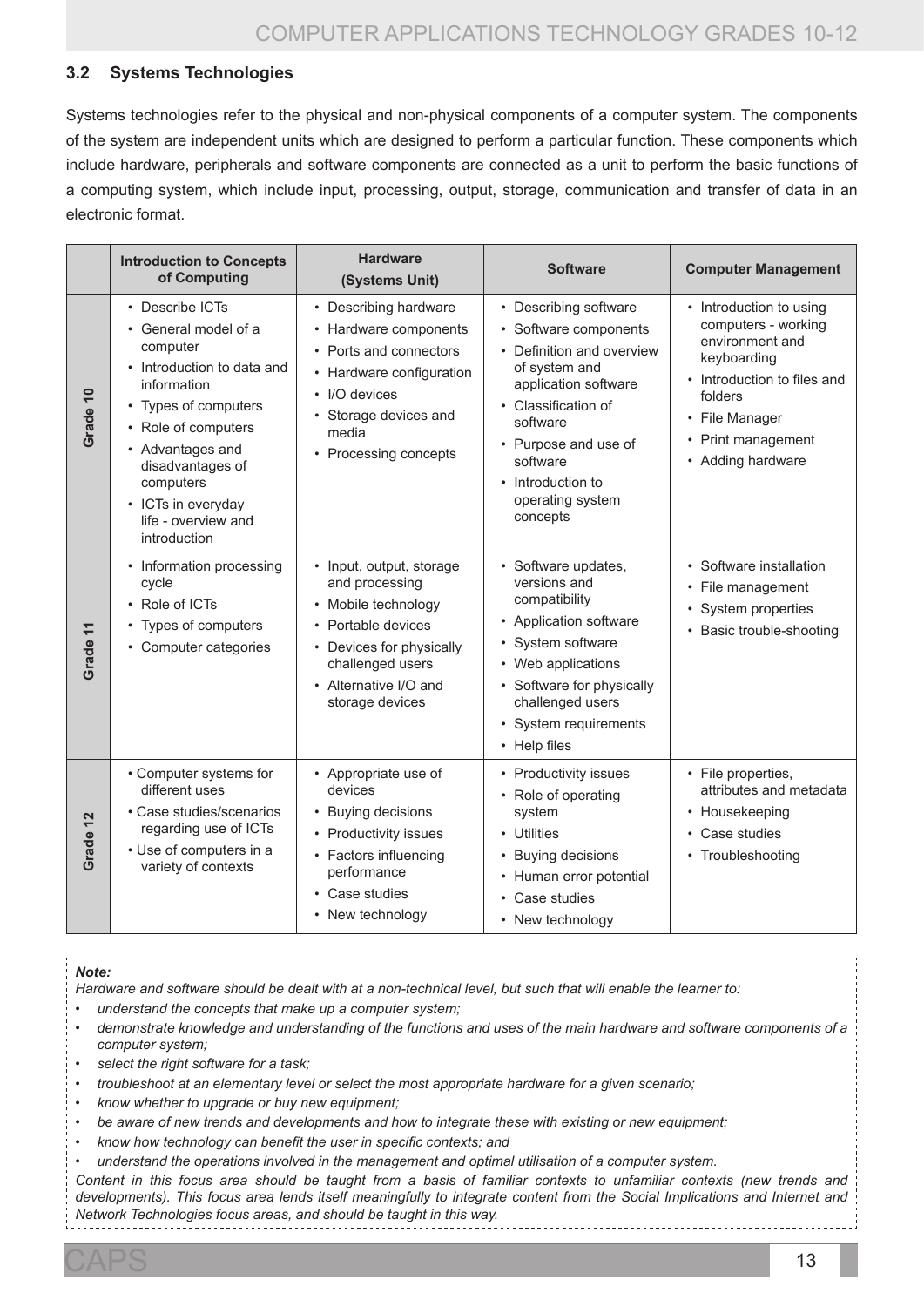### 3.2 Systems Technologies

Systems technologies refer to the physical and non-physical components of a computer system. The components of the system are independent units which are designed to perform a particular function. These components which include hardware, peripherals and software components are connected as a unit to perform the basic functions of a computing system, which include input, processing, output, storage, communication and transfer of data in an electronic format.

| | Introduction to Concepts of Computing | Hardware (Systems Unit) | Software | Computer Management |
|---|---|---|---|---|
| Grade 10 | • Describe ICTs<br>• General model of a computer<br>• Introduction to data and information<br>• Types of computers<br>• Role of computers<br>• Advantages and disadvantages of computers<br>• ICTs in everyday life - overview and introduction | • Describing hardware<br>• Hardware components<br>• Ports and connectors<br>• Hardware configuration<br>• I/O devices<br>• Storage devices and media<br>• Processing concepts | • Describing software<br>• Software components<br>• Definition and overview of system and application software<br>• Classification of software<br>• Purpose and use of software<br>• Introduction to operating system concepts | • Introduction to using computers - working environment and keyboarding<br>• Introduction to files and folders<br>• File Manager<br>• Print management<br>• Adding hardware |
| Grade 11 | • Information processing cycle<br>• Role of ICTs<br>• Types of computers<br>• Computer categories | • Input, output, storage and processing<br>• Mobile technology<br>• Portable devices<br>• Devices for physically challenged users<br>• Alternative I/O and storage devices | • Software updates, versions and compatibility<br>• Application software<br>• System software<br>• Web applications<br>• Software for physically challenged users<br>• System requirements<br>• Help files | • Software installation<br>• File management<br>• System properties<br>• Basic trouble-shooting |
| Grade 12 | • Computer systems for different uses<br>• Case studies/scenarios regarding use of ICTs<br>• Use of computers in a variety of contexts | • Appropriate use of devices<br>• Buying decisions<br>• Productivity issues<br>• Factors influencing performance<br>• Case studies<br>• New technology | • Productivity issues<br>• Role of operating system<br>• Utilities<br>• Buying decisions<br>• Human error potential<br>• Case studies<br>• New technology | • File properties, attributes and metadata<br>• Housekeeping<br>• Case studies<br>• Troubleshooting |

***Note:***

*Hardware and software should be dealt with at a non-technical level, but such that will enable the learner to:*

- *understand the concepts that make up a computer system;*
- *demonstrate knowledge and understanding of the functions and uses of the main hardware and software components of a computer system;*
- *select the right software for a task;*
- *troubleshoot at an elementary level or select the most appropriate hardware for a given scenario;*
- *know whether to upgrade or buy new equipment;*
- *be aware of new trends and developments and how to integrate these with existing or new equipment;*
- *know how technology can benefit the user in specific contexts; and*
- *understand the operations involved in the management and optimal utilisation of a computer system.*

*Content in this focus area should be taught from a basis of familiar contexts to unfamiliar contexts (new trends and developments). This focus area lends itself meaningfully to integrate content from the Social Implications and Internet and Network Technologies focus areas, and should be taught in this way.*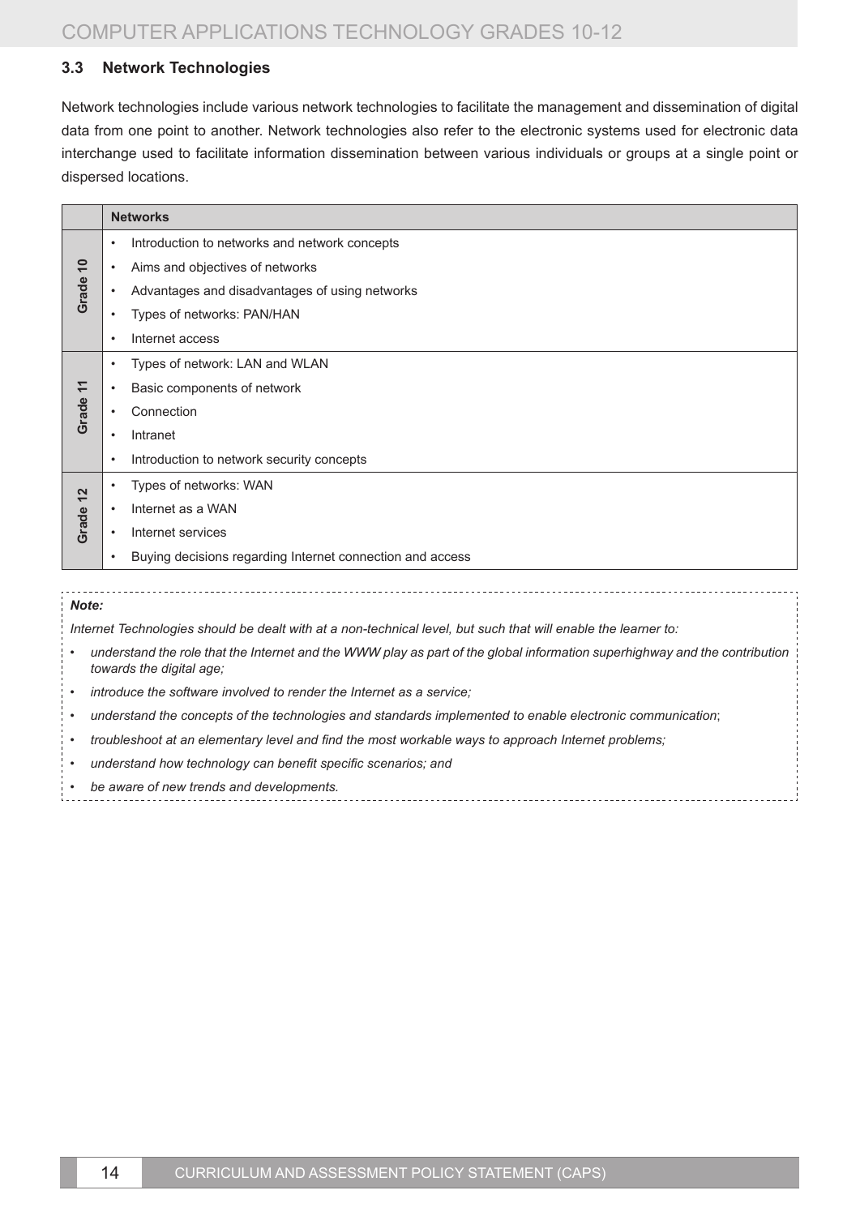### 3.3 Network Technologies

Network technologies include various network technologies to facilitate the management and dissemination of digital data from one point to another. Network technologies also refer to the electronic systems used for electronic data interchange used to facilitate information dissemination between various individuals or groups at a single point or dispersed locations.

| | Networks |
|---|---|
| Grade 10 | • Introduction to networks and network concepts<br>• Aims and objectives of networks<br>• Advantages and disadvantages of using networks<br>• Types of networks: PAN/HAN<br>• Internet access |
| Grade 11 | • Types of network: LAN and WLAN<br>• Basic components of network<br>• Connection<br>• Intranet<br>• Introduction to network security concepts |
| Grade 12 | • Types of networks: WAN<br>• Internet as a WAN<br>• Internet services<br>• Buying decisions regarding Internet connection and access |

***Note:***

*Internet Technologies should be dealt with at a non-technical level, but such that will enable the learner to:*

- *understand the role that the Internet and the WWW play as part of the global information superhighway and the contribution towards the digital age;*
- *introduce the software involved to render the Internet as a service;*
- *understand the concepts of the technologies and standards implemented to enable electronic communication*;
- *troubleshoot at an elementary level and find the most workable ways to approach Internet problems;*
- *understand how technology can benefit specific scenarios; and*
- *be aware of new trends and developments.*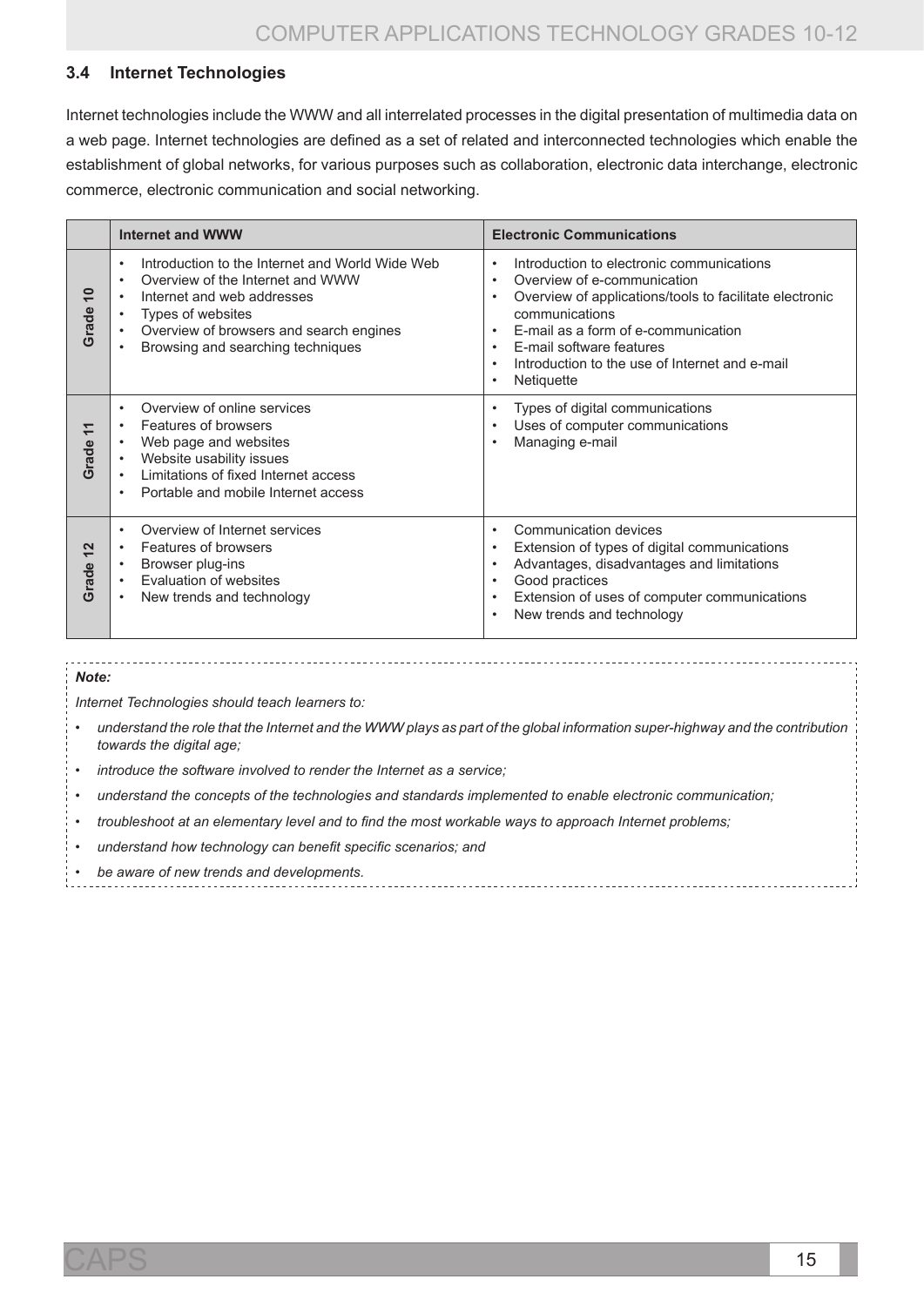### 3.4 Internet Technologies

Internet technologies include the WWW and all interrelated processes in the digital presentation of multimedia data on a web page. Internet technologies are defined as a set of related and interconnected technologies which enable the establishment of global networks, for various purposes such as collaboration, electronic data interchange, electronic commerce, electronic communication and social networking.

| | Internet and WWW | Electronic Communications |
|---|---|---|
| Grade 10 | • Introduction to the Internet and World Wide Web<br>• Overview of the Internet and WWW<br>• Internet and web addresses<br>• Types of websites<br>• Overview of browsers and search engines<br>• Browsing and searching techniques | • Introduction to electronic communications<br>• Overview of e-communication<br>• Overview of applications/tools to facilitate electronic communications<br>• E-mail as a form of e-communication<br>• E-mail software features<br>• Introduction to the use of Internet and e-mail<br>• Netiquette |
| Grade 11 | • Overview of online services<br>• Features of browsers<br>• Web page and websites<br>• Website usability issues<br>• Limitations of fixed Internet access<br>• Portable and mobile Internet access | • Types of digital communications<br>• Uses of computer communications<br>• Managing e-mail |
| Grade 12 | • Overview of Internet services<br>• Features of browsers<br>• Browser plug-ins<br>• Evaluation of websites<br>• New trends and technology | • Communication devices<br>• Extension of types of digital communications<br>• Advantages, disadvantages and limitations<br>• Good practices<br>• Extension of uses of computer communications<br>• New trends and technology |

***Note:***

*Internet Technologies should teach learners to:*

- *understand the role that the Internet and the WWW plays as part of the global information super-highway and the contribution towards the digital age;*
- *introduce the software involved to render the Internet as a service;*
- *understand the concepts of the technologies and standards implemented to enable electronic communication;*
- *troubleshoot at an elementary level and to find the most workable ways to approach Internet problems;*
- *understand how technology can benefit specific scenarios; and*
- *be aware of new trends and developments.*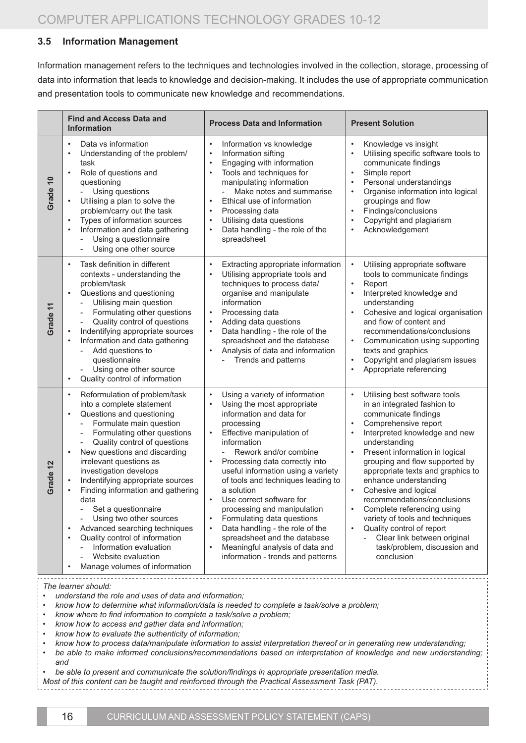### 3.5 Information Management

Information management refers to the techniques and technologies involved in the collection, storage, processing of data into information that leads to knowledge and decision-making. It includes the use of appropriate communication and presentation tools to communicate new knowledge and recommendations.

| | Find and Access Data and Information | Process Data and Information | Present Solution |
|---|---|---|---|
| **Grade 10** | • Data vs information<br>• Understanding of the problem/ task<br>• Role of questions and questioning<br>- Using questions<br>• Utilising a plan to solve the problem/carry out the task<br>• Types of information sources<br>• Information and data gathering<br>- Using a questionnaire<br>- Using one other source | • Information vs knowledge<br>• Information sifting<br>• Engaging with information<br>• Tools and techniques for manipulating information<br>- Make notes and summarise<br>• Ethical use of information<br>• Processing data<br>• Utilising data questions<br>• Data handling - the role of the spreadsheet | • Knowledge vs insight<br>• Utilising specific software tools to communicate findings<br>• Simple report<br>• Personal understandings<br>• Organise information into logical groupings and flow<br>• Findings/conclusions<br>• Copyright and plagiarism<br>• Acknowledgement |
| **Grade 11** | • Task definition in different contexts - understanding the problem/task<br>• Questions and questioning<br>- Utilising main question<br>- Formulating other questions<br>- Quality control of questions<br>• Indentifying appropriate sources<br>• Information and data gathering<br>- Add questions to questionnaire<br>- Using one other source<br>• Quality control of information | • Extracting appropriate information<br>• Utilising appropriate tools and techniques to process data/ organise and manipulate information<br>• Processing data<br>• Adding data questions<br>• Data handling - the role of the spreadsheet and the database<br>• Analysis of data and information<br>- Trends and patterns | • Utilising appropriate software tools to communicate findings<br>• Report<br>• Interpreted knowledge and understanding<br>• Cohesive and logical organisation and flow of content and recommendations/conclusions<br>• Communication using supporting texts and graphics<br>• Copyright and plagiarism issues<br>• Appropriate referencing |
| **Grade 12** | • Reformulation of problem/task into a complete statement<br>• Questions and questioning<br>- Formulate main question<br>- Formulating other questions<br>- Quality control of questions<br>• New questions and discarding irrelevant questions as investigation develops<br>• Indentifying appropriate sources<br>• Finding information and gathering data<br>- Set a questionnaire<br>- Using two other sources<br>• Advanced searching techniques<br>• Quality control of information<br>- Information evaluation<br>- Website evaluation<br>• Manage volumes of information | • Using a variety of information<br>• Using the most appropriate information and data for processing<br>• Effective manipulation of information<br>- Rework and/or combine<br>• Processing data correctly into useful information using a variety of tools and techniques leading to a solution<br>• Use correct software for processing and manipulation<br>• Formulating data questions<br>• Data handling - the role of the spreadsheet and the database<br>• Meaningful analysis of data and information - trends and patterns | • Utilising best software tools in an integrated fashion to communicate findings<br>• Comprehensive report<br>• Interpreted knowledge and new understanding<br>• Present information in logical grouping and flow supported by appropriate texts and graphics to enhance understanding<br>• Cohesive and logical recommendations/conclusions<br>• Complete referencing using variety of tools and techniques<br>• Quality control of report<br>- Clear link between original task/problem, discussion and conclusion |

*The learner should:*

- *understand the role and uses of data and information;*
- *know how to determine what information/data is needed to complete a task/solve a problem;*
- *know where to find information to complete a task/solve a problem;*
- *know how to access and gather data and information;*
- *know how to evaluate the authenticity of information;*
- *know how to process data/manipulate information to assist interpretation thereof or in generating new understanding;*
- *be able to make informed conclusions/recommendations based on interpretation of knowledge and new understanding; and*
- *be able to present and communicate the solution/findings in appropriate presentation media.*

*Most of this content can be taught and reinforced through the Practical Assessment Task (PAT).*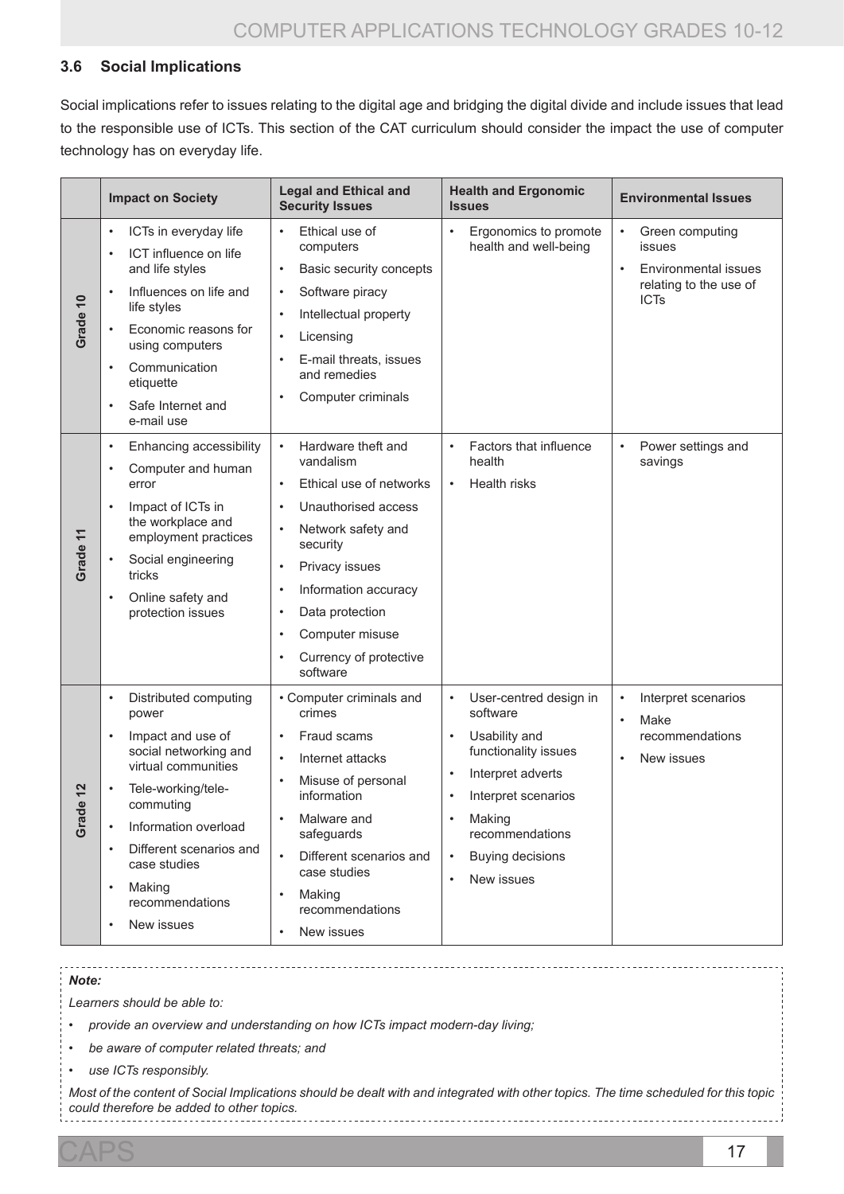### 3.6 Social Implications

Social implications refer to issues relating to the digital age and bridging the digital divide and include issues that lead to the responsible use of ICTs. This section of the CAT curriculum should consider the impact the use of computer technology has on everyday life.

| | Impact on Society | Legal and Ethical and Security Issues | Health and Ergonomic Issues | Environmental Issues |
|---|---|---|---|---|
| Grade 10 | • ICTs in everyday life<br>• ICT influence on life and life styles<br>• Influences on life and life styles<br>• Economic reasons for using computers<br>• Communication etiquette<br>• Safe Internet and e-mail use | • Ethical use of computers<br>• Basic security concepts<br>• Software piracy<br>• Intellectual property<br>• Licensing<br>• E-mail threats, issues and remedies<br>• Computer criminals | • Ergonomics to promote health and well-being | • Green computing issues<br>• Environmental issues relating to the use of ICTs |
| Grade 11 | • Enhancing accessibility<br>• Computer and human error<br>• Impact of ICTs in the workplace and employment practices<br>• Social engineering tricks<br>• Online safety and protection issues | • Hardware theft and vandalism<br>• Ethical use of networks<br>• Unauthorised access<br>• Network safety and security<br>• Privacy issues<br>• Information accuracy<br>• Data protection<br>• Computer misuse<br>• Currency of protective software | • Factors that influence health<br>• Health risks | • Power settings and savings |
| Grade 12 | • Distributed computing power<br>• Impact and use of social networking and virtual communities<br>• Tele-working/tele-commuting<br>• Information overload<br>• Different scenarios and case studies<br>• Making recommendations<br>• New issues | • Computer criminals and crimes<br>• Fraud scams<br>• Internet attacks<br>• Misuse of personal information<br>• Malware and safeguards<br>• Different scenarios and case studies<br>• Making recommendations<br>• New issues | • User-centred design in software<br>• Usability and functionality issues<br>• Interpret adverts<br>• Interpret scenarios<br>• Making recommendations<br>• Buying decisions<br>• New issues | • Interpret scenarios<br>• Make recommendations<br>• New issues |

***Note:***

*Learners should be able to:*

- *provide an overview and understanding on how ICTs impact modern-day living;*
- *be aware of computer related threats; and*
- *use ICTs responsibly.*

*Most of the content of Social Implications should be dealt with and integrated with other topics. The time scheduled for this topic could therefore be added to other topics.*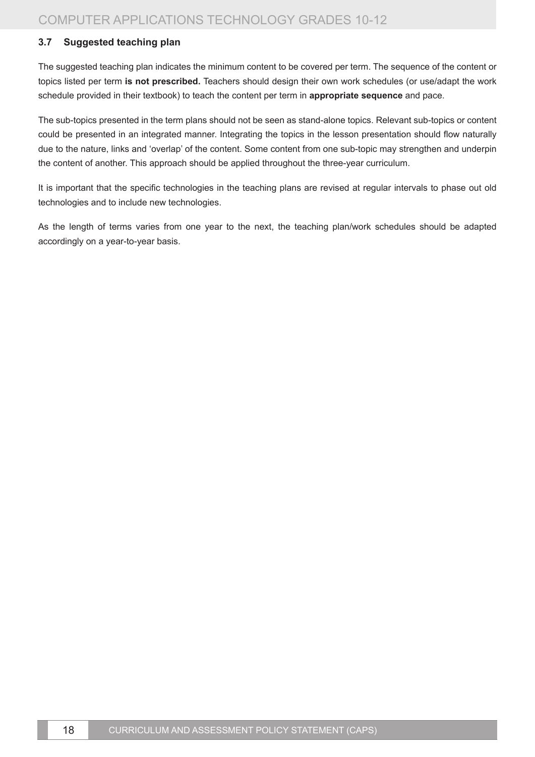### 3.7 Suggested teaching plan

The suggested teaching plan indicates the minimum content to be covered per term. The sequence of the content or topics listed per term **is not prescribed.** Teachers should design their own work schedules (or use/adapt the work schedule provided in their textbook) to teach the content per term in **appropriate sequence** and pace.

The sub-topics presented in the term plans should not be seen as stand-alone topics. Relevant sub-topics or content could be presented in an integrated manner. Integrating the topics in the lesson presentation should flow naturally due to the nature, links and 'overlap' of the content. Some content from one sub-topic may strengthen and underpin the content of another. This approach should be applied throughout the three-year curriculum.

It is important that the specific technologies in the teaching plans are revised at regular intervals to phase out old technologies and to include new technologies.

As the length of terms varies from one year to the next, the teaching plan/work schedules should be adapted accordingly on a year-to-year basis.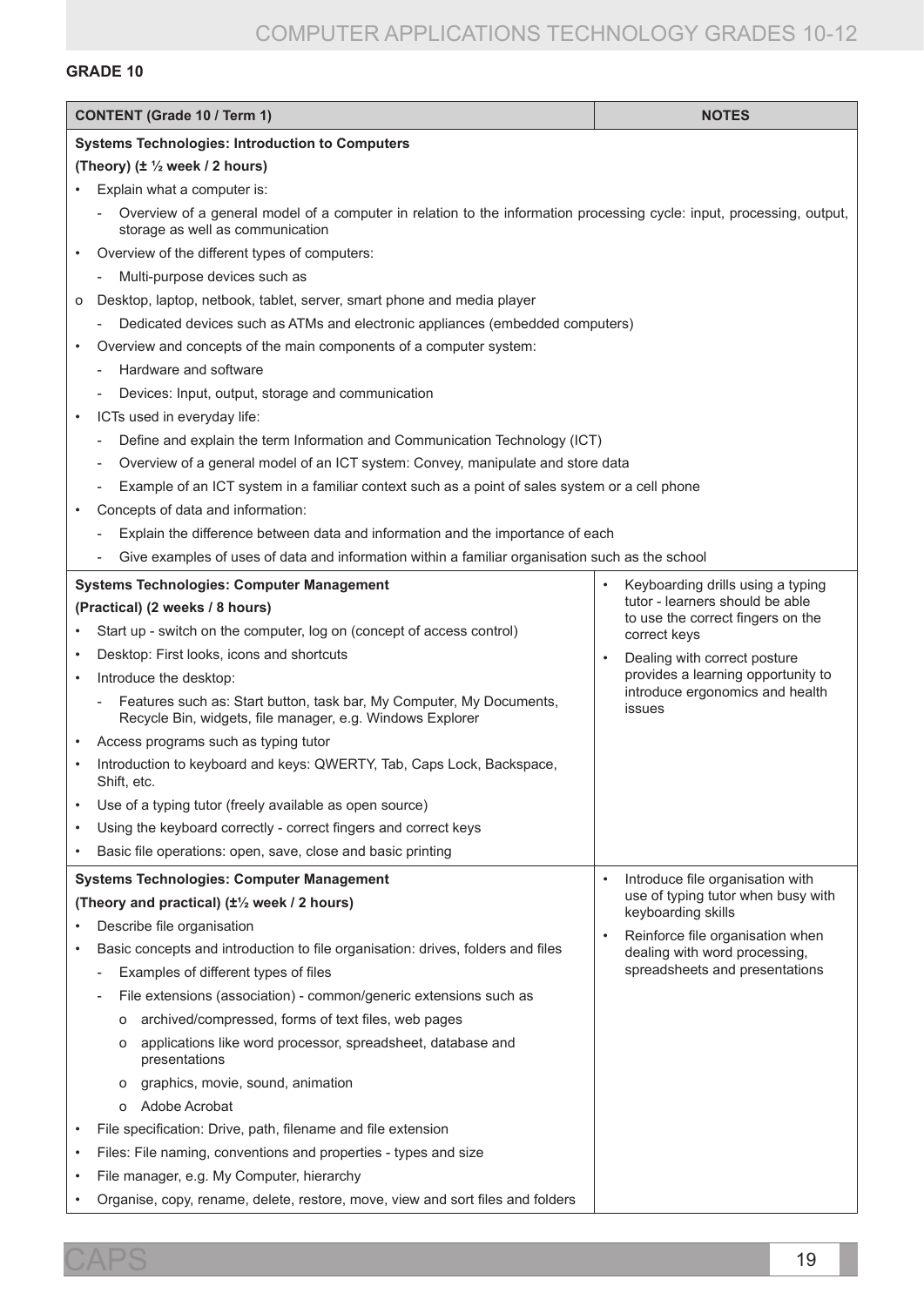## GRADE 10

| CONTENT (Grade 10 / Term 1) | NOTES |
|---|---|
| **Systems Technologies: Introduction to Computers**<br>**(Theory) (± ½ week / 2 hours)**<br>• Explain what a computer is:<br>- Overview of a general model of a computer in relation to the information processing cycle: input, processing, output, storage as well as communication<br>• Overview of the different types of computers:<br>- Multi-purpose devices such as<br>o Desktop, laptop, netbook, tablet, server, smart phone and media player<br>- Dedicated devices such as ATMs and electronic appliances (embedded computers)<br>• Overview and concepts of the main components of a computer system:<br>- Hardware and software<br>- Devices: Input, output, storage and communication<br>• ICTs used in everyday life:<br>- Define and explain the term Information and Communication Technology (ICT)<br>- Overview of a general model of an ICT system: Convey, manipulate and store data<br>- Example of an ICT system in a familiar context such as a point of sales system or a cell phone<br>• Concepts of data and information:<br>- Explain the difference between data and information and the importance of each<br>- Give examples of uses of data and information within a familiar organisation such as the school | |
| **Systems Technologies: Computer Management**<br>**(Practical) (2 weeks / 8 hours)**<br>• Start up - switch on the computer, log on (concept of access control)<br>• Desktop: First looks, icons and shortcuts<br>• Introduce the desktop:<br>- Features such as: Start button, task bar, My Computer, My Documents, Recycle Bin, widgets, file manager, e.g. Windows Explorer<br>• Access programs such as typing tutor<br>• Introduction to keyboard and keys: QWERTY, Tab, Caps Lock, Backspace, Shift, etc.<br>• Use of a typing tutor (freely available as open source)<br>• Using the keyboard correctly - correct fingers and correct keys<br>• Basic file operations: open, save, close and basic printing | • Keyboarding drills using a typing tutor - learners should be able to use the correct fingers on the correct keys<br>• Dealing with correct posture provides a learning opportunity to introduce ergonomics and health issues |
| **Systems Technologies: Computer Management**<br>**(Theory and practical) (±½ week / 2 hours)**<br>• Describe file organisation<br>• Basic concepts and introduction to file organisation: drives, folders and files<br>- Examples of different types of files<br>- File extensions (association) - common/generic extensions such as<br>o archived/compressed, forms of text files, web pages<br>o applications like word processor, spreadsheet, database and presentations<br>o graphics, movie, sound, animation<br>o Adobe Acrobat<br>• File specification: Drive, path, filename and file extension<br>• Files: File naming, conventions and properties - types and size<br>• File manager, e.g. My Computer, hierarchy<br>• Organise, copy, rename, delete, restore, move, view and sort files and folders | • Introduce file organisation with use of typing tutor when busy with keyboarding skills<br>• Reinforce file organisation when dealing with word processing, spreadsheets and presentations |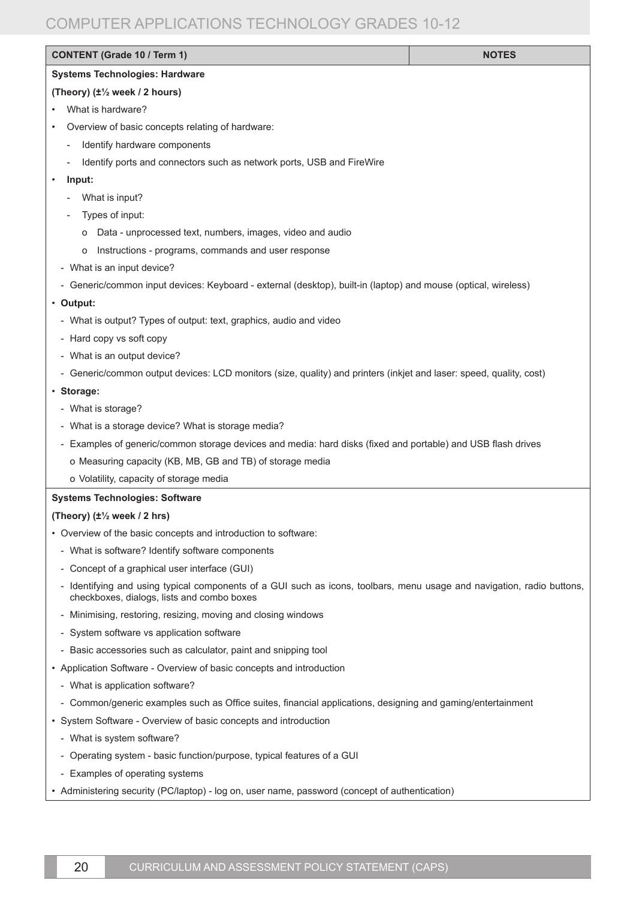| CONTENT (Grade 10 / Term 1) | NOTES |
|---|---|
| **Systems Technologies: Hardware**<br>**(Theory) (±½ week / 2 hours)**<br>• What is hardware?<br>• Overview of basic concepts relating of hardware:<br>  - Identify hardware components<br>  - Identify ports and connectors such as network ports, USB and FireWire<br>• **Input:**<br>  - What is input?<br>  - Types of input:<br>    o Data - unprocessed text, numbers, images, video and audio<br>    o Instructions - programs, commands and user response<br>  - What is an input device?<br>  - Generic/common input devices: Keyboard - external (desktop), built-in (laptop) and mouse (optical, wireless)<br>• **Output:**<br>  - What is output? Types of output: text, graphics, audio and video<br>  - Hard copy vs soft copy<br>  - What is an output device?<br>  - Generic/common output devices: LCD monitors (size, quality) and printers (inkjet and laser: speed, quality, cost)<br>• **Storage:**<br>  - What is storage?<br>  - What is a storage device? What is storage media?<br>  - Examples of generic/common storage devices and media: hard disks (fixed and portable) and USB flash drives<br>    o Measuring capacity (KB, MB, GB and TB) of storage media<br>    o Volatility, capacity of storage media | |
| **Systems Technologies: Software**<br>**(Theory) (±½ week / 2 hrs)**<br>• Overview of the basic concepts and introduction to software:<br>  - What is software? Identify software components<br>  - Concept of a graphical user interface (GUI)<br>  - Identifying and using typical components of a GUI such as icons, toolbars, menu usage and navigation, radio buttons, checkboxes, dialogs, lists and combo boxes<br>  - Minimising, restoring, resizing, moving and closing windows<br>  - System software vs application software<br>  - Basic accessories such as calculator, paint and snipping tool<br>• Application Software - Overview of basic concepts and introduction<br>  - What is application software?<br>  - Common/generic examples such as Office suites, financial applications, designing and gaming/entertainment<br>• System Software - Overview of basic concepts and introduction<br>  - What is system software?<br>  - Operating system - basic function/purpose, typical features of a GUI<br>  - Examples of operating systems<br>• Administering security (PC/laptop) - log on, user name, password (concept of authentication) | |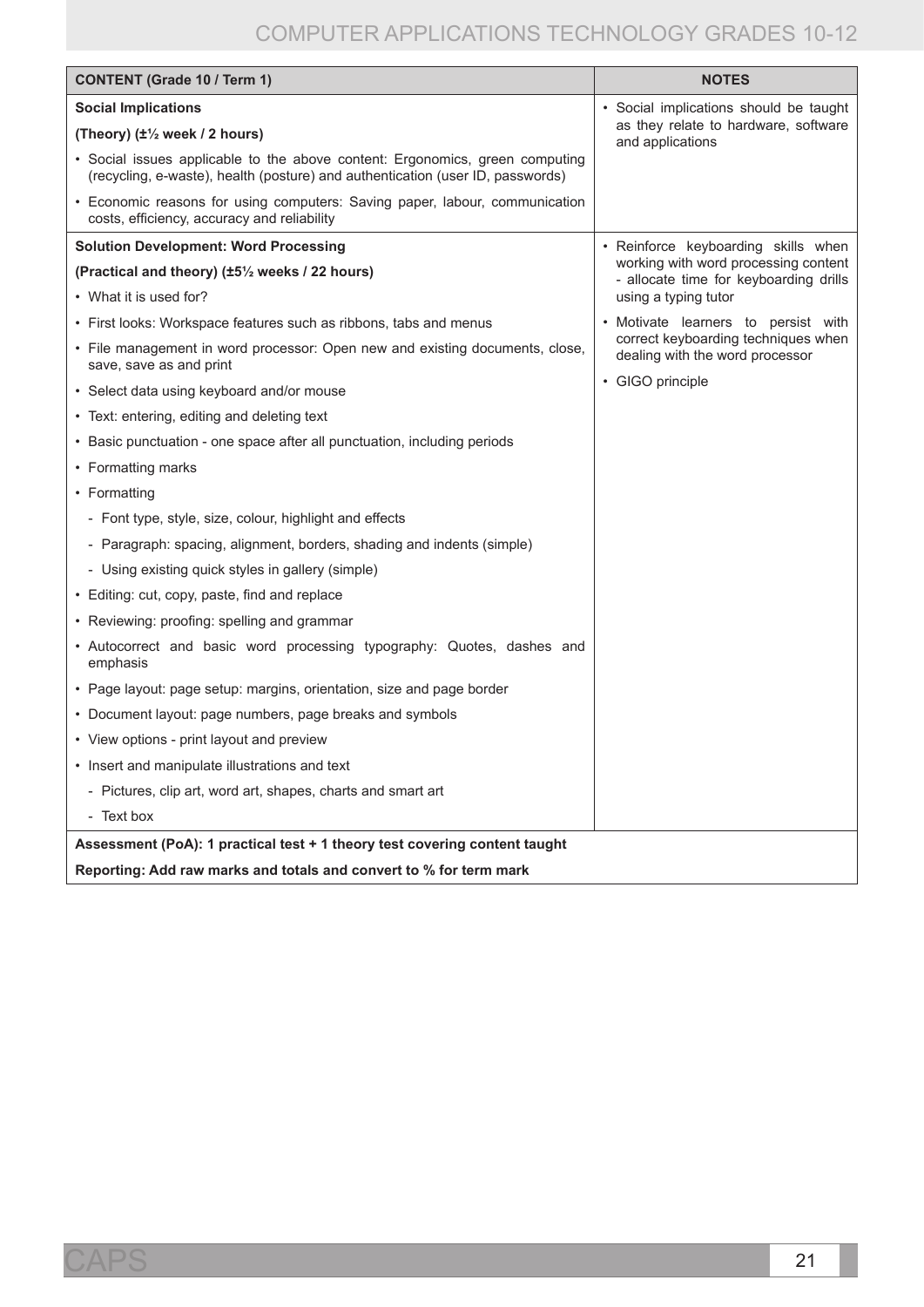| CONTENT (Grade 10 / Term 1) | NOTES |
|---|---|
| **Social Implications**<br>**(Theory) (±½ week / 2 hours)**<br>• Social issues applicable to the above content: Ergonomics, green computing (recycling, e-waste), health (posture) and authentication (user ID, passwords)<br>• Economic reasons for using computers: Saving paper, labour, communication costs, efficiency, accuracy and reliability | • Social implications should be taught as they relate to hardware, software and applications |
| **Solution Development: Word Processing**<br>**(Practical and theory) (±5½ weeks / 22 hours)**<br>• What it is used for?<br>• First looks: Workspace features such as ribbons, tabs and menus<br>• File management in word processor: Open new and existing documents, close, save, save as and print<br>• Select data using keyboard and/or mouse<br>• Text: entering, editing and deleting text<br>• Basic punctuation - one space after all punctuation, including periods<br>• Formatting marks<br>• Formatting<br>- Font type, style, size, colour, highlight and effects<br>- Paragraph: spacing, alignment, borders, shading and indents (simple)<br>- Using existing quick styles in gallery (simple)<br>• Editing: cut, copy, paste, find and replace<br>• Reviewing: proofing: spelling and grammar<br>• Autocorrect and basic word processing typography: Quotes, dashes and emphasis<br>• Page layout: page setup: margins, orientation, size and page border<br>• Document layout: page numbers, page breaks and symbols<br>• View options - print layout and preview<br>• Insert and manipulate illustrations and text<br>- Pictures, clip art, word art, shapes, charts and smart art<br>- Text box | • Reinforce keyboarding skills when working with word processing content - allocate time for keyboarding drills using a typing tutor<br>• Motivate learners to persist with correct keyboarding techniques when dealing with the word processor<br>• GIGO principle |
| **Assessment (PoA): 1 practical test + 1 theory test covering content taught**<br>**Reporting: Add raw marks and totals and convert to % for term mark** | |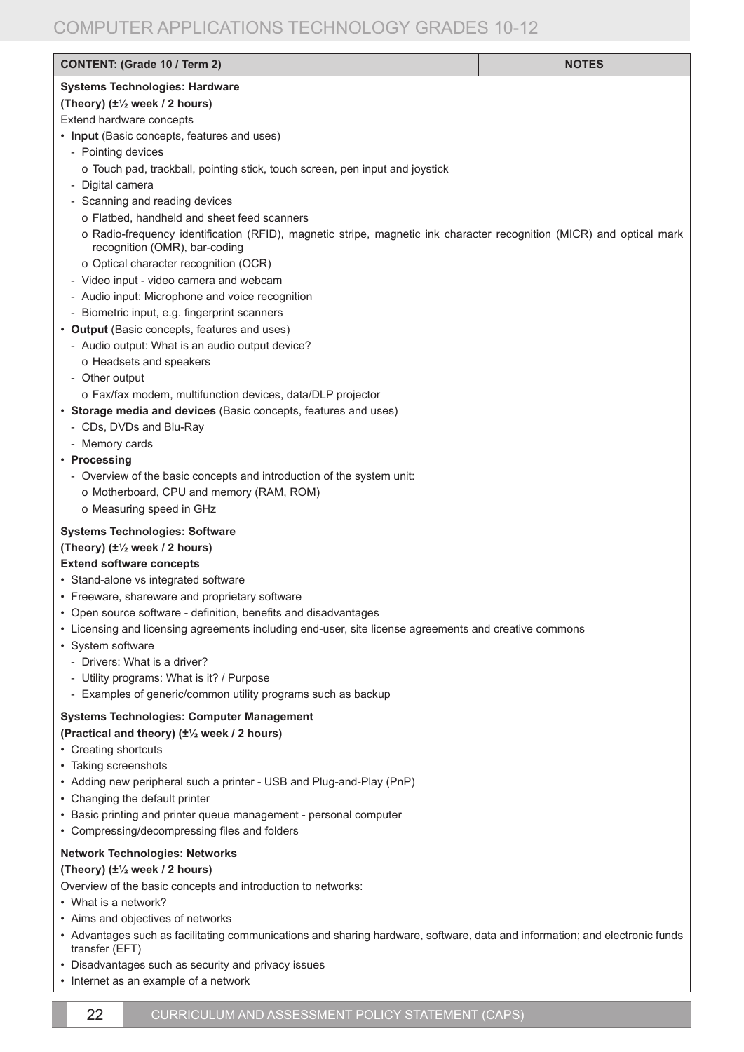| CONTENT: (Grade 10 / Term 2) | NOTES |
|---|---|
| **Systems Technologies: Hardware**<br>**(Theory) (±½ week / 2 hours)**<br>Extend hardware concepts<br>• **Input** (Basic concepts, features and uses)<br>  - Pointing devices<br>    o Touch pad, trackball, pointing stick, touch screen, pen input and joystick<br>  - Digital camera<br>  - Scanning and reading devices<br>    o Flatbed, handheld and sheet feed scanners<br>    o Radio-frequency identification (RFID), magnetic stripe, magnetic ink character recognition (MICR) and optical mark recognition (OMR), bar-coding<br>    o Optical character recognition (OCR)<br>  - Video input - video camera and webcam<br>  - Audio input: Microphone and voice recognition<br>  - Biometric input, e.g. fingerprint scanners<br>• **Output** (Basic concepts, features and uses)<br>  - Audio output: What is an audio output device?<br>    o Headsets and speakers<br>  - Other output<br>    o Fax/fax modem, multifunction devices, data/DLP projector<br>• **Storage media and devices** (Basic concepts, features and uses)<br>  - CDs, DVDs and Blu-Ray<br>  - Memory cards<br>• **Processing**<br>  - Overview of the basic concepts and introduction of the system unit:<br>    o Motherboard, CPU and memory (RAM, ROM)<br>    o Measuring speed in GHz | |
| **Systems Technologies: Software**<br>**(Theory) (±½ week / 2 hours)**<br>**Extend software concepts**<br>• Stand-alone vs integrated software<br>• Freeware, shareware and proprietary software<br>• Open source software - definition, benefits and disadvantages<br>• Licensing and licensing agreements including end-user, site license agreements and creative commons<br>• System software<br>  - Drivers: What is a driver?<br>  - Utility programs: What is it? / Purpose<br>  - Examples of generic/common utility programs such as backup | |
| **Systems Technologies: Computer Management**<br>**(Practical and theory) (±½ week / 2 hours)**<br>• Creating shortcuts<br>• Taking screenshots<br>• Adding new peripheral such a printer - USB and Plug-and-Play (PnP)<br>• Changing the default printer<br>• Basic printing and printer queue management - personal computer<br>• Compressing/decompressing files and folders | |
| **Network Technologies: Networks**<br>**(Theory) (±½ week / 2 hours)**<br>Overview of the basic concepts and introduction to networks:<br>• What is a network?<br>• Aims and objectives of networks<br>• Advantages such as facilitating communications and sharing hardware, software, data and information; and electronic funds transfer (EFT)<br>• Disadvantages such as security and privacy issues<br>• Internet as an example of a network | |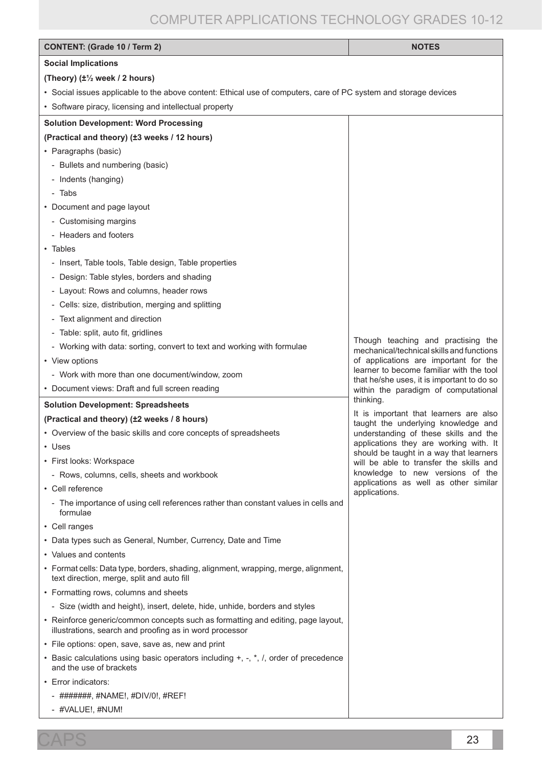| CONTENT: (Grade 10 / Term 2) | NOTES |
|---|---|
| **Social Implications**<br>**(Theory) (±½ week / 2 hours)**<br>• Social issues applicable to the above content: Ethical use of computers, care of PC system and storage devices<br>• Software piracy, licensing and intellectual property | |
| **Solution Development: Word Processing**<br>**(Practical and theory) (±3 weeks / 12 hours)**<br>• Paragraphs (basic)<br>- Bullets and numbering (basic)<br>- Indents (hanging)<br>- Tabs<br>• Document and page layout<br>- Customising margins<br>- Headers and footers<br>• Tables<br>- Insert, Table tools, Table design, Table properties<br>- Design: Table styles, borders and shading<br>- Layout: Rows and columns, header rows<br>- Cells: size, distribution, merging and splitting<br>- Text alignment and direction<br>- Table: split, auto fit, gridlines<br>- Working with data: sorting, convert to text and working with formulae<br>• View options<br>- Work with more than one document/window, zoom<br>• Document views: Draft and full screen reading | Though teaching and practising the mechanical/technical skills and functions of applications are important for the learner to become familiar with the tool that he/she uses, it is important to do so within the paradigm of computational thinking.<br><br>It is important that learners are also taught the underlying knowledge and understanding of these skills and the applications they are working with. It should be taught in a way that learners will be able to transfer the skills and knowledge to new versions of the applications as well as other similar applications. |
| **Solution Development: Spreadsheets**<br>**(Practical and theory) (±2 weeks / 8 hours)**<br>• Overview of the basic skills and core concepts of spreadsheets<br>• Uses<br>• First looks: Workspace<br>- Rows, columns, cells, sheets and workbook<br>• Cell reference<br>- The importance of using cell references rather than constant values in cells and formulae<br>• Cell ranges<br>• Data types such as General, Number, Currency, Date and Time<br>• Values and contents<br>• Format cells: Data type, borders, shading, alignment, wrapping, merge, alignment, text direction, merge, split and auto fill<br>• Formatting rows, columns and sheets<br>- Size (width and height), insert, delete, hide, unhide, borders and styles<br>• Reinforce generic/common concepts such as formatting and editing, page layout, illustrations, search and proofing as in word processor<br>• File options: open, save, save as, new and print<br>• Basic calculations using basic operators including +, -, *, /, order of precedence and the use of brackets<br>• Error indicators:<br>- #######, #NAME!, #DIV/0!, #REF!<br>- #VALUE!, #NUM! | |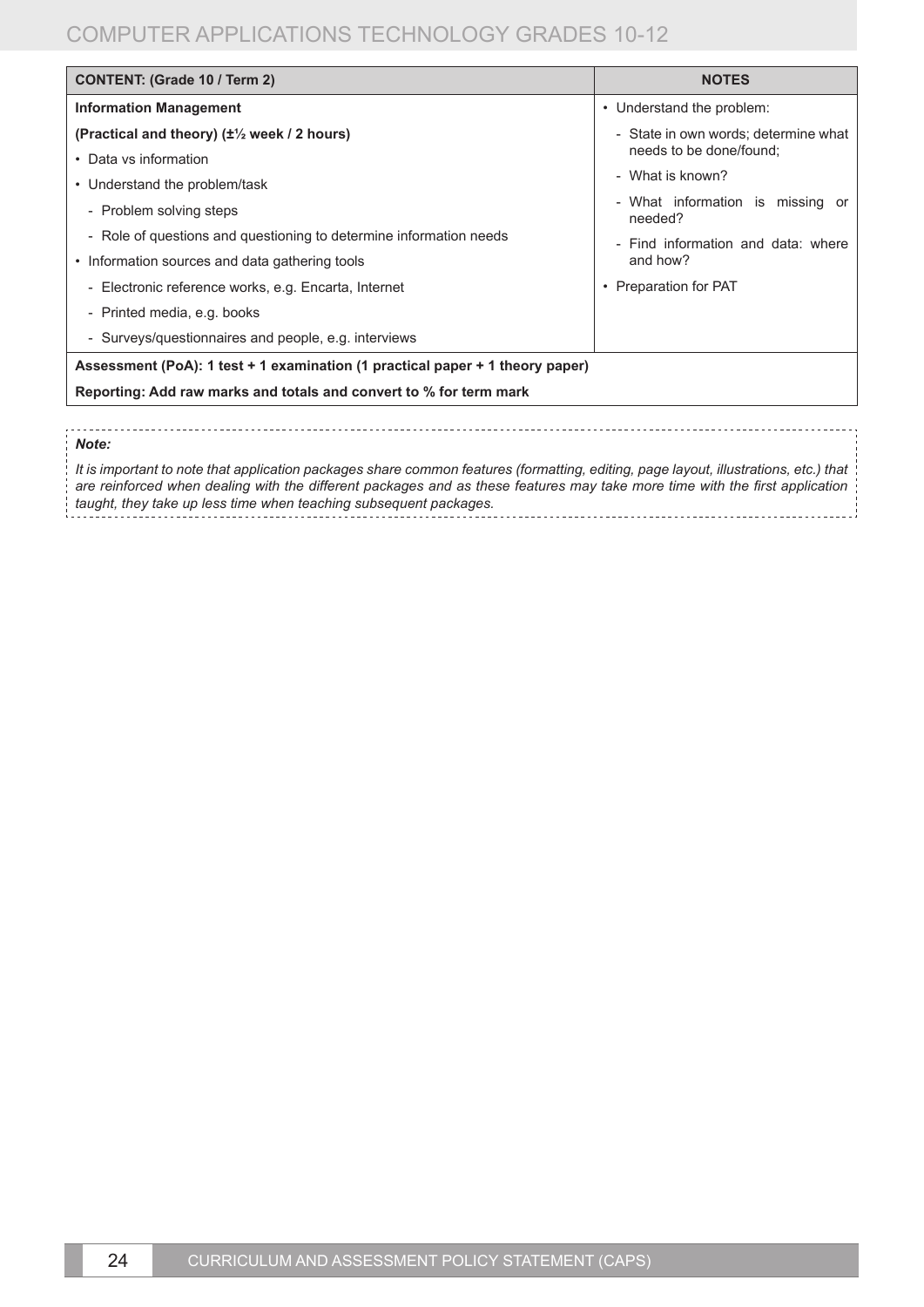| CONTENT: (Grade 10 / Term 2) | NOTES |
|---|---|
| **Information Management**<br>**(Practical and theory) (±½ week / 2 hours)**<br>• Data vs information<br>• Understand the problem/task<br>- Problem solving steps<br>- Role of questions and questioning to determine information needs<br>• Information sources and data gathering tools<br>- Electronic reference works, e.g. Encarta, Internet<br>- Printed media, e.g. books<br>- Surveys/questionnaires and people, e.g. interviews | • Understand the problem:<br>- State in own words; determine what needs to be done/found;<br>- What is known?<br>- What information is missing or needed?<br>- Find information and data: where and how?<br>• Preparation for PAT |
| **Assessment (PoA): 1 test + 1 examination (1 practical paper + 1 theory paper)** | |
| **Reporting: Add raw marks and totals and convert to % for term mark** | |

***Note:***

*It is important to note that application packages share common features (formatting, editing, page layout, illustrations, etc.) that are reinforced when dealing with the different packages and as these features may take more time with the first application taught, they take up less time when teaching subsequent packages.*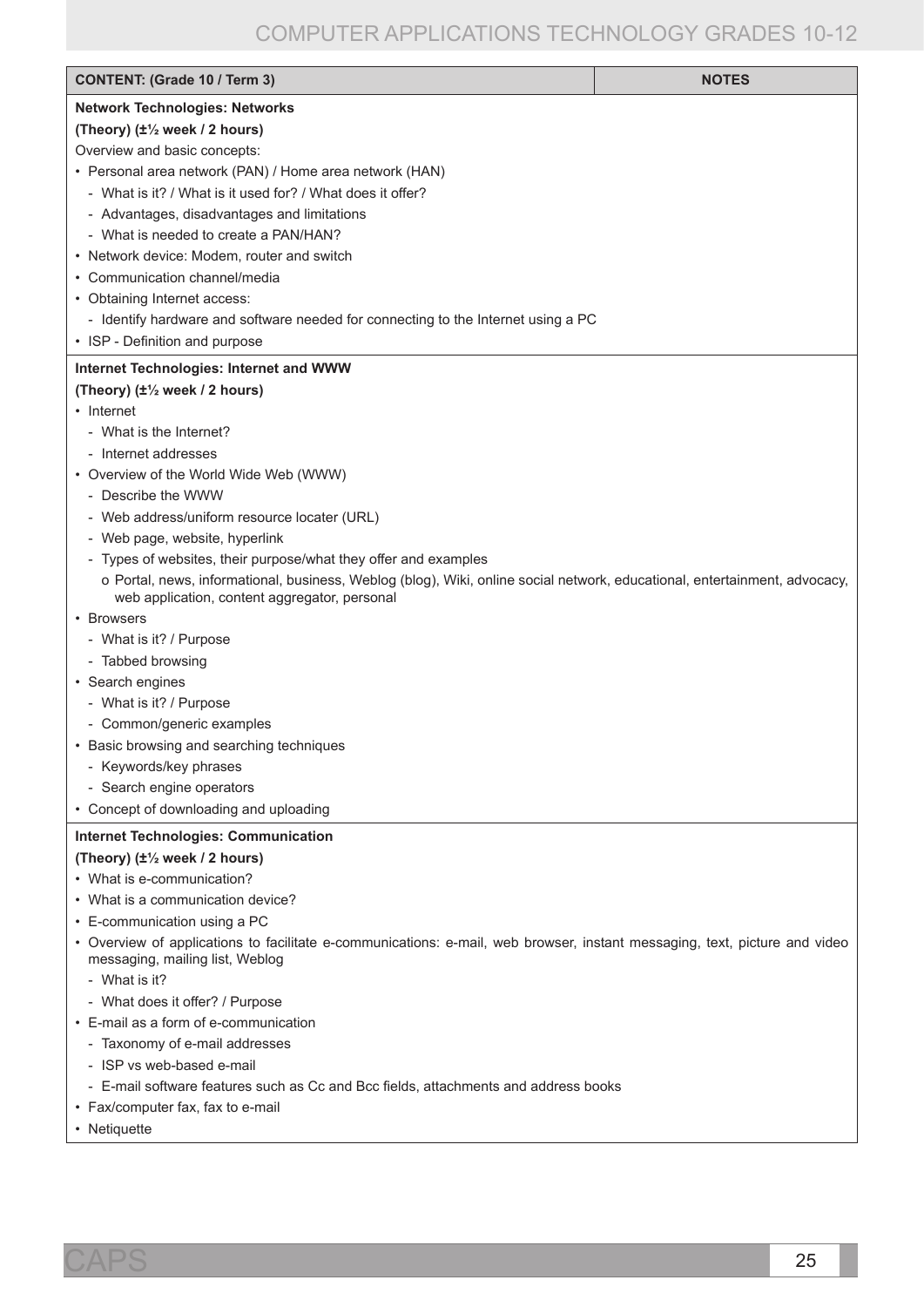| CONTENT: (Grade 10 / Term 3) | NOTES |
|---|---|
| **Network Technologies: Networks**<br>**(Theory) (±½ week / 2 hours)**<br>Overview and basic concepts:<br>• Personal area network (PAN) / Home area network (HAN)<br>  - What is it? / What is it used for? / What does it offer?<br>  - Advantages, disadvantages and limitations<br>  - What is needed to create a PAN/HAN?<br>• Network device: Modem, router and switch<br>• Communication channel/media<br>• Obtaining Internet access:<br>  - Identify hardware and software needed for connecting to the Internet using a PC<br>• ISP - Definition and purpose | |
| **Internet Technologies: Internet and WWW**<br>**(Theory) (±½ week / 2 hours)**<br>• Internet<br>  - What is the Internet?<br>  - Internet addresses<br>• Overview of the World Wide Web (WWW)<br>  - Describe the WWW<br>  - Web address/uniform resource locater (URL)<br>  - Web page, website, hyperlink<br>  - Types of websites, their purpose/what they offer and examples<br>    o Portal, news, informational, business, Weblog (blog), Wiki, online social network, educational, entertainment, advocacy, web application, content aggregator, personal<br>• Browsers<br>  - What is it? / Purpose<br>  - Tabbed browsing<br>• Search engines<br>  - What is it? / Purpose<br>  - Common/generic examples<br>• Basic browsing and searching techniques<br>  - Keywords/key phrases<br>  - Search engine operators<br>• Concept of downloading and uploading | |
| **Internet Technologies: Communication**<br>**(Theory) (±½ week / 2 hours)**<br>• What is e-communication?<br>• What is a communication device?<br>• E-communication using a PC<br>• Overview of applications to facilitate e-communications: e-mail, web browser, instant messaging, text, picture and video messaging, mailing list, Weblog<br>  - What is it?<br>  - What does it offer? / Purpose<br>• E-mail as a form of e-communication<br>  - Taxonomy of e-mail addresses<br>  - ISP vs web-based e-mail<br>  - E-mail software features such as Cc and Bcc fields, attachments and address books<br>• Fax/computer fax, fax to e-mail<br>• Netiquette | |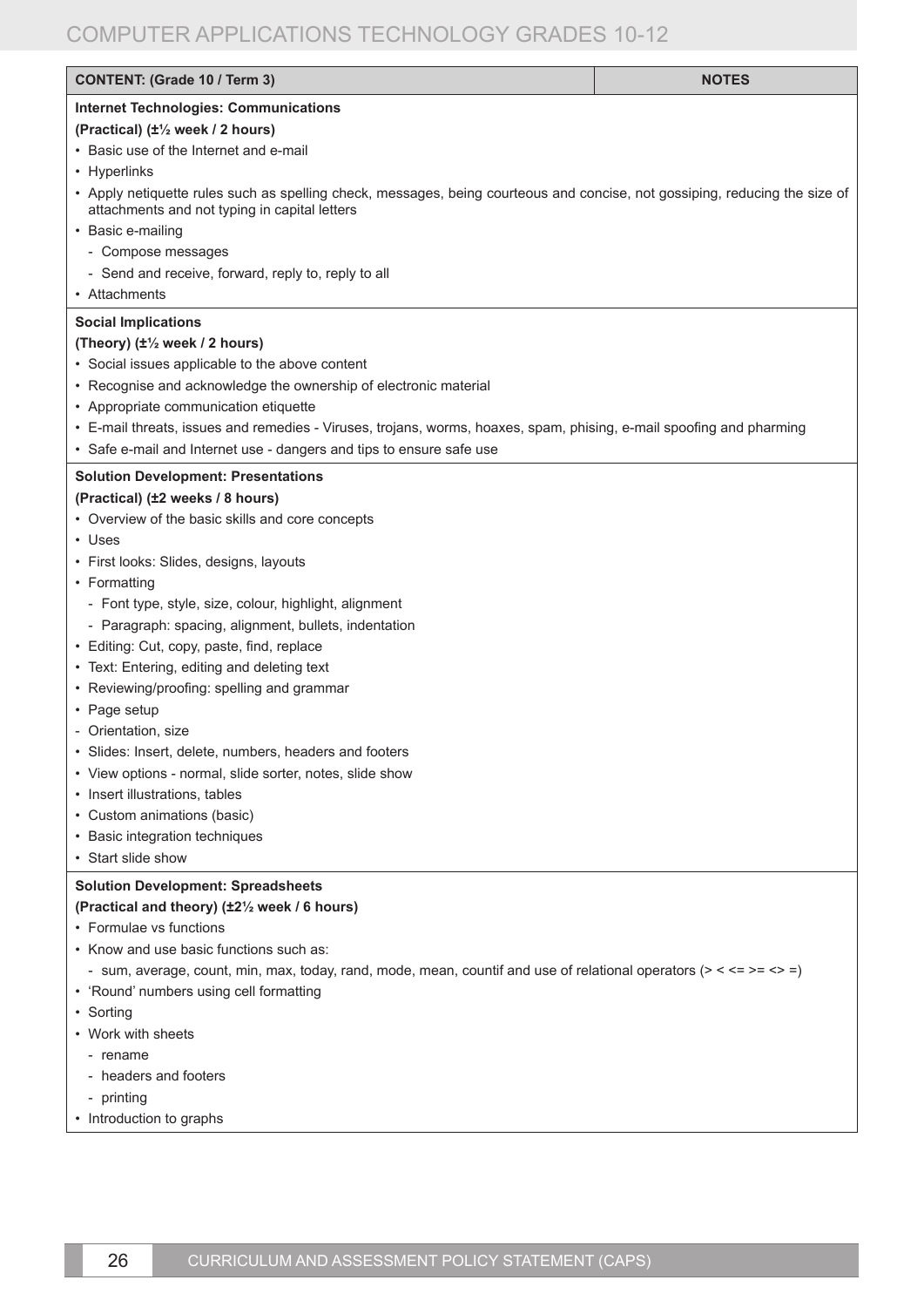| CONTENT: (Grade 10 / Term 3) | NOTES |
|---|---|
| **Internet Technologies: Communications**<br>**(Practical) (±½ week / 2 hours)**<br>• Basic use of the Internet and e-mail<br>• Hyperlinks<br>• Apply netiquette rules such as spelling check, messages, being courteous and concise, not gossiping, reducing the size of attachments and not typing in capital letters<br>• Basic e-mailing<br>- Compose messages<br>- Send and receive, forward, reply to, reply to all<br>• Attachments | |
| **Social Implications**<br>**(Theory) (±½ week / 2 hours)**<br>• Social issues applicable to the above content<br>• Recognise and acknowledge the ownership of electronic material<br>• Appropriate communication etiquette<br>• E-mail threats, issues and remedies - Viruses, trojans, worms, hoaxes, spam, phising, e-mail spoofing and pharming<br>• Safe e-mail and Internet use - dangers and tips to ensure safe use | |
| **Solution Development: Presentations**<br>**(Practical) (±2 weeks / 8 hours)**<br>• Overview of the basic skills and core concepts<br>• Uses<br>• First looks: Slides, designs, layouts<br>• Formatting<br>- Font type, style, size, colour, highlight, alignment<br>- Paragraph: spacing, alignment, bullets, indentation<br>• Editing: Cut, copy, paste, find, replace<br>• Text: Entering, editing and deleting text<br>• Reviewing/proofing: spelling and grammar<br>• Page setup<br>- Orientation, size<br>• Slides: Insert, delete, numbers, headers and footers<br>• View options - normal, slide sorter, notes, slide show<br>• Insert illustrations, tables<br>• Custom animations (basic)<br>• Basic integration techniques<br>• Start slide show | |
| **Solution Development: Spreadsheets**<br>**(Practical and theory) (±2½ week / 6 hours)**<br>• Formulae vs functions<br>• Know and use basic functions such as:<br>- sum, average, count, min, max, today, rand, mode, mean, countif and use of relational operators (> < <= >= <> =)<br>• 'Round' numbers using cell formatting<br>• Sorting<br>• Work with sheets<br>- rename<br>- headers and footers<br>- printing<br>• Introduction to graphs | |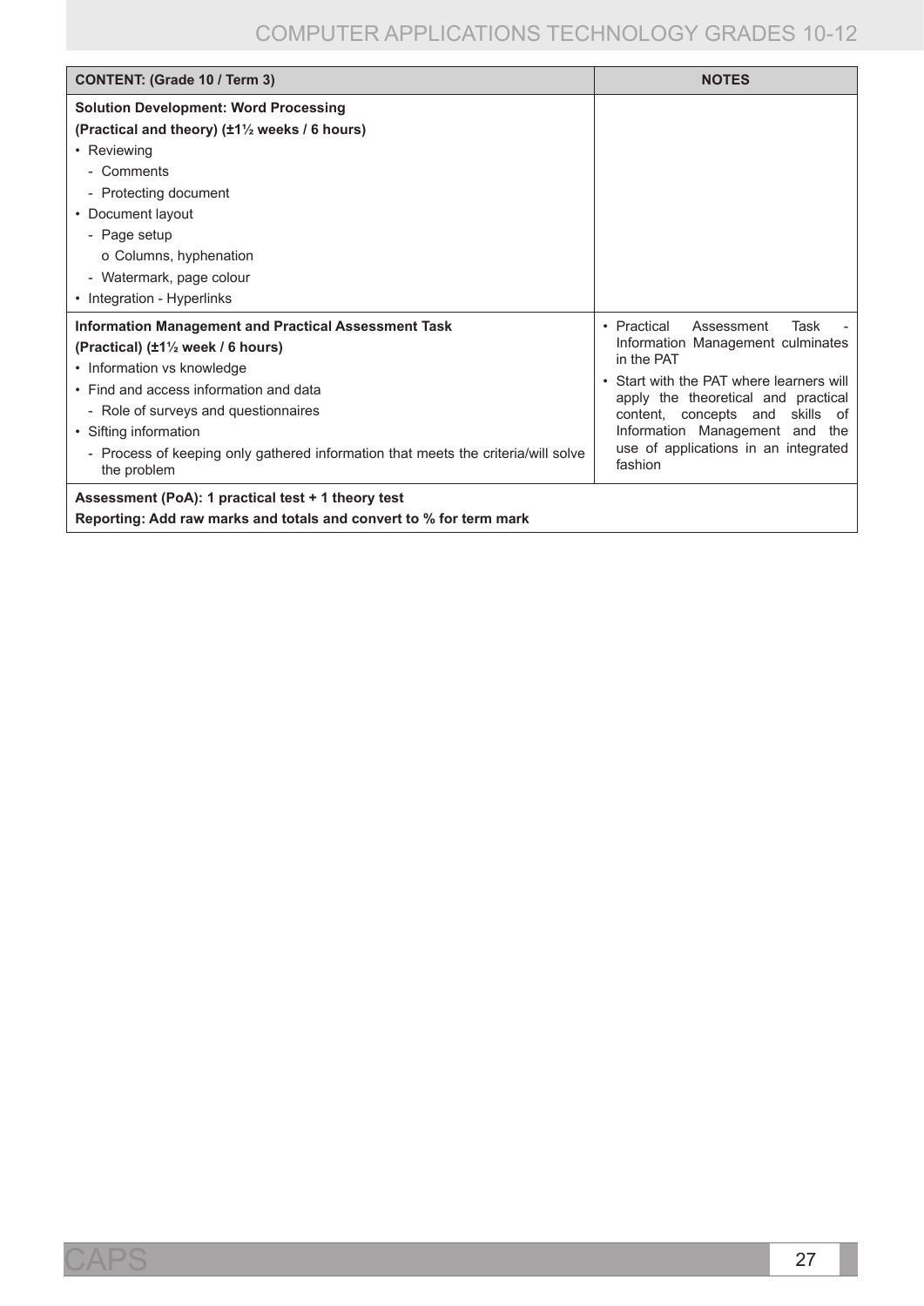| CONTENT: (Grade 10 / Term 3) | NOTES |
|---|---|
| **Solution Development: Word Processing**<br>**(Practical and theory) (±1½ weeks / 6 hours)**<br>• Reviewing<br>- Comments<br>- Protecting document<br>• Document layout<br>- Page setup<br>o Columns, hyphenation<br>- Watermark, page colour<br>• Integration - Hyperlinks | |
| **Information Management and Practical Assessment Task**<br>**(Practical) (±1½ week / 6 hours)**<br>• Information vs knowledge<br>• Find and access information and data<br>- Role of surveys and questionnaires<br>• Sifting information<br>- Process of keeping only gathered information that meets the criteria/will solve the problem | • Practical Assessment Task - Information Management culminates in the PAT<br>• Start with the PAT where learners will apply the theoretical and practical content, concepts and skills of Information Management and the use of applications in an integrated fashion |
| **Assessment (PoA): 1 practical test + 1 theory test**<br>**Reporting: Add raw marks and totals and convert to % for term mark** | |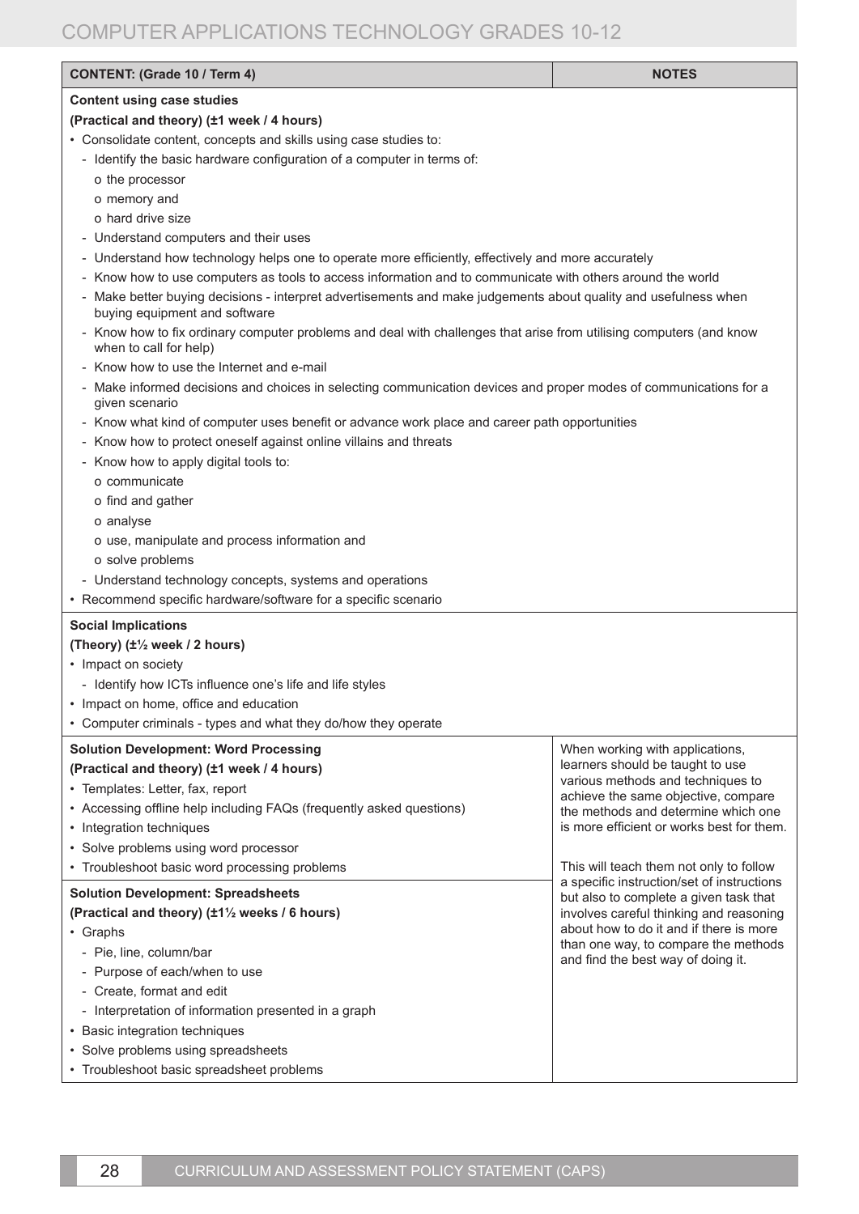| CONTENT: (Grade 10 / Term 4) | NOTES |
| --- | --- |
| **Content using case studies**<br>**(Practical and theory) (±1 week / 4 hours)**<br>• Consolidate content, concepts and skills using case studies to:<br>- Identify the basic hardware configuration of a computer in terms of:<br>o the processor<br>o memory and<br>o hard drive size<br>- Understand computers and their uses<br>- Understand how technology helps one to operate more efficiently, effectively and more accurately<br>- Know how to use computers as tools to access information and to communicate with others around the world<br>- Make better buying decisions - interpret advertisements and make judgements about quality and usefulness when buying equipment and software<br>- Know how to fix ordinary computer problems and deal with challenges that arise from utilising computers (and know when to call for help)<br>- Know how to use the Internet and e-mail<br>- Make informed decisions and choices in selecting communication devices and proper modes of communications for a given scenario<br>- Know what kind of computer uses benefit or advance work place and career path opportunities<br>- Know how to protect oneself against online villains and threats<br>- Know how to apply digital tools to:<br>o communicate<br>o find and gather<br>o analyse<br>o use, manipulate and process information and<br>o solve problems<br>- Understand technology concepts, systems and operations<br>• Recommend specific hardware/software for a specific scenario | |
| **Social Implications**<br>**(Theory) (±½ week / 2 hours)**<br>• Impact on society<br>- Identify how ICTs influence one's life and life styles<br>• Impact on home, office and education<br>• Computer criminals - types and what they do/how they operate | |
| **Solution Development: Word Processing**<br>**(Practical and theory) (±1 week / 4 hours)**<br>• Templates: Letter, fax, report<br>• Accessing offline help including FAQs (frequently asked questions)<br>• Integration techniques<br>• Solve problems using word processor<br>• Troubleshoot basic word processing problems | When working with applications, learners should be taught to use various methods and techniques to achieve the same objective, compare the methods and determine which one is more efficient or works best for them.<br><br>This will teach them not only to follow a specific instruction/set of instructions but also to complete a given task that involves careful thinking and reasoning about how to do it and if there is more than one way, to compare the methods and find the best way of doing it. |
| **Solution Development: Spreadsheets**<br>**(Practical and theory) (±1½ weeks / 6 hours)**<br>• Graphs<br>- Pie, line, column/bar<br>- Purpose of each/when to use<br>- Create, format and edit<br>- Interpretation of information presented in a graph<br>• Basic integration techniques<br>• Solve problems using spreadsheets<br>• Troubleshoot basic spreadsheet problems | |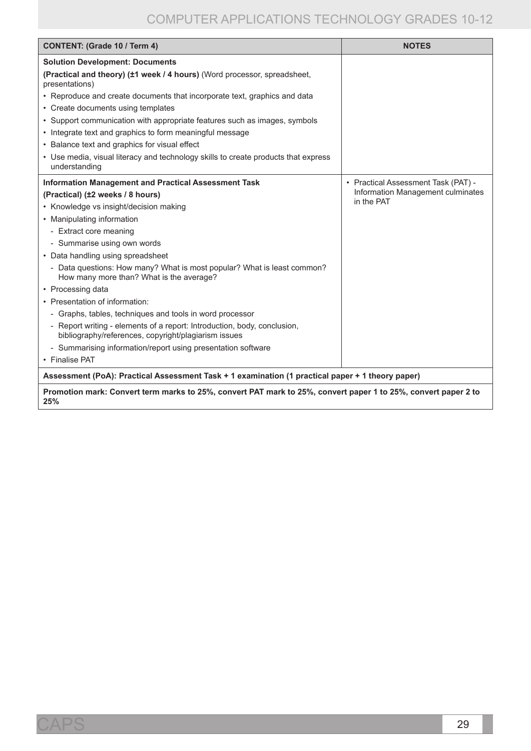| CONTENT: (Grade 10 / Term 4) | NOTES |
|---|---|
| **Solution Development: Documents**<br>**(Practical and theory) (±1 week / 4 hours)** (Word processor, spreadsheet, presentations)<br>• Reproduce and create documents that incorporate text, graphics and data<br>• Create documents using templates<br>• Support communication with appropriate features such as images, symbols<br>• Integrate text and graphics to form meaningful message<br>• Balance text and graphics for visual effect<br>• Use media, visual literacy and technology skills to create products that express understanding | |
| **Information Management and Practical Assessment Task**<br>**(Practical) (±2 weeks / 8 hours)**<br>• Knowledge vs insight/decision making<br>• Manipulating information<br>  - Extract core meaning<br>  - Summarise using own words<br>• Data handling using spreadsheet<br>  - Data questions: How many? What is most popular? What is least common? How many more than? What is the average?<br>• Processing data<br>• Presentation of information:<br>  - Graphs, tables, techniques and tools in word processor<br>  - Report writing - elements of a report: Introduction, body, conclusion, bibliography/references, copyright/plagiarism issues<br>  - Summarising information/report using presentation software<br>• Finalise PAT | • Practical Assessment Task (PAT) - Information Management culminates in the PAT |
| **Assessment (PoA): Practical Assessment Task + 1 examination (1 practical paper + 1 theory paper)** | |
| **Promotion mark: Convert term marks to 25%, convert PAT mark to 25%, convert paper 1 to 25%, convert paper 2 to 25%** | |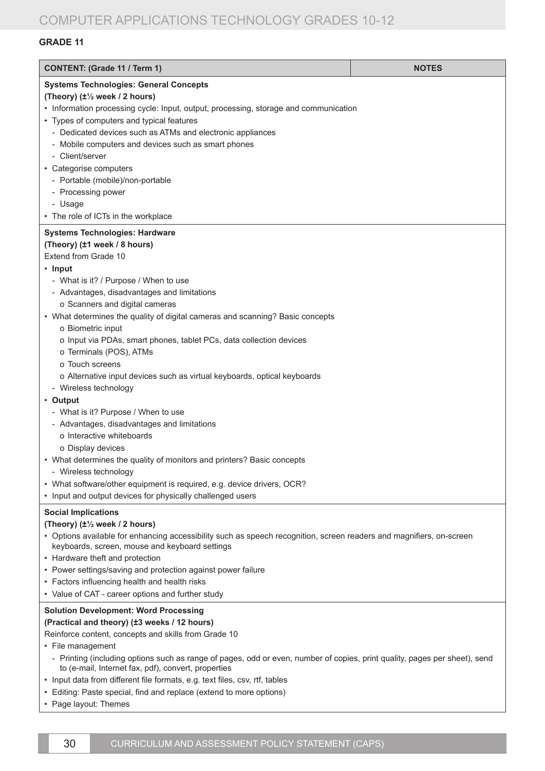## GRADE 11

| CONTENT: (Grade 11 / Term 1) | NOTES |
|---|---|
| **Systems Technologies: General Concepts**<br>**(Theory) (±½ week / 2 hours)**<br>• Information processing cycle: Input, output, processing, storage and communication<br>• Types of computers and typical features<br>  - Dedicated devices such as ATMs and electronic appliances<br>  - Mobile computers and devices such as smart phones<br>  - Client/server<br>• Categorise computers<br>  - Portable (mobile)/non-portable<br>  - Processing power<br>  - Usage<br>• The role of ICTs in the workplace | |
| **Systems Technologies: Hardware**<br>**(Theory) (±1 week / 8 hours)**<br>Extend from Grade 10<br>• **Input**<br>  - What is it? / Purpose / When to use<br>  - Advantages, disadvantages and limitations<br>    o Scanners and digital cameras<br>• What determines the quality of digital cameras and scanning? Basic concepts<br>    o Biometric input<br>    o Input via PDAs, smart phones, tablet PCs, data collection devices<br>    o Terminals (POS), ATMs<br>    o Touch screens<br>    o Alternative input devices such as virtual keyboards, optical keyboards<br>  - Wireless technology<br>• **Output**<br>  - What is it? Purpose / When to use<br>  - Advantages, disadvantages and limitations<br>    o Interactive whiteboards<br>    o Display devices<br>• What determines the quality of monitors and printers? Basic concepts<br>  - Wireless technology<br>• What software/other equipment is required, e.g. device drivers, OCR?<br>• Input and output devices for physically challenged users | |
| **Social Implications**<br>**(Theory) (±½ week / 2 hours)**<br>• Options available for enhancing accessibility such as speech recognition, screen readers and magnifiers, on-screen keyboards, screen, mouse and keyboard settings<br>• Hardware theft and protection<br>• Power settings/saving and protection against power failure<br>• Factors influencing health and health risks<br>• Value of CAT - career options and further study | |
| **Solution Development: Word Processing**<br>**(Practical and theory) (±3 weeks / 12 hours)**<br>Reinforce content, concepts and skills from Grade 10<br>• File management<br>  - Printing (including options such as range of pages, odd or even, number of copies, print quality, pages per sheet), send to (e-mail, Internet fax, pdf), convert, properties<br>• Input data from different file formats, e.g. text files, csv, rtf, tables<br>• Editing: Paste special, find and replace (extend to more options)<br>• Page layout: Themes | |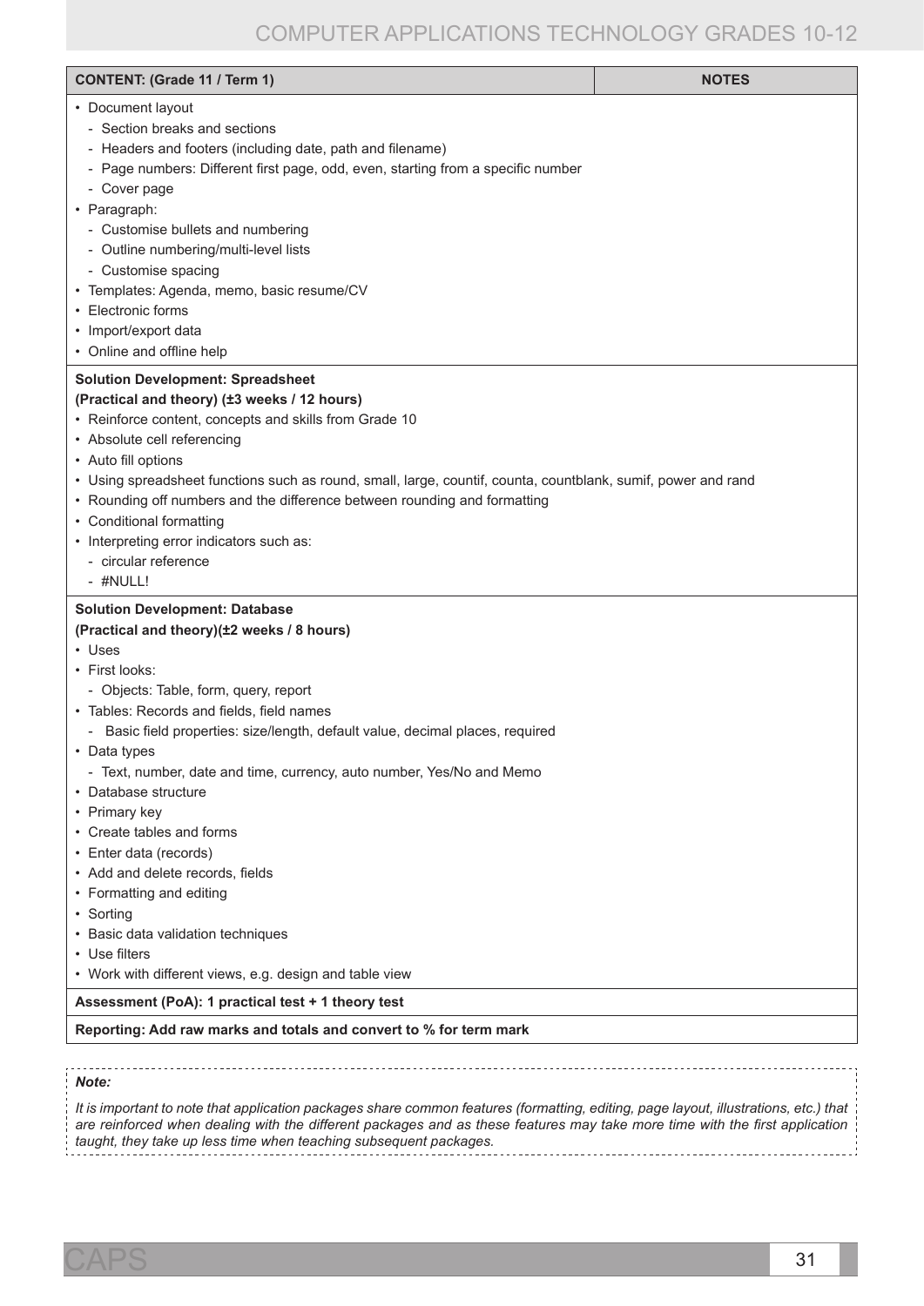| CONTENT: (Grade 11 / Term 1) | NOTES |
|---|---|
| • Document layout<br>  - Section breaks and sections<br>  - Headers and footers (including date, path and filename)<br>  - Page numbers: Different first page, odd, even, starting from a specific number<br>  - Cover page<br>• Paragraph:<br>  - Customise bullets and numbering<br>  - Outline numbering/multi-level lists<br>  - Customise spacing<br>• Templates: Agenda, memo, basic resume/CV<br>• Electronic forms<br>• Import/export data<br>• Online and offline help | |
| **Solution Development: Spreadsheet**<br>**(Practical and theory) (±3 weeks / 12 hours)**<br>• Reinforce content, concepts and skills from Grade 10<br>• Absolute cell referencing<br>• Auto fill options<br>• Using spreadsheet functions such as round, small, large, countif, counta, countblank, sumif, power and rand<br>• Rounding off numbers and the difference between rounding and formatting<br>• Conditional formatting<br>• Interpreting error indicators such as:<br>  - circular reference<br>  - #NULL! | |
| **Solution Development: Database**<br>**(Practical and theory)(±2 weeks / 8 hours)**<br>• Uses<br>• First looks:<br>  - Objects: Table, form, query, report<br>• Tables: Records and fields, field names<br>  - Basic field properties: size/length, default value, decimal places, required<br>• Data types<br>  - Text, number, date and time, currency, auto number, Yes/No and Memo<br>• Database structure<br>• Primary key<br>• Create tables and forms<br>• Enter data (records)<br>• Add and delete records, fields<br>• Formatting and editing<br>• Sorting<br>• Basic data validation techniques<br>• Use filters<br>• Work with different views, e.g. design and table view | |
| **Assessment (PoA): 1 practical test + 1 theory test** | |
| **Reporting: Add raw marks and totals and convert to % for term mark** | |

***Note:***

*It is important to note that application packages share common features (formatting, editing, page layout, illustrations, etc.) that are reinforced when dealing with the different packages and as these features may take more time with the first application taught, they take up less time when teaching subsequent packages.*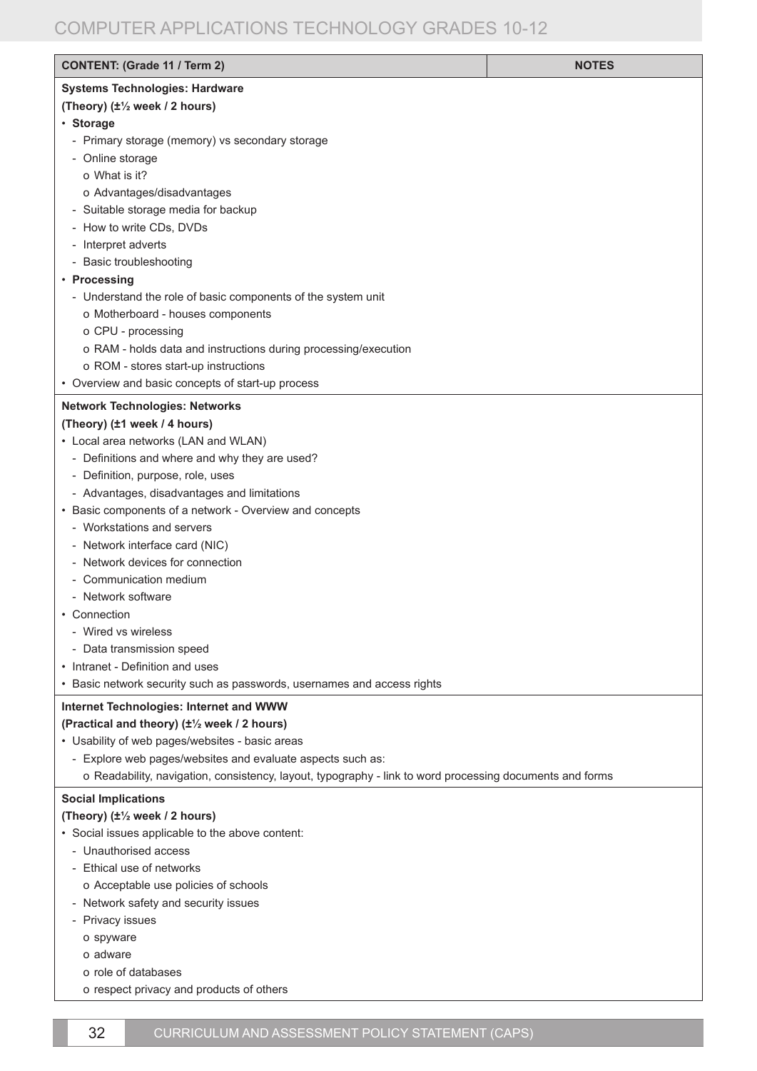| CONTENT: (Grade 11 / Term 2) | NOTES |
| --- | --- |
| **Systems Technologies: Hardware**<br>**(Theory) (±½ week / 2 hours)**<br>• **Storage**<br>- Primary storage (memory) vs secondary storage<br>- Online storage<br>o What is it?<br>o Advantages/disadvantages<br>- Suitable storage media for backup<br>- How to write CDs, DVDs<br>- Interpret adverts<br>- Basic troubleshooting<br>• **Processing**<br>- Understand the role of basic components of the system unit<br>o Motherboard - houses components<br>o CPU - processing<br>o RAM - holds data and instructions during processing/execution<br>o ROM - stores start-up instructions<br>• Overview and basic concepts of start-up process | |
| **Network Technologies: Networks**<br>**(Theory) (±1 week / 4 hours)**<br>• Local area networks (LAN and WLAN)<br>- Definitions and where and why they are used?<br>- Definition, purpose, role, uses<br>- Advantages, disadvantages and limitations<br>• Basic components of a network - Overview and concepts<br>- Workstations and servers<br>- Network interface card (NIC)<br>- Network devices for connection<br>- Communication medium<br>- Network software<br>• Connection<br>- Wired vs wireless<br>- Data transmission speed<br>• Intranet - Definition and uses<br>• Basic network security such as passwords, usernames and access rights | |
| **Internet Technologies: Internet and WWW**<br>**(Practical and theory) (±½ week / 2 hours)**<br>• Usability of web pages/websites - basic areas<br>- Explore web pages/websites and evaluate aspects such as:<br>o Readability, navigation, consistency, layout, typography - link to word processing documents and forms | |
| **Social Implications**<br>**(Theory) (±½ week / 2 hours)**<br>• Social issues applicable to the above content:<br>- Unauthorised access<br>- Ethical use of networks<br>o Acceptable use policies of schools<br>- Network safety and security issues<br>- Privacy issues<br>o spyware<br>o adware<br>o role of databases<br>o respect privacy and products of others | |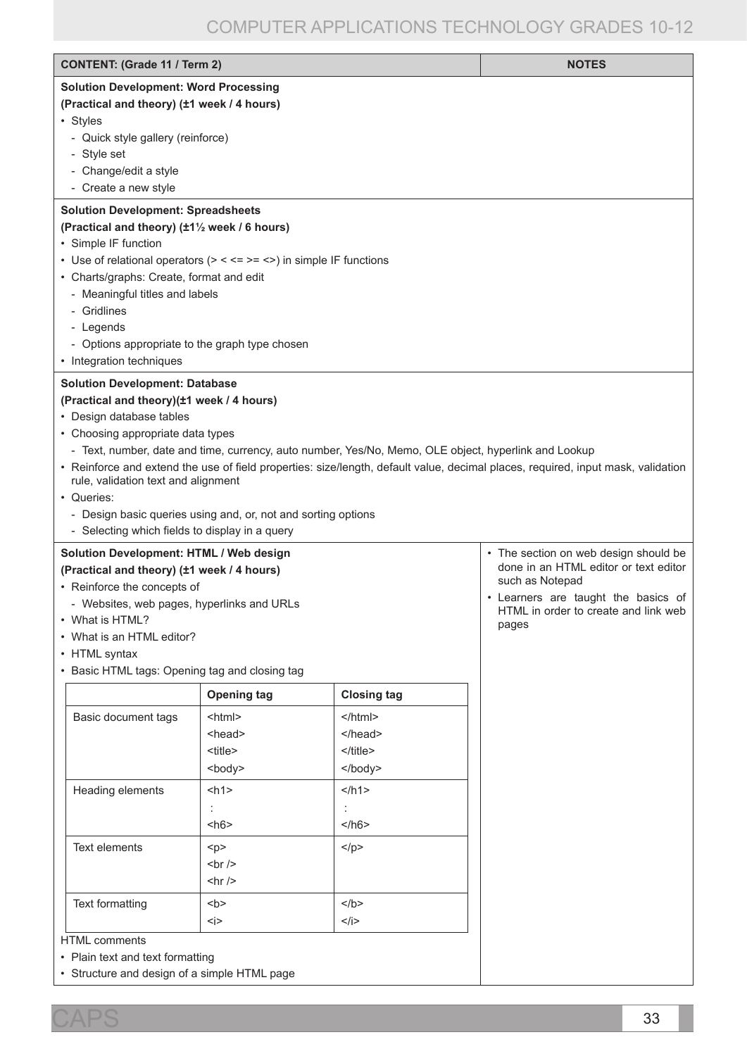| CONTENT: (Grade 11 / Term 2) | NOTES |
|---|---|
| **Solution Development: Word Processing**<br>**(Practical and theory) (±1 week / 4 hours)**<br>• Styles<br>- Quick style gallery (reinforce)<br>- Style set<br>- Change/edit a style<br>- Create a new style | |
| **Solution Development: Spreadsheets**<br>**(Practical and theory) (±1½ week / 6 hours)**<br>• Simple IF function<br>• Use of relational operators (> < <= >= <>) in simple IF functions<br>• Charts/graphs: Create, format and edit<br>- Meaningful titles and labels<br>- Gridlines<br>- Legends<br>- Options appropriate to the graph type chosen<br>• Integration techniques | |
| **Solution Development: Database**<br>**(Practical and theory)(±1 week / 4 hours)**<br>• Design database tables<br>• Choosing appropriate data types<br>- Text, number, date and time, currency, auto number, Yes/No, Memo, OLE object, hyperlink and Lookup<br>• Reinforce and extend the use of field properties: size/length, default value, decimal places, required, input mask, validation rule, validation text and alignment<br>• Queries:<br>- Design basic queries using and, or, not and sorting options<br>- Selecting which fields to display in a query | |
| **Solution Development: HTML / Web design**<br>**(Practical and theory) (±1 week / 4 hours)**<br>• Reinforce the concepts of<br>- Websites, web pages, hyperlinks and URLs<br>• What is HTML?<br>• What is an HTML editor?<br>• HTML syntax<br>• Basic HTML tags: Opening tag and closing tag | • The section on web design should be done in an HTML editor or text editor such as Notepad<br>• Learners are taught the basics of HTML in order to create and link web pages |

| | Opening tag | Closing tag |
|---|---|---|
| Basic document tags | <html><br><head><br><title><br><body> | </html><br></head><br></title><br></body> |
| Heading elements | <h1><br>:<br><h6> | </h1><br>:<br></h6> |
| Text elements | <p><br><br /><br><hr /> | </p> |
| Text formatting | <b><br><i> | </b><br></i> |

HTML comments

- Plain text and text formatting
- Structure and design of a simple HTML page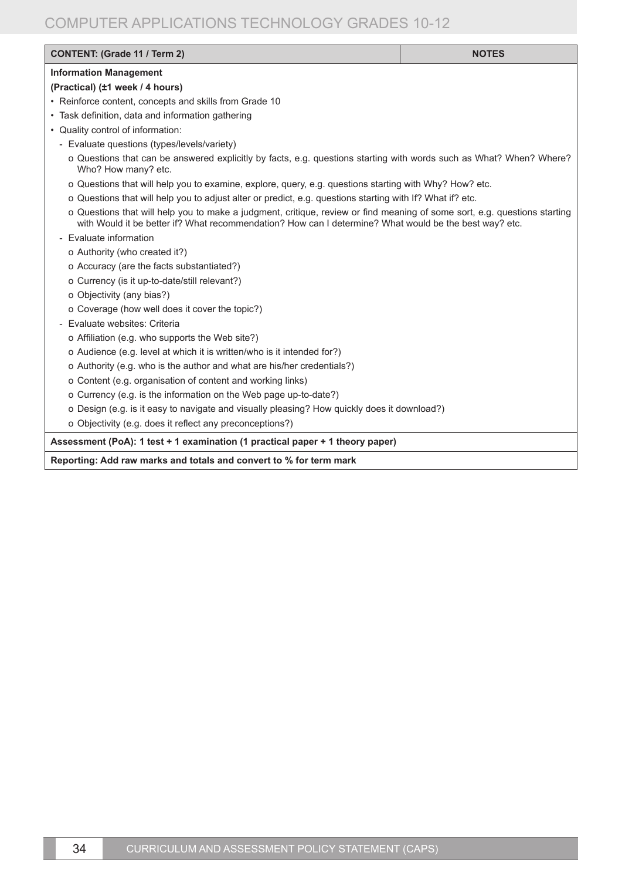| CONTENT: (Grade 11 / Term 2) | NOTES |
|---|---|
| **Information Management**<br>**(Practical) (±1 week / 4 hours)**<br>• Reinforce content, concepts and skills from Grade 10<br>• Task definition, data and information gathering<br>• Quality control of information:<br>- Evaluate questions (types/levels/variety)<br>o Questions that can be answered explicitly by facts, e.g. questions starting with words such as What? When? Where? Who? How many? etc.<br>o Questions that will help you to examine, explore, query, e.g. questions starting with Why? How? etc.<br>o Questions that will help you to adjust alter or predict, e.g. questions starting with If? What if? etc.<br>o Questions that will help you to make a judgment, critique, review or find meaning of some sort, e.g. questions starting with Would it be better if? What recommendation? How can I determine? What would be the best way? etc.<br>- Evaluate information<br>o Authority (who created it?)<br>o Accuracy (are the facts substantiated?)<br>o Currency (is it up-to-date/still relevant?)<br>o Objectivity (any bias?)<br>o Coverage (how well does it cover the topic?)<br>- Evaluate websites: Criteria<br>o Affiliation (e.g. who supports the Web site?)<br>o Audience (e.g. level at which it is written/who is it intended for?)<br>o Authority (e.g. who is the author and what are his/her credentials?)<br>o Content (e.g. organisation of content and working links)<br>o Currency (e.g. is the information on the Web page up-to-date?)<br>o Design (e.g. is it easy to navigate and visually pleasing? How quickly does it download?)<br>o Objectivity (e.g. does it reflect any preconceptions?) | |
| **Assessment (PoA): 1 test + 1 examination (1 practical paper + 1 theory paper)** | |
| **Reporting: Add raw marks and totals and convert to % for term mark** | |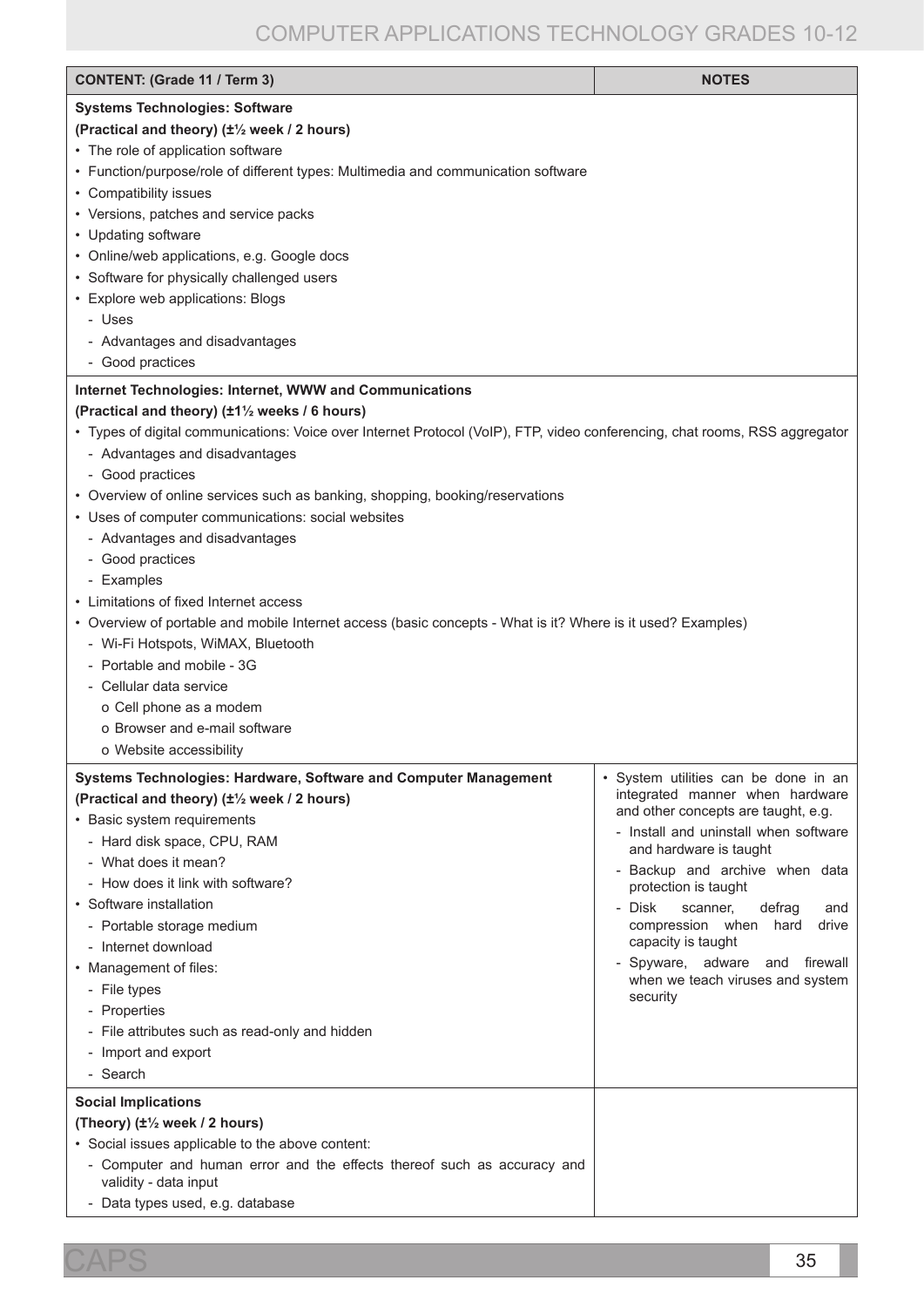| CONTENT: (Grade 11 / Term 3) | NOTES |
|---|---|
| **Systems Technologies: Software**<br>**(Practical and theory) (±½ week / 2 hours)**<br>• The role of application software<br>• Function/purpose/role of different types: Multimedia and communication software<br>• Compatibility issues<br>• Versions, patches and service packs<br>• Updating software<br>• Online/web applications, e.g. Google docs<br>• Software for physically challenged users<br>• Explore web applications: Blogs<br>- Uses<br>- Advantages and disadvantages<br>- Good practices | |
| **Internet Technologies: Internet, WWW and Communications**<br>**(Practical and theory) (±1½ weeks / 6 hours)**<br>• Types of digital communications: Voice over Internet Protocol (VoIP), FTP, video conferencing, chat rooms, RSS aggregator<br>- Advantages and disadvantages<br>- Good practices<br>• Overview of online services such as banking, shopping, booking/reservations<br>• Uses of computer communications: social websites<br>- Advantages and disadvantages<br>- Good practices<br>- Examples<br>• Limitations of fixed Internet access<br>• Overview of portable and mobile Internet access (basic concepts - What is it? Where is it used? Examples)<br>- Wi-Fi Hotspots, WiMAX, Bluetooth<br>- Portable and mobile - 3G<br>- Cellular data service<br>o Cell phone as a modem<br>o Browser and e-mail software<br>o Website accessibility | |
| **Systems Technologies: Hardware, Software and Computer Management**<br>**(Practical and theory) (±½ week / 2 hours)**<br>• Basic system requirements<br>- Hard disk space, CPU, RAM<br>- What does it mean?<br>- How does it link with software?<br>• Software installation<br>- Portable storage medium<br>- Internet download<br>• Management of files:<br>- File types<br>- Properties<br>- File attributes such as read-only and hidden<br>- Import and export<br>- Search | • System utilities can be done in an integrated manner when hardware and other concepts are taught, e.g.<br>- Install and uninstall when software and hardware is taught<br>- Backup and archive when data protection is taught<br>- Disk scanner, defrag and compression when hard drive capacity is taught<br>- Spyware, adware and firewall when we teach viruses and system security |
| **Social Implications**<br>**(Theory) (±½ week / 2 hours)**<br>• Social issues applicable to the above content:<br>- Computer and human error and the effects thereof such as accuracy and validity - data input<br>- Data types used, e.g. database | |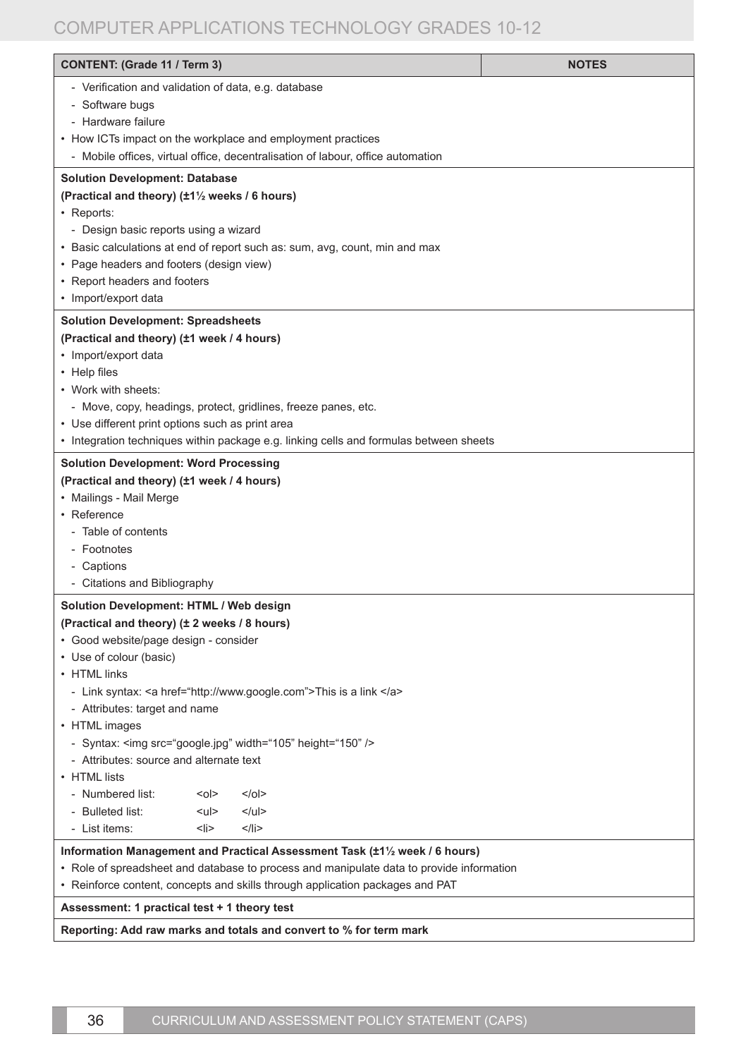| CONTENT: (Grade 11 / Term 3) | NOTES |
|---|---|
| - Verification and validation of data, e.g. database<br>- Software bugs<br>- Hardware failure<br>• How ICTs impact on the workplace and employment practices<br>- Mobile offices, virtual office, decentralisation of labour, office automation | |
| **Solution Development: Database**<br>**(Practical and theory) (±1½ weeks / 6 hours)**<br>• Reports:<br>- Design basic reports using a wizard<br>• Basic calculations at end of report such as: sum, avg, count, min and max<br>• Page headers and footers (design view)<br>• Report headers and footers<br>• Import/export data | |
| **Solution Development: Spreadsheets**<br>**(Practical and theory) (±1 week / 4 hours)**<br>• Import/export data<br>• Help files<br>• Work with sheets:<br>- Move, copy, headings, protect, gridlines, freeze panes, etc.<br>• Use different print options such as print area<br>• Integration techniques within package e.g. linking cells and formulas between sheets | |
| **Solution Development: Word Processing**<br>**(Practical and theory) (±1 week / 4 hours)**<br>• Mailings - Mail Merge<br>• Reference<br>- Table of contents<br>- Footnotes<br>- Captions<br>- Citations and Bibliography | |
| **Solution Development: HTML / Web design**<br>**(Practical and theory) (± 2 weeks / 8 hours)**<br>• Good website/page design - consider<br>• Use of colour (basic)<br>• HTML links<br>- Link syntax: &lt;a href="http://www.google.com"&gt;This is a link &lt;/a&gt;<br>- Attributes: target and name<br>• HTML images<br>- Syntax: &lt;img src="google.jpg" width="105" height="150" /&gt;<br>- Attributes: source and alternate text<br>• HTML lists<br>- Numbered list: &lt;ol&gt; &lt;/ol&gt;<br>- Bulleted list: &lt;ul&gt; &lt;/ul&gt;<br>- List items: &lt;li&gt; &lt;/li&gt; | |
| **Information Management and Practical Assessment Task (±1½ week / 6 hours)**<br>• Role of spreadsheet and database to process and manipulate data to provide information<br>• Reinforce content, concepts and skills through application packages and PAT | |
| **Assessment: 1 practical test + 1 theory test** | |
| **Reporting: Add raw marks and totals and convert to % for term mark** | |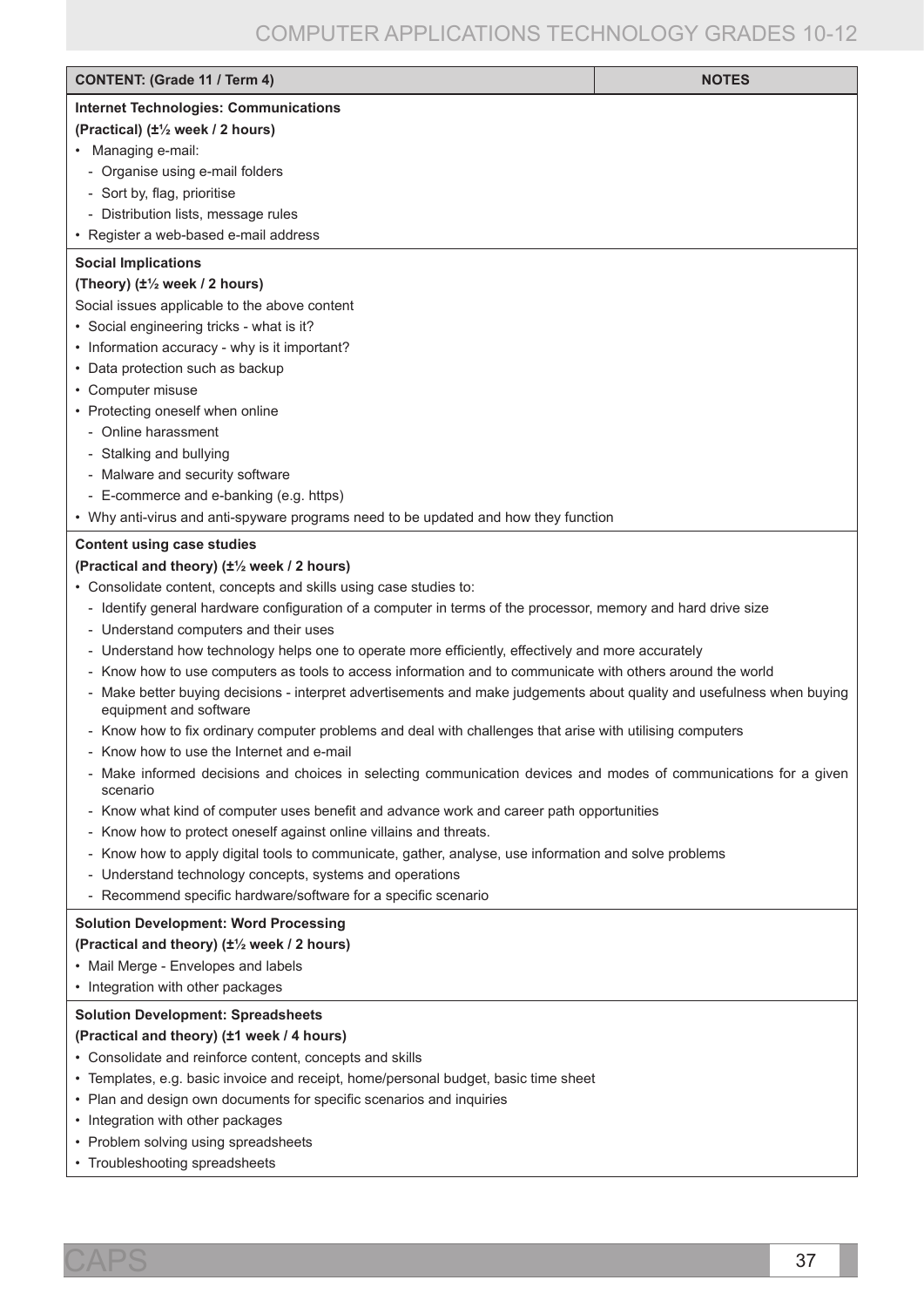| CONTENT: (Grade 11 / Term 4) | NOTES |
|---|---|
| **Internet Technologies: Communications**<br>**(Practical) (±½ week / 2 hours)**<br>• Managing e-mail:<br>- Organise using e-mail folders<br>- Sort by, flag, prioritise<br>- Distribution lists, message rules<br>• Register a web-based e-mail address | |
| **Social Implications**<br>**(Theory) (±½ week / 2 hours)**<br>Social issues applicable to the above content<br>• Social engineering tricks - what is it?<br>• Information accuracy - why is it important?<br>• Data protection such as backup<br>• Computer misuse<br>• Protecting oneself when online<br>- Online harassment<br>- Stalking and bullying<br>- Malware and security software<br>- E-commerce and e-banking (e.g. https)<br>• Why anti-virus and anti-spyware programs need to be updated and how they function | |
| **Content using case studies**<br>**(Practical and theory) (±½ week / 2 hours)**<br>• Consolidate content, concepts and skills using case studies to:<br>- Identify general hardware configuration of a computer in terms of the processor, memory and hard drive size<br>- Understand computers and their uses<br>- Understand how technology helps one to operate more efficiently, effectively and more accurately<br>- Know how to use computers as tools to access information and to communicate with others around the world<br>- Make better buying decisions - interpret advertisements and make judgements about quality and usefulness when buying equipment and software<br>- Know how to fix ordinary computer problems and deal with challenges that arise with utilising computers<br>- Know how to use the Internet and e-mail<br>- Make informed decisions and choices in selecting communication devices and modes of communications for a given scenario<br>- Know what kind of computer uses benefit and advance work and career path opportunities<br>- Know how to protect oneself against online villains and threats.<br>- Know how to apply digital tools to communicate, gather, analyse, use information and solve problems<br>- Understand technology concepts, systems and operations<br>- Recommend specific hardware/software for a specific scenario | |
| **Solution Development: Word Processing**<br>**(Practical and theory) (±½ week / 2 hours)**<br>• Mail Merge - Envelopes and labels<br>• Integration with other packages | |
| **Solution Development: Spreadsheets**<br>**(Practical and theory) (±1 week / 4 hours)**<br>• Consolidate and reinforce content, concepts and skills<br>• Templates, e.g. basic invoice and receipt, home/personal budget, basic time sheet<br>• Plan and design own documents for specific scenarios and inquiries<br>• Integration with other packages<br>• Problem solving using spreadsheets<br>• Troubleshooting spreadsheets | |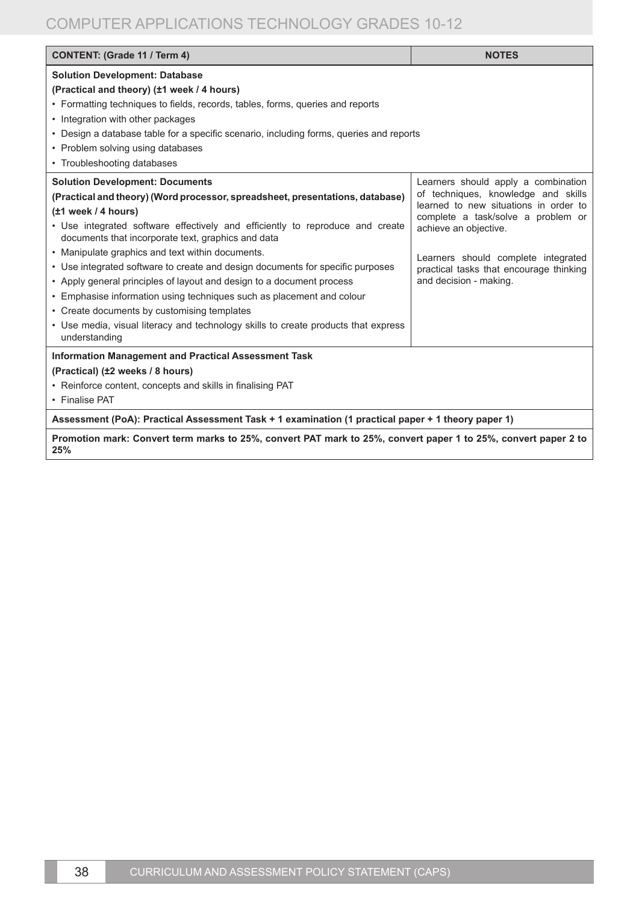| CONTENT: (Grade 11 / Term 4) | NOTES |
|---|---|
| **Solution Development: Database**<br>**(Practical and theory) (±1 week / 4 hours)**<br>• Formatting techniques to fields, records, tables, forms, queries and reports<br>• Integration with other packages<br>• Design a database table for a specific scenario, including forms, queries and reports<br>• Problem solving using databases<br>• Troubleshooting databases | |
| **Solution Development: Documents**<br>**(Practical and theory) (Word processor, spreadsheet, presentations, database)**<br>**(±1 week / 4 hours)**<br>• Use integrated software effectively and efficiently to reproduce and create documents that incorporate text, graphics and data<br>• Manipulate graphics and text within documents.<br>• Use integrated software to create and design documents for specific purposes<br>• Apply general principles of layout and design to a document process<br>• Emphasise information using techniques such as placement and colour<br>• Create documents by customising templates<br>• Use media, visual literacy and technology skills to create products that express understanding | Learners should apply a combination of techniques, knowledge and skills learned to new situations in order to complete a task/solve a problem or achieve an objective.<br><br>Learners should complete integrated practical tasks that encourage thinking and decision - making. |
| **Information Management and Practical Assessment Task**<br>**(Practical) (±2 weeks / 8 hours)**<br>• Reinforce content, concepts and skills in finalising PAT<br>• Finalise PAT | |
| **Assessment (PoA): Practical Assessment Task + 1 examination (1 practical paper + 1 theory paper 1)** | |
| **Promotion mark: Convert term marks to 25%, convert PAT mark to 25%, convert paper 1 to 25%, convert paper 2 to 25%** | |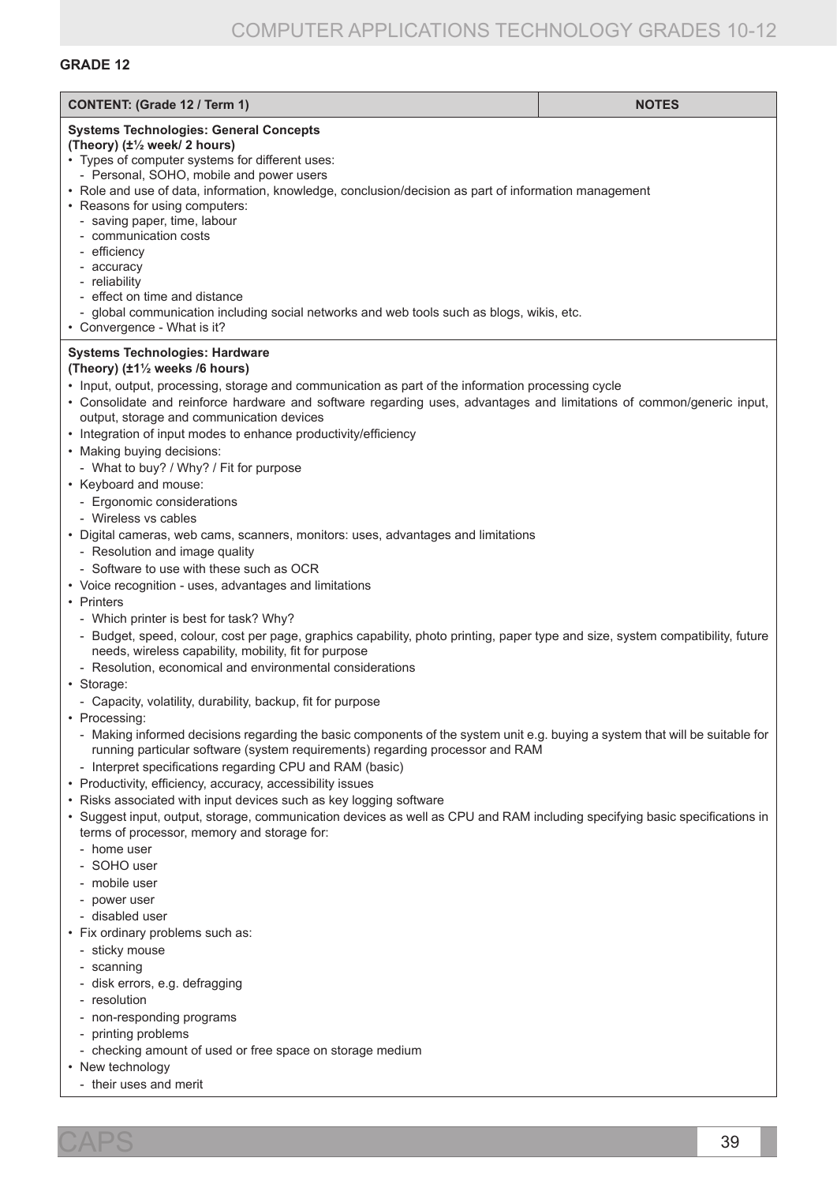## GRADE 12

| CONTENT: (Grade 12 / Term 1) | NOTES |
|---|---|
| **Systems Technologies: General Concepts**<br>**(Theory) (±½ week/ 2 hours)**<br>• Types of computer systems for different uses:<br>  - Personal, SOHO, mobile and power users<br>• Role and use of data, information, knowledge, conclusion/decision as part of information management<br>• Reasons for using computers:<br>  - saving paper, time, labour<br>  - communication costs<br>  - efficiency<br>  - accuracy<br>  - reliability<br>  - effect on time and distance<br>  - global communication including social networks and web tools such as blogs, wikis, etc.<br>• Convergence - What is it? | |
| **Systems Technologies: Hardware**<br>**(Theory) (±1½ weeks /6 hours)**<br>• Input, output, processing, storage and communication as part of the information processing cycle<br>• Consolidate and reinforce hardware and software regarding uses, advantages and limitations of common/generic input, output, storage and communication devices<br>• Integration of input modes to enhance productivity/efficiency<br>• Making buying decisions:<br>  - What to buy? / Why? / Fit for purpose<br>• Keyboard and mouse:<br>  - Ergonomic considerations<br>  - Wireless vs cables<br>• Digital cameras, web cams, scanners, monitors: uses, advantages and limitations<br>  - Resolution and image quality<br>  - Software to use with these such as OCR<br>• Voice recognition - uses, advantages and limitations<br>• Printers<br>  - Which printer is best for task? Why?<br>  - Budget, speed, colour, cost per page, graphics capability, photo printing, paper type and size, system compatibility, future needs, wireless capability, mobility, fit for purpose<br>  - Resolution, economical and environmental considerations<br>• Storage:<br>  - Capacity, volatility, durability, backup, fit for purpose<br>• Processing:<br>  - Making informed decisions regarding the basic components of the system unit e.g. buying a system that will be suitable for running particular software (system requirements) regarding processor and RAM<br>  - Interpret specifications regarding CPU and RAM (basic)<br>• Productivity, efficiency, accuracy, accessibility issues<br>• Risks associated with input devices such as key logging software<br>• Suggest input, output, storage, communication devices as well as CPU and RAM including specifying basic specifications in terms of processor, memory and storage for:<br>  - home user<br>  - SOHO user<br>  - mobile user<br>  - power user<br>  - disabled user<br>• Fix ordinary problems such as:<br>  - sticky mouse<br>  - scanning<br>  - disk errors, e.g. defragging<br>  - resolution<br>  - non-responding programs<br>  - printing problems<br>  - checking amount of used or free space on storage medium<br>• New technology<br>  - their uses and merit | |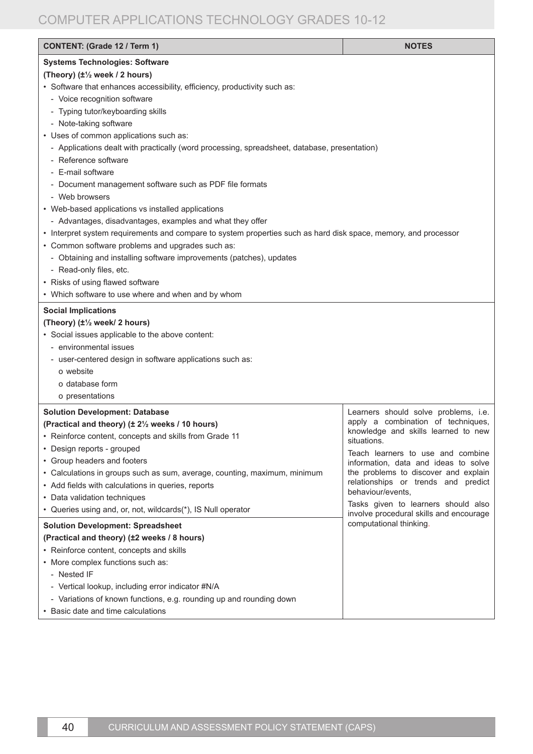| CONTENT: (Grade 12 / Term 1) | NOTES |
|---|---|
| **Systems Technologies: Software**<br>**(Theory) (±½ week / 2 hours)**<br>• Software that enhances accessibility, efficiency, productivity such as:<br>- Voice recognition software<br>- Typing tutor/keyboarding skills<br>- Note-taking software<br>• Uses of common applications such as:<br>- Applications dealt with practically (word processing, spreadsheet, database, presentation)<br>- Reference software<br>- E-mail software<br>- Document management software such as PDF file formats<br>- Web browsers<br>• Web-based applications vs installed applications<br>- Advantages, disadvantages, examples and what they offer<br>• Interpret system requirements and compare to system properties such as hard disk space, memory, and processor<br>• Common software problems and upgrades such as:<br>- Obtaining and installing software improvements (patches), updates<br>- Read-only files, etc.<br>• Risks of using flawed software<br>• Which software to use where and when and by whom | |
| **Social Implications**<br>**(Theory) (±½ week/ 2 hours)**<br>• Social issues applicable to the above content:<br>- environmental issues<br>- user-centered design in software applications such as:<br>o website<br>o database form<br>o presentations | |
| **Solution Development: Database**<br>**(Practical and theory) (± 2½ weeks / 10 hours)**<br>• Reinforce content, concepts and skills from Grade 11<br>• Design reports - grouped<br>• Group headers and footers<br>• Calculations in groups such as sum, average, counting, maximum, minimum<br>• Add fields with calculations in queries, reports<br>• Data validation techniques<br>• Queries using and, or, not, wildcards(*), IS Null operator<br><br>**Solution Development: Spreadsheet**<br>**(Practical and theory) (±2 weeks / 8 hours)**<br>• Reinforce content, concepts and skills<br>• More complex functions such as:<br>- Nested IF<br>- Vertical lookup, including error indicator #N/A<br>- Variations of known functions, e.g. rounding up and rounding down<br>• Basic date and time calculations | Learners should solve problems, i.e. apply a combination of techniques, knowledge and skills learned to new situations.<br><br>Teach learners to use and combine information, data and ideas to solve the problems to discover and explain relationships or trends and predict behaviour/events,<br><br>Tasks given to learners should also involve procedural skills and encourage computational thinking. |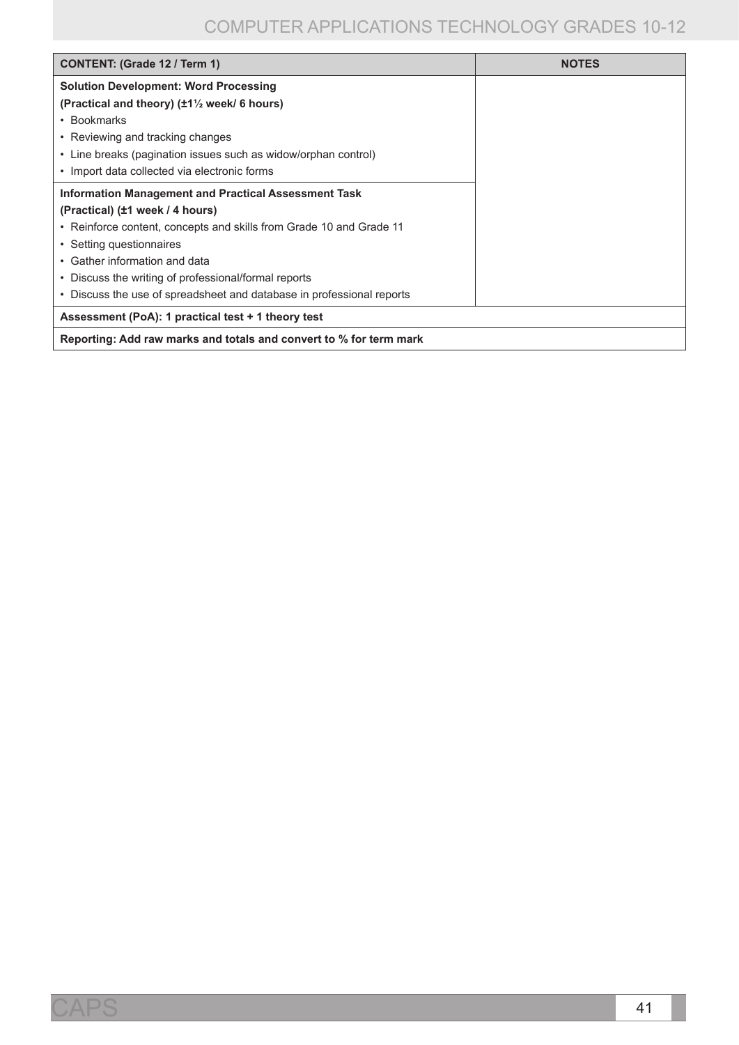| CONTENT: (Grade 12 / Term 1) | NOTES |
| --- | --- |
| **Solution Development: Word Processing**<br>**(Practical and theory) (±1½ week/ 6 hours)**<br>• Bookmarks<br>• Reviewing and tracking changes<br>• Line breaks (pagination issues such as widow/orphan control)<br>• Import data collected via electronic forms | |
| **Information Management and Practical Assessment Task**<br>**(Practical) (±1 week / 4 hours)**<br>• Reinforce content, concepts and skills from Grade 10 and Grade 11<br>• Setting questionnaires<br>• Gather information and data<br>• Discuss the writing of professional/formal reports<br>• Discuss the use of spreadsheet and database in professional reports | |
| **Assessment (PoA): 1 practical test + 1 theory test** | |
| **Reporting: Add raw marks and totals and convert to % for term mark** | |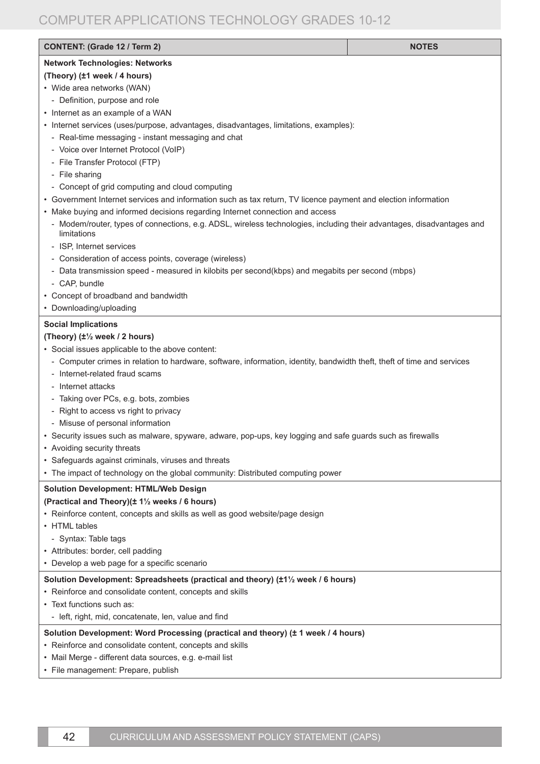| CONTENT: (Grade 12 / Term 2) | NOTES |
|---|---|
| **Network Technologies: Networks**<br>**(Theory) (±1 week / 4 hours)**<br>• Wide area networks (WAN)<br>  - Definition, purpose and role<br>• Internet as an example of a WAN<br>• Internet services (uses/purpose, advantages, disadvantages, limitations, examples):<br>  - Real-time messaging - instant messaging and chat<br>  - Voice over Internet Protocol (VoIP)<br>  - File Transfer Protocol (FTP)<br>  - File sharing<br>  - Concept of grid computing and cloud computing<br>• Government Internet services and information such as tax return, TV licence payment and election information<br>• Make buying and informed decisions regarding Internet connection and access<br>  - Modem/router, types of connections, e.g. ADSL, wireless technologies, including their advantages, disadvantages and limitations<br>  - ISP, Internet services<br>  - Consideration of access points, coverage (wireless)<br>  - Data transmission speed - measured in kilobits per second(kbps) and megabits per second (mbps)<br>  - CAP, bundle<br>• Concept of broadband and bandwidth<br>• Downloading/uploading | |
| **Social Implications**<br>**(Theory) (±½ week / 2 hours)**<br>• Social issues applicable to the above content:<br>  - Computer crimes in relation to hardware, software, information, identity, bandwidth theft, theft of time and services<br>  - Internet-related fraud scams<br>  - Internet attacks<br>  - Taking over PCs, e.g. bots, zombies<br>  - Right to access vs right to privacy<br>  - Misuse of personal information<br>• Security issues such as malware, spyware, adware, pop-ups, key logging and safe guards such as firewalls<br>• Avoiding security threats<br>• Safeguards against criminals, viruses and threats<br>• The impact of technology on the global community: Distributed computing power | |
| **Solution Development: HTML/Web Design**<br>**(Practical and Theory)(± 1½ weeks / 6 hours)**<br>• Reinforce content, concepts and skills as well as good website/page design<br>• HTML tables<br>  - Syntax: Table tags<br>• Attributes: border, cell padding<br>• Develop a web page for a specific scenario | |
| **Solution Development: Spreadsheets (practical and theory) (±1½ week / 6 hours)**<br>• Reinforce and consolidate content, concepts and skills<br>• Text functions such as:<br>  - left, right, mid, concatenate, len, value and find | |
| **Solution Development: Word Processing (practical and theory) (± 1 week / 4 hours)**<br>• Reinforce and consolidate content, concepts and skills<br>• Mail Merge - different data sources, e.g. e-mail list<br>• File management: Prepare, publish | |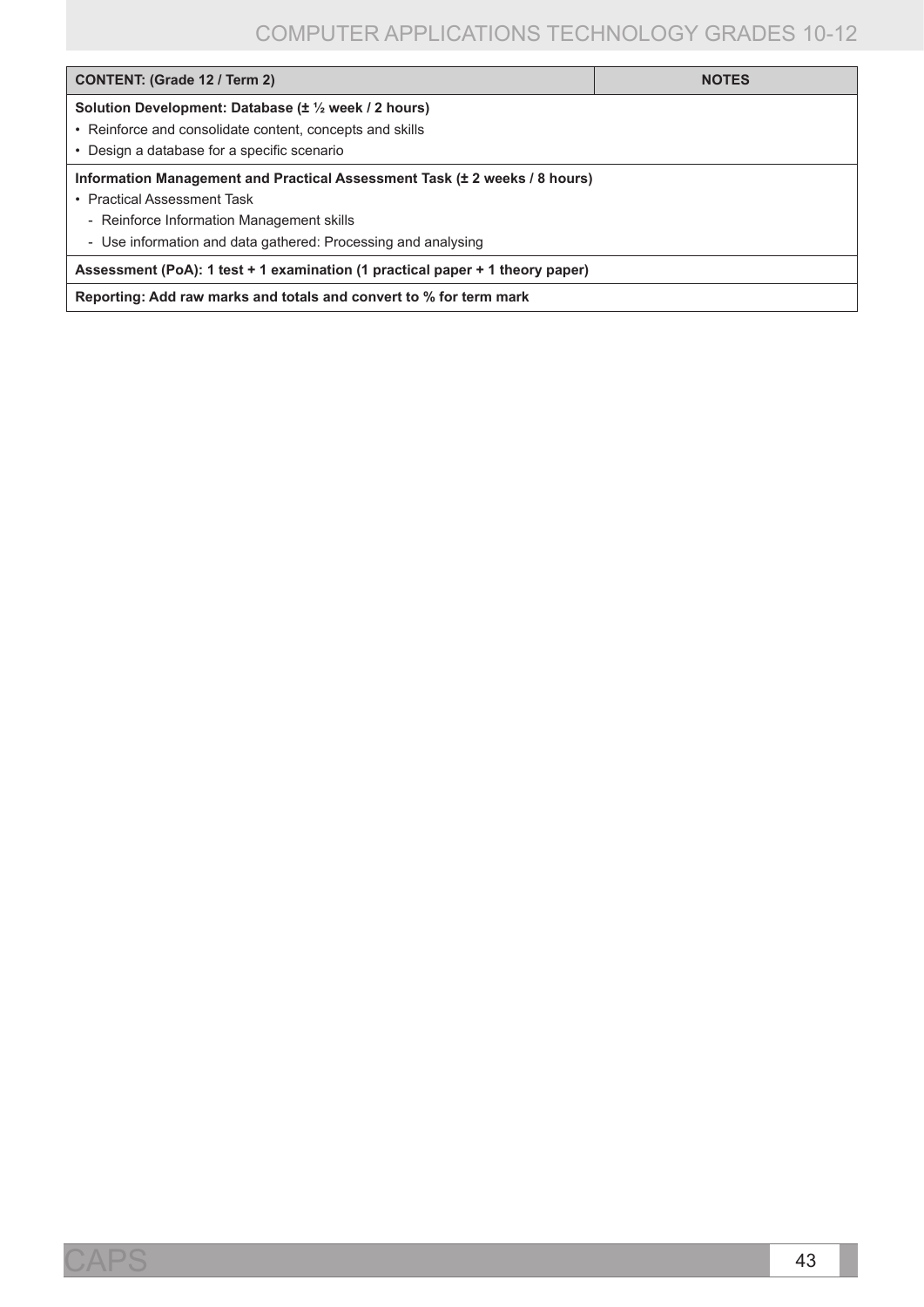| CONTENT: (Grade 12 / Term 2) | NOTES |
| --- | --- |
| **Solution Development: Database (± ½ week / 2 hours)**<br>• Reinforce and consolidate content, concepts and skills<br>• Design a database for a specific scenario | |
| **Information Management and Practical Assessment Task (± 2 weeks / 8 hours)**<br>• Practical Assessment Task<br>- Reinforce Information Management skills<br>- Use information and data gathered: Processing and analysing | |
| **Assessment (PoA): 1 test + 1 examination (1 practical paper + 1 theory paper)** | |
| **Reporting: Add raw marks and totals and convert to % for term mark** | |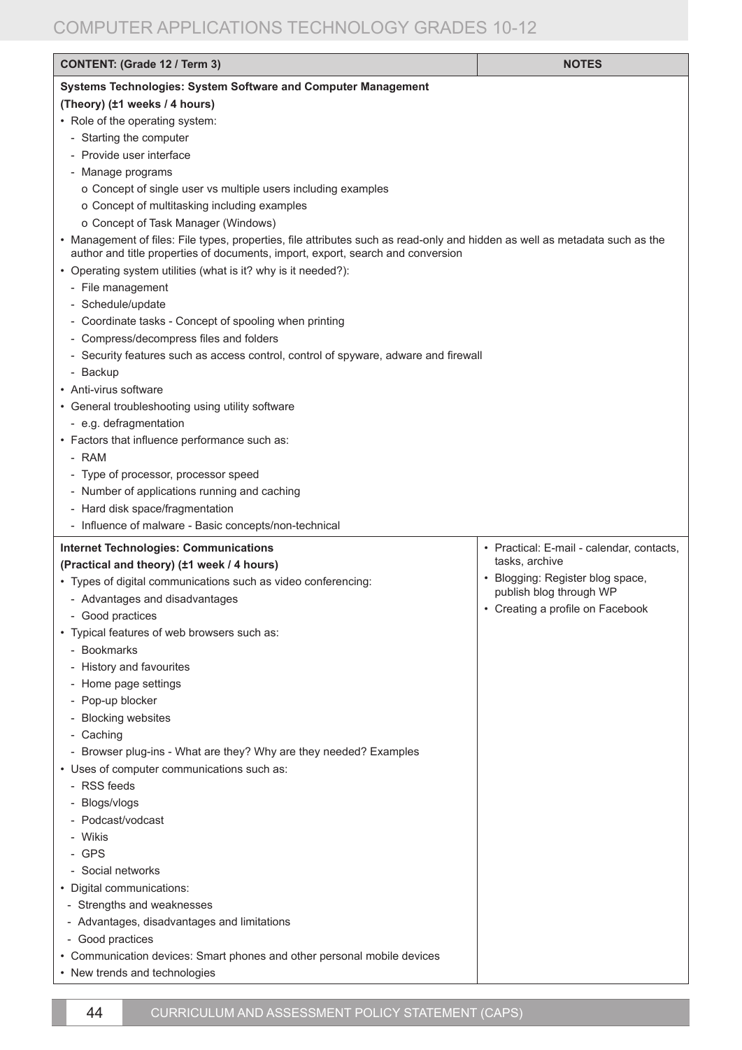| CONTENT: (Grade 12 / Term 3) | NOTES |
|---|---|
| **Systems Technologies: System Software and Computer Management**<br>**(Theory) (±1 weeks / 4 hours)**<br>• Role of the operating system:<br>- Starting the computer<br>- Provide user interface<br>- Manage programs<br>o Concept of single user vs multiple users including examples<br>o Concept of multitasking including examples<br>o Concept of Task Manager (Windows)<br>• Management of files: File types, properties, file attributes such as read-only and hidden as well as metadata such as the author and title properties of documents, import, export, search and conversion<br>• Operating system utilities (what is it? why is it needed?):<br>- File management<br>- Schedule/update<br>- Coordinate tasks - Concept of spooling when printing<br>- Compress/decompress files and folders<br>- Security features such as access control, control of spyware, adware and firewall<br>- Backup<br>• Anti-virus software<br>• General troubleshooting using utility software<br>- e.g. defragmentation<br>• Factors that influence performance such as:<br>- RAM<br>- Type of processor, processor speed<br>- Number of applications running and caching<br>- Hard disk space/fragmentation<br>- Influence of malware - Basic concepts/non-technical | |
| **Internet Technologies: Communications**<br>**(Practical and theory) (±1 week / 4 hours)**<br>• Types of digital communications such as video conferencing:<br>- Advantages and disadvantages<br>- Good practices<br>• Typical features of web browsers such as:<br>- Bookmarks<br>- History and favourites<br>- Home page settings<br>- Pop-up blocker<br>- Blocking websites<br>- Caching<br>- Browser plug-ins - What are they? Why are they needed? Examples<br>• Uses of computer communications such as:<br>- RSS feeds<br>- Blogs/vlogs<br>- Podcast/vodcast<br>- Wikis<br>- GPS<br>- Social networks<br>• Digital communications:<br>- Strengths and weaknesses<br>- Advantages, disadvantages and limitations<br>- Good practices<br>• Communication devices: Smart phones and other personal mobile devices<br>• New trends and technologies | • Practical: E-mail - calendar, contacts, tasks, archive<br>• Blogging: Register blog space, publish blog through WP<br>• Creating a profile on Facebook |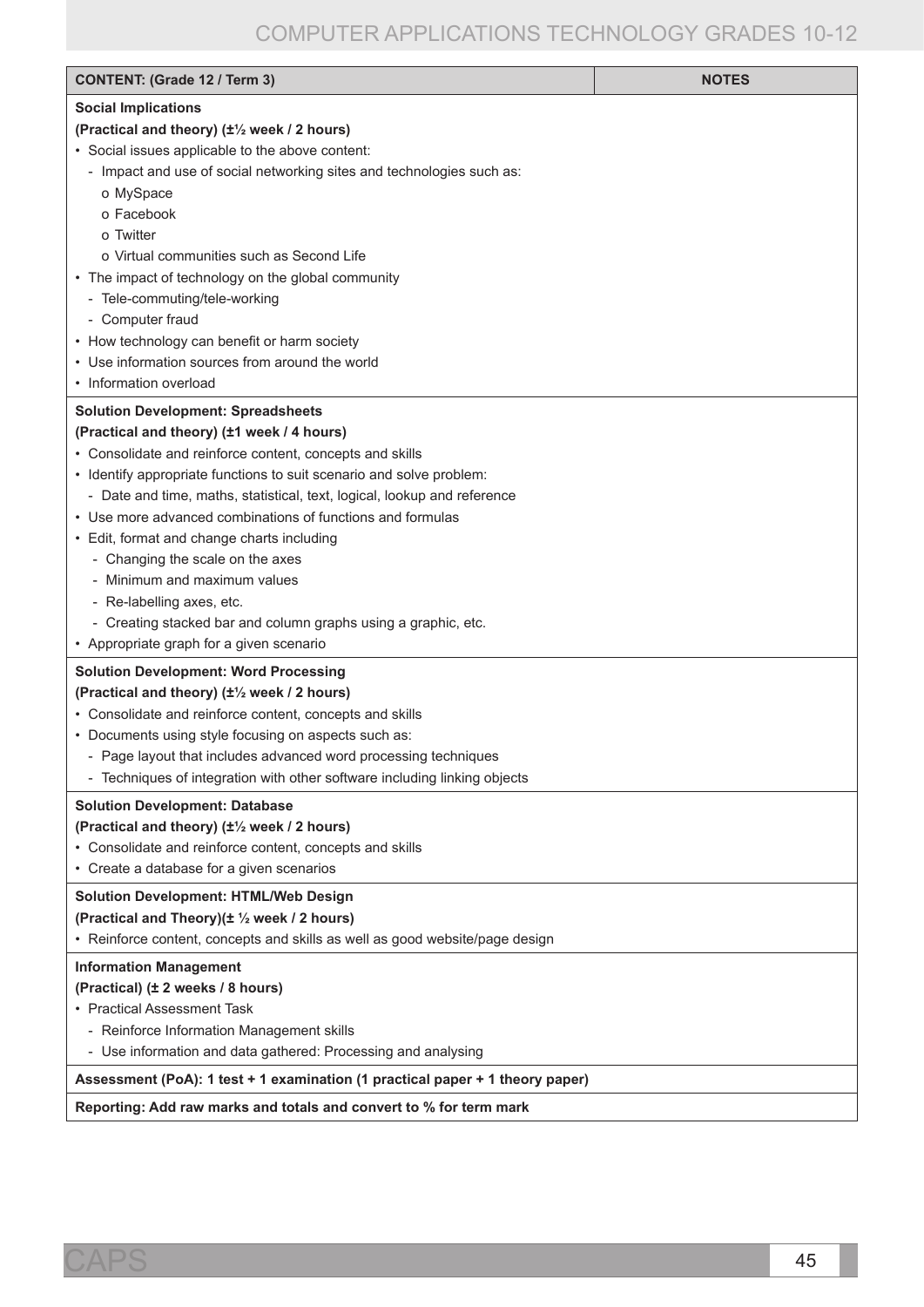| CONTENT: (Grade 12 / Term 3) | NOTES |
|---|---|
| **Social Implications**<br>**(Practical and theory) (±½ week / 2 hours)**<br>• Social issues applicable to the above content:<br>- Impact and use of social networking sites and technologies such as:<br>o MySpace<br>o Facebook<br>o Twitter<br>o Virtual communities such as Second Life<br>• The impact of technology on the global community<br>- Tele-commuting/tele-working<br>- Computer fraud<br>• How technology can benefit or harm society<br>• Use information sources from around the world<br>• Information overload | |
| **Solution Development: Spreadsheets**<br>**(Practical and theory) (±1 week / 4 hours)**<br>• Consolidate and reinforce content, concepts and skills<br>• Identify appropriate functions to suit scenario and solve problem:<br>- Date and time, maths, statistical, text, logical, lookup and reference<br>• Use more advanced combinations of functions and formulas<br>• Edit, format and change charts including<br>- Changing the scale on the axes<br>- Minimum and maximum values<br>- Re-labelling axes, etc.<br>- Creating stacked bar and column graphs using a graphic, etc.<br>• Appropriate graph for a given scenario | |
| **Solution Development: Word Processing**<br>**(Practical and theory) (±½ week / 2 hours)**<br>• Consolidate and reinforce content, concepts and skills<br>• Documents using style focusing on aspects such as:<br>- Page layout that includes advanced word processing techniques<br>- Techniques of integration with other software including linking objects | |
| **Solution Development: Database**<br>**(Practical and theory) (±½ week / 2 hours)**<br>• Consolidate and reinforce content, concepts and skills<br>• Create a database for a given scenarios | |
| **Solution Development: HTML/Web Design**<br>**(Practical and Theory)(± ½ week / 2 hours)**<br>• Reinforce content, concepts and skills as well as good website/page design | |
| **Information Management**<br>**(Practical) (± 2 weeks / 8 hours)**<br>• Practical Assessment Task<br>- Reinforce Information Management skills<br>- Use information and data gathered: Processing and analysing | |
| **Assessment (PoA): 1 test + 1 examination (1 practical paper + 1 theory paper)** | |
| **Reporting: Add raw marks and totals and convert to % for term mark** | |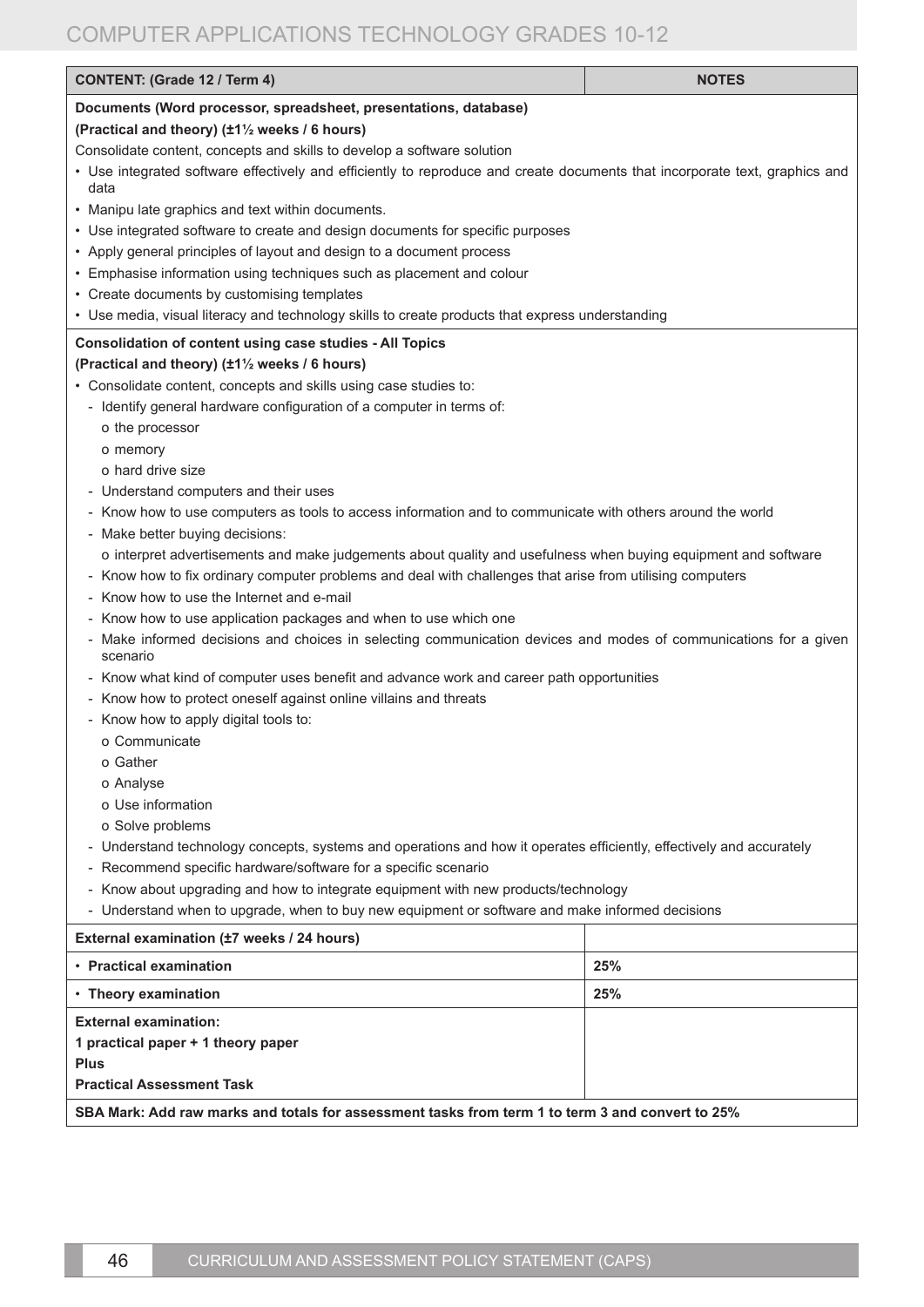| CONTENT: (Grade 12 / Term 4) | NOTES |
| --- | --- |
| **Documents (Word processor, spreadsheet, presentations, database)**<br>**(Practical and theory) (±1½ weeks / 6 hours)**<br>Consolidate content, concepts and skills to develop a software solution<br>• Use integrated software effectively and efficiently to reproduce and create documents that incorporate text, graphics and data<br>• Manipu late graphics and text within documents.<br>• Use integrated software to create and design documents for specific purposes<br>• Apply general principles of layout and design to a document process<br>• Emphasise information using techniques such as placement and colour<br>• Create documents by customising templates<br>• Use media, visual literacy and technology skills to create products that express understanding | |
| **Consolidation of content using case studies - All Topics**<br>**(Practical and theory) (±1½ weeks / 6 hours)**<br>• Consolidate content, concepts and skills using case studies to:<br>- Identify general hardware configuration of a computer in terms of:<br>o the processor<br>o memory<br>o hard drive size<br>- Understand computers and their uses<br>- Know how to use computers as tools to access information and to communicate with others around the world<br>- Make better buying decisions:<br>o interpret advertisements and make judgements about quality and usefulness when buying equipment and software<br>- Know how to fix ordinary computer problems and deal with challenges that arise from utilising computers<br>- Know how to use the Internet and e-mail<br>- Know how to use application packages and when to use which one<br>- Make informed decisions and choices in selecting communication devices and modes of communications for a given scenario<br>- Know what kind of computer uses benefit and advance work and career path opportunities<br>- Know how to protect oneself against online villains and threats<br>- Know how to apply digital tools to:<br>o Communicate<br>o Gather<br>o Analyse<br>o Use information<br>o Solve problems<br>- Understand technology concepts, systems and operations and how it operates efficiently, effectively and accurately<br>- Recommend specific hardware/software for a specific scenario<br>- Know about upgrading and how to integrate equipment with new products/technology<br>- Understand when to upgrade, when to buy new equipment or software and make informed decisions | |
| **External examination (±7 weeks / 24 hours)** | |
| • **Practical examination** | **25%** |
| • **Theory examination** | **25%** |
| **External examination:**<br>**1 practical paper + 1 theory paper**<br>**Plus**<br>**Practical Assessment Task** | |
| **SBA Mark: Add raw marks and totals for assessment tasks from term 1 to term 3 and convert to 25%** | |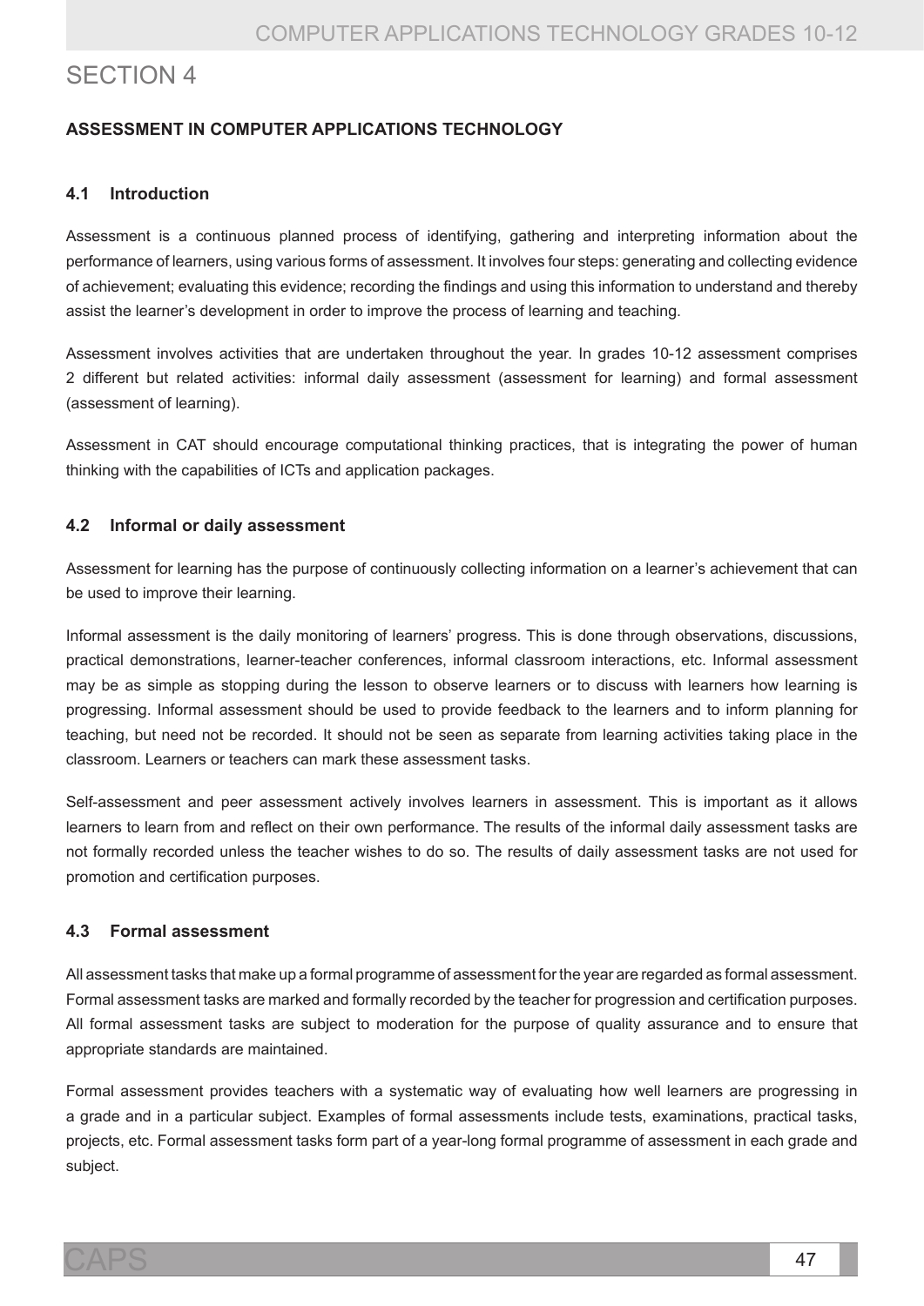# SECTION 4

## ASSESSMENT IN COMPUTER APPLICATIONS TECHNOLOGY

### 4.1 Introduction

Assessment is a continuous planned process of identifying, gathering and interpreting information about the performance of learners, using various forms of assessment. It involves four steps: generating and collecting evidence of achievement; evaluating this evidence; recording the findings and using this information to understand and thereby assist the learner's development in order to improve the process of learning and teaching.

Assessment involves activities that are undertaken throughout the year. In grades 10-12 assessment comprises 2 different but related activities: informal daily assessment (assessment for learning) and formal assessment (assessment of learning).

Assessment in CAT should encourage computational thinking practices, that is integrating the power of human thinking with the capabilities of ICTs and application packages.

### 4.2 Informal or daily assessment

Assessment for learning has the purpose of continuously collecting information on a learner's achievement that can be used to improve their learning.

Informal assessment is the daily monitoring of learners' progress. This is done through observations, discussions, practical demonstrations, learner-teacher conferences, informal classroom interactions, etc. Informal assessment may be as simple as stopping during the lesson to observe learners or to discuss with learners how learning is progressing. Informal assessment should be used to provide feedback to the learners and to inform planning for teaching, but need not be recorded. It should not be seen as separate from learning activities taking place in the classroom. Learners or teachers can mark these assessment tasks.

Self-assessment and peer assessment actively involves learners in assessment. This is important as it allows learners to learn from and reflect on their own performance. The results of the informal daily assessment tasks are not formally recorded unless the teacher wishes to do so. The results of daily assessment tasks are not used for promotion and certification purposes.

### 4.3 Formal assessment

All assessment tasks that make up a formal programme of assessment for the year are regarded as formal assessment. Formal assessment tasks are marked and formally recorded by the teacher for progression and certification purposes. All formal assessment tasks are subject to moderation for the purpose of quality assurance and to ensure that appropriate standards are maintained.

Formal assessment provides teachers with a systematic way of evaluating how well learners are progressing in a grade and in a particular subject. Examples of formal assessments include tests, examinations, practical tasks, projects, etc. Formal assessment tasks form part of a year-long formal programme of assessment in each grade and subject.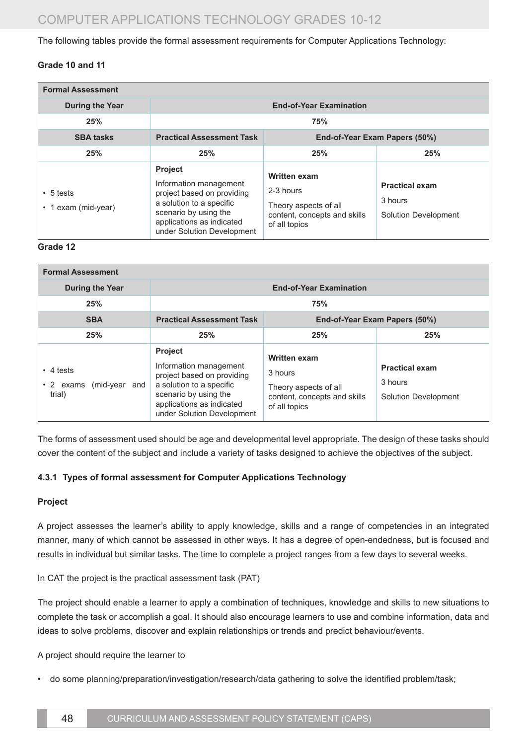The following tables provide the formal assessment requirements for Computer Applications Technology:

**Grade 10 and 11**

| Formal Assessment | | | |
|---|---|---|---|
| **During the Year** | **End-of-Year Examination** | | |
| **25%** | **75%** | | |
| **SBA tasks** | **Practical Assessment Task** | **End-of-Year Exam Papers (50%)** | |
| **25%** | **25%** | **25%** | **25%** |
| • 5 tests<br>• 1 exam (mid-year) | **Project**<br>Information management project based on providing a solution to a specific scenario by using the applications as indicated under Solution Development | **Written exam**<br>2-3 hours<br>Theory aspects of all content, concepts and skills of all topics | **Practical exam**<br>3 hours<br>Solution Development |

**Grade 12**

| Formal Assessment | | | |
|---|---|---|---|
| **During the Year** | **End-of-Year Examination** | | |
| **25%** | **75%** | | |
| **SBA** | **Practical Assessment Task** | **End-of-Year Exam Papers (50%)** | |
| **25%** | **25%** | **25%** | **25%** |
| • 4 tests<br>• 2 exams (mid-year and trial) | **Project**<br>Information management project based on providing a solution to a specific scenario by using the applications as indicated under Solution Development | **Written exam**<br>3 hours<br>Theory aspects of all content, concepts and skills of all topics | **Practical exam**<br>3 hours<br>Solution Development |

The forms of assessment used should be age and developmental level appropriate. The design of these tasks should cover the content of the subject and include a variety of tasks designed to achieve the objectives of the subject.

#### 4.3.1 Types of formal assessment for Computer Applications Technology

**Project**

A project assesses the learner's ability to apply knowledge, skills and a range of competencies in an integrated manner, many of which cannot be assessed in other ways. It has a degree of open-endedness, but is focused and results in individual but similar tasks. The time to complete a project ranges from a few days to several weeks.

In CAT the project is the practical assessment task (PAT)

The project should enable a learner to apply a combination of techniques, knowledge and skills to new situations to complete the task or accomplish a goal. It should also encourage learners to use and combine information, data and ideas to solve problems, discover and explain relationships or trends and predict behaviour/events.

A project should require the learner to

- do some planning/preparation/investigation/research/data gathering to solve the identified problem/task;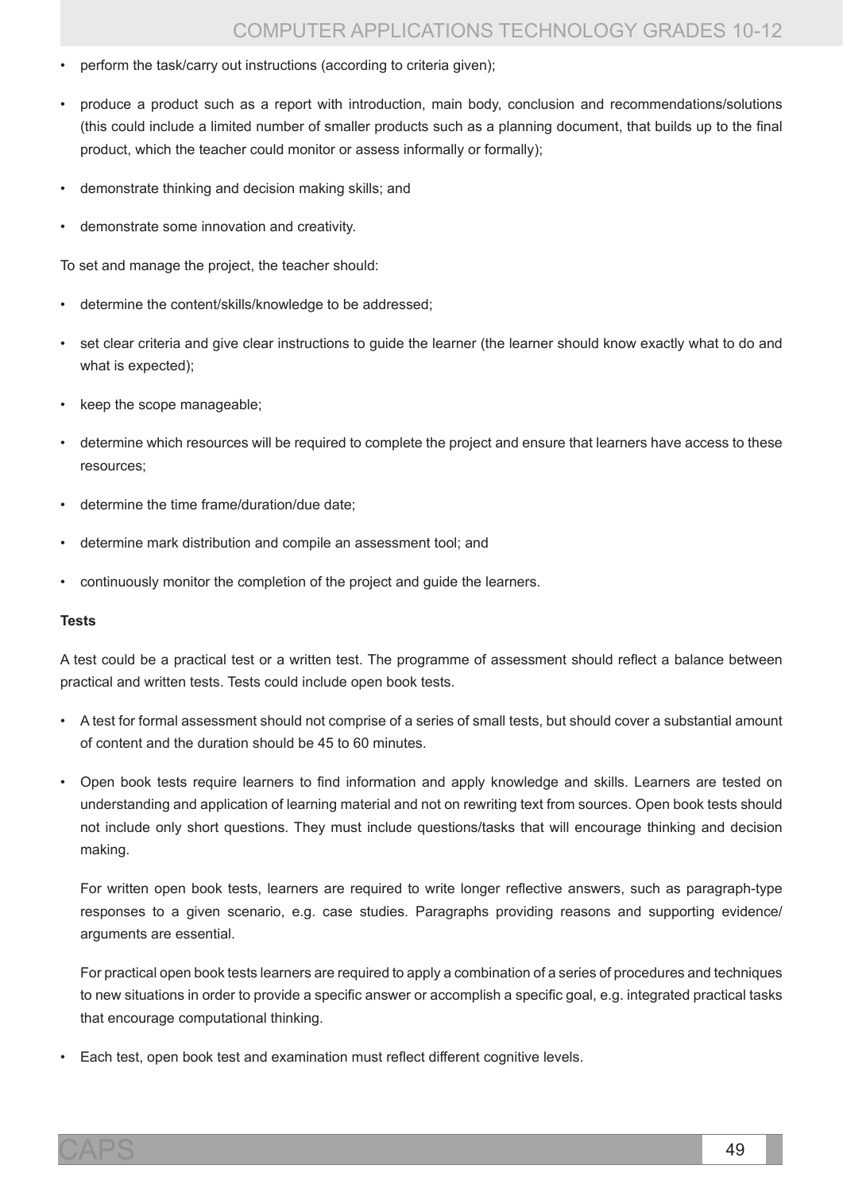- perform the task/carry out instructions (according to criteria given);
- produce a product such as a report with introduction, main body, conclusion and recommendations/solutions (this could include a limited number of smaller products such as a planning document, that builds up to the final product, which the teacher could monitor or assess informally or formally);
- demonstrate thinking and decision making skills; and
- demonstrate some innovation and creativity.

To set and manage the project, the teacher should:

- determine the content/skills/knowledge to be addressed;
- set clear criteria and give clear instructions to guide the learner (the learner should know exactly what to do and what is expected);
- keep the scope manageable;
- determine which resources will be required to complete the project and ensure that learners have access to these resources;
- determine the time frame/duration/due date;
- determine mark distribution and compile an assessment tool; and
- continuously monitor the completion of the project and guide the learners.

**Tests**

A test could be a practical test or a written test. The programme of assessment should reflect a balance between practical and written tests. Tests could include open book tests.

- A test for formal assessment should not comprise of a series of small tests, but should cover a substantial amount of content and the duration should be 45 to 60 minutes.
- Open book tests require learners to find information and apply knowledge and skills. Learners are tested on understanding and application of learning material and not on rewriting text from sources. Open book tests should not include only short questions. They must include questions/tasks that will encourage thinking and decision making.

  For written open book tests, learners are required to write longer reflective answers, such as paragraph-type responses to a given scenario, e.g. case studies. Paragraphs providing reasons and supporting evidence/ arguments are essential.

  For practical open book tests learners are required to apply a combination of a series of procedures and techniques to new situations in order to provide a specific answer or accomplish a specific goal, e.g. integrated practical tasks that encourage computational thinking.
- Each test, open book test and examination must reflect different cognitive levels.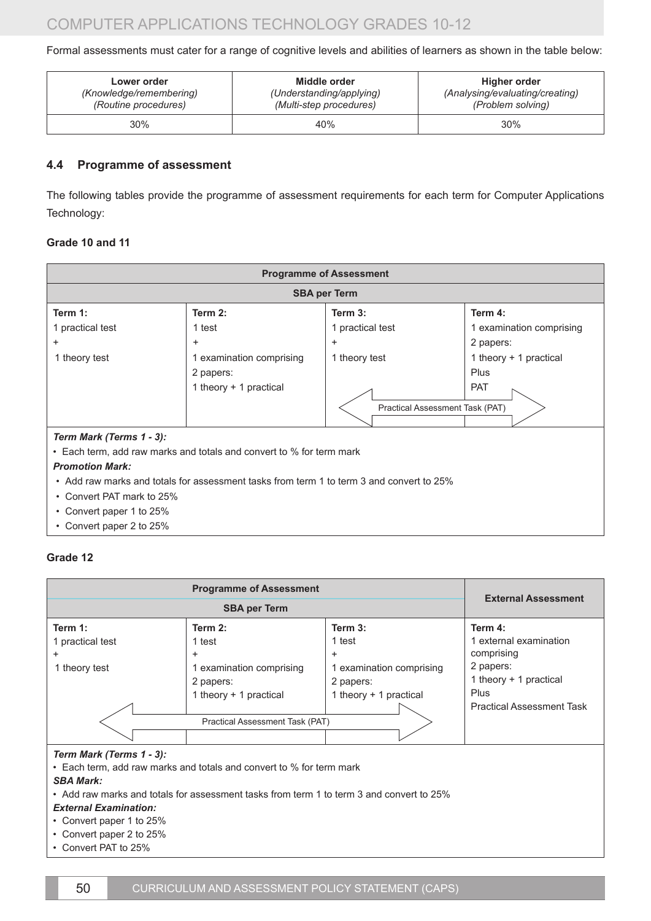Formal assessments must cater for a range of cognitive levels and abilities of learners as shown in the table below:

| **Lower order** *(Knowledge/remembering)* *(Routine procedures)* | **Middle order** *(Understanding/applying)* *(Multi-step procedures)* | **Higher order** *(Analysing/evaluating/creating)* *(Problem solving)* |
|---|---|---|
| 30% | 40% | 30% |

## 4.4 Programme of assessment

The following tables provide the programme of assessment requirements for each term for Computer Applications Technology:

### Grade 10 and 11

| **Programme of Assessment** | | | |
|---|---|---|---|
| **SBA per Term** | | | |
| **Term 1:** 1 practical test + 1 theory test | **Term 2:** 1 test + 1 examination comprising 2 papers: 1 theory + 1 practical | **Term 3:** 1 practical test + 1 theory test | **Term 4:** 1 examination comprising 2 papers: 1 theory + 1 practical Plus PAT |
| | | Practical Assessment Task (PAT) | |

***Term Mark (Terms 1 - 3):***

- Each term, add raw marks and totals and convert to % for term mark

***Promotion Mark:***

- Add raw marks and totals for assessment tasks from term 1 to term 3 and convert to 25%
- Convert PAT mark to 25%
- Convert paper 1 to 25%
- Convert paper 2 to 25%

### Grade 12

| **Programme of Assessment** | | | **External Assessment** |
|---|---|---|---|
| **SBA per Term** | | | |
| **Term 1:** 1 practical test + 1 theory test | **Term 2:** 1 test + 1 examination comprising 2 papers: 1 theory + 1 practical | **Term 3:** 1 test + 1 examination comprising 2 papers: 1 theory + 1 practical | **Term 4:** 1 external examination comprising 2 papers: 1 theory + 1 practical Plus Practical Assessment Task |
| Practical Assessment Task (PAT) | | | |

***Term Mark (Terms 1 - 3):***

- Each term, add raw marks and totals and convert to % for term mark

***SBA Mark:***

- Add raw marks and totals for assessment tasks from term 1 to term 3 and convert to 25%

***External Examination:***

- Convert paper 1 to 25%
- Convert paper 2 to 25%
- Convert PAT to 25%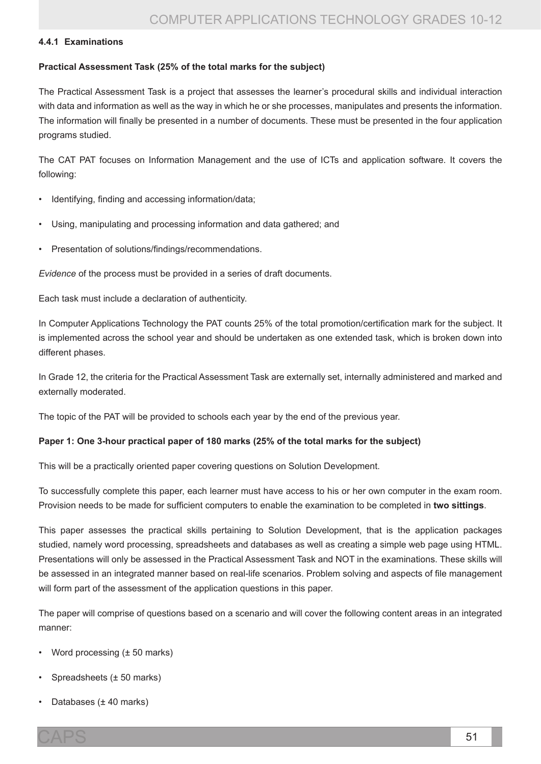#### 4.4.1 Examinations

**Practical Assessment Task (25% of the total marks for the subject)**

The Practical Assessment Task is a project that assesses the learner's procedural skills and individual interaction with data and information as well as the way in which he or she processes, manipulates and presents the information. The information will finally be presented in a number of documents. These must be presented in the four application programs studied.

The CAT PAT focuses on Information Management and the use of ICTs and application software. It covers the following:

- Identifying, finding and accessing information/data;
- Using, manipulating and processing information and data gathered; and
- Presentation of solutions/findings/recommendations.

*Evidence* of the process must be provided in a series of draft documents.

Each task must include a declaration of authenticity.

In Computer Applications Technology the PAT counts 25% of the total promotion/certification mark for the subject. It is implemented across the school year and should be undertaken as one extended task, which is broken down into different phases.

In Grade 12, the criteria for the Practical Assessment Task are externally set, internally administered and marked and externally moderated.

The topic of the PAT will be provided to schools each year by the end of the previous year.

**Paper 1: One 3-hour practical paper of 180 marks (25% of the total marks for the subject)**

This will be a practically oriented paper covering questions on Solution Development.

To successfully complete this paper, each learner must have access to his or her own computer in the exam room. Provision needs to be made for sufficient computers to enable the examination to be completed in **two sittings**.

This paper assesses the practical skills pertaining to Solution Development, that is the application packages studied, namely word processing, spreadsheets and databases as well as creating a simple web page using HTML. Presentations will only be assessed in the Practical Assessment Task and NOT in the examinations. These skills will be assessed in an integrated manner based on real-life scenarios. Problem solving and aspects of file management will form part of the assessment of the application questions in this paper.

The paper will comprise of questions based on a scenario and will cover the following content areas in an integrated manner:

- Word processing (± 50 marks)
- Spreadsheets (± 50 marks)
- Databases (± 40 marks)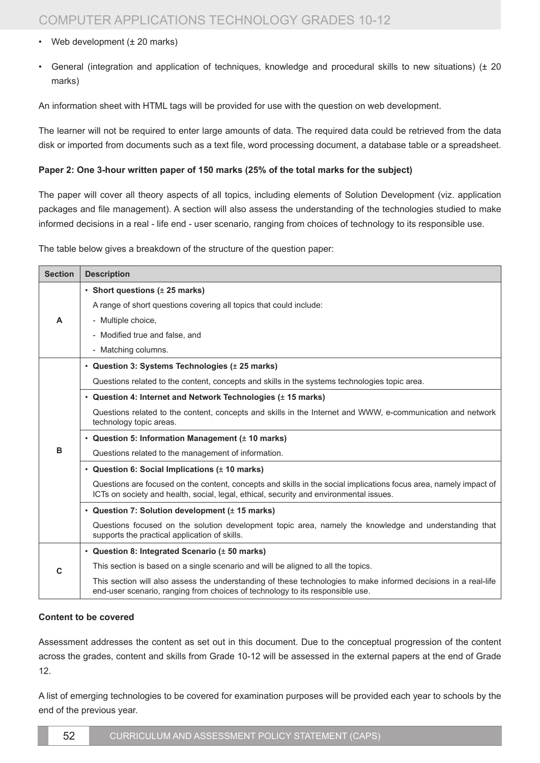- Web development (± 20 marks)
- General (integration and application of techniques, knowledge and procedural skills to new situations) (± 20 marks)

An information sheet with HTML tags will be provided for use with the question on web development.

The learner will not be required to enter large amounts of data. The required data could be retrieved from the data disk or imported from documents such as a text file, word processing document, a database table or a spreadsheet.

**Paper 2: One 3-hour written paper of 150 marks (25% of the total marks for the subject)**

The paper will cover all theory aspects of all topics, including elements of Solution Development (viz. application packages and file management). A section will also assess the understanding of the technologies studied to make informed decisions in a real - life end - user scenario, ranging from choices of technology to its responsible use.

The table below gives a breakdown of the structure of the question paper:

| Section | Description |
|---|---|
| A | • **Short questions (± 25 marks)**<br>A range of short questions covering all topics that could include:<br>- Multiple choice,<br>- Modified true and false, and<br>- Matching columns. |
| B | • **Question 3: Systems Technologies (± 25 marks)**<br>Questions related to the content, concepts and skills in the systems technologies topic area. |
| | • **Question 4: Internet and Network Technologies (± 15 marks)**<br>Questions related to the content, concepts and skills in the Internet and WWW, e-communication and network technology topic areas. |
| | • **Question 5: Information Management (± 10 marks)**<br>Questions related to the management of information. |
| | • **Question 6: Social Implications (± 10 marks)**<br>Questions are focused on the content, concepts and skills in the social implications focus area, namely impact of ICTs on society and health, social, legal, ethical, security and environmental issues. |
| | • **Question 7: Solution development (± 15 marks)**<br>Questions focused on the solution development topic area, namely the knowledge and understanding that supports the practical application of skills. |
| C | • **Question 8: Integrated Scenario (± 50 marks)**<br>This section is based on a single scenario and will be aligned to all the topics.<br>This section will also assess the understanding of these technologies to make informed decisions in a real-life end-user scenario, ranging from choices of technology to its responsible use. |

**Content to be covered**

Assessment addresses the content as set out in this document. Due to the conceptual progression of the content across the grades, content and skills from Grade 10-12 will be assessed in the external papers at the end of Grade 12.

A list of emerging technologies to be covered for examination purposes will be provided each year to schools by the end of the previous year.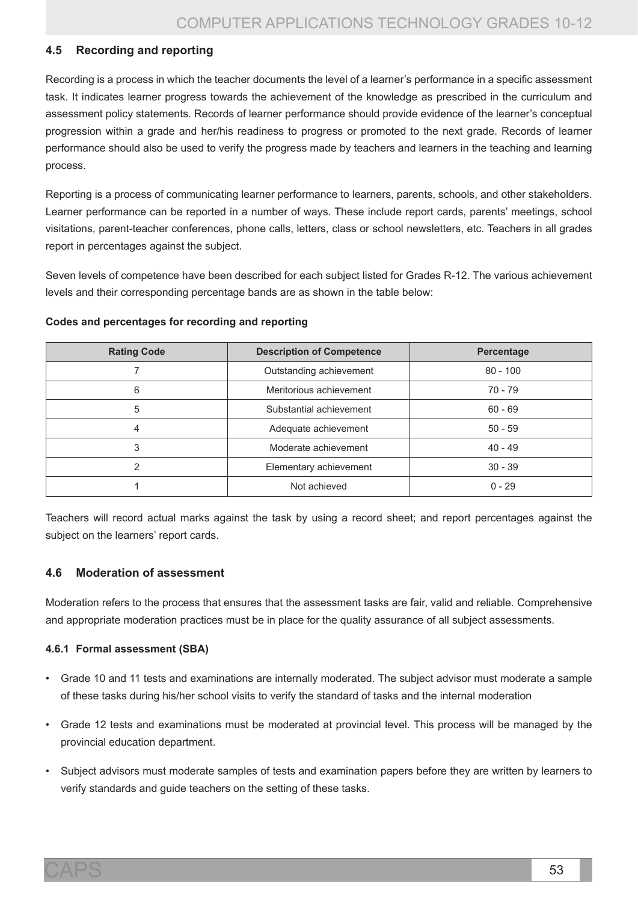## 4.5 Recording and reporting

Recording is a process in which the teacher documents the level of a learner's performance in a specific assessment task. It indicates learner progress towards the achievement of the knowledge as prescribed in the curriculum and assessment policy statements. Records of learner performance should provide evidence of the learner's conceptual progression within a grade and her/his readiness to progress or promoted to the next grade. Records of learner performance should also be used to verify the progress made by teachers and learners in the teaching and learning process.

Reporting is a process of communicating learner performance to learners, parents, schools, and other stakeholders. Learner performance can be reported in a number of ways. These include report cards, parents' meetings, school visitations, parent-teacher conferences, phone calls, letters, class or school newsletters, etc. Teachers in all grades report in percentages against the subject.

Seven levels of competence have been described for each subject listed for Grades R-12. The various achievement levels and their corresponding percentage bands are as shown in the table below:

**Codes and percentages for recording and reporting**

| Rating Code | Description of Competence | Percentage |
|---|---|---|
| 7 | Outstanding achievement | 80 - 100 |
| 6 | Meritorious achievement | 70 - 79 |
| 5 | Substantial achievement | 60 - 69 |
| 4 | Adequate achievement | 50 - 59 |
| 3 | Moderate achievement | 40 - 49 |
| 2 | Elementary achievement | 30 - 39 |
| 1 | Not achieved | 0 - 29 |

Teachers will record actual marks against the task by using a record sheet; and report percentages against the subject on the learners' report cards.

## 4.6 Moderation of assessment

Moderation refers to the process that ensures that the assessment tasks are fair, valid and reliable. Comprehensive and appropriate moderation practices must be in place for the quality assurance of all subject assessments.

### 4.6.1 Formal assessment (SBA)

- Grade 10 and 11 tests and examinations are internally moderated. The subject advisor must moderate a sample of these tasks during his/her school visits to verify the standard of tasks and the internal moderation
- Grade 12 tests and examinations must be moderated at provincial level. This process will be managed by the provincial education department.
- Subject advisors must moderate samples of tests and examination papers before they are written by learners to verify standards and guide teachers on the setting of these tasks.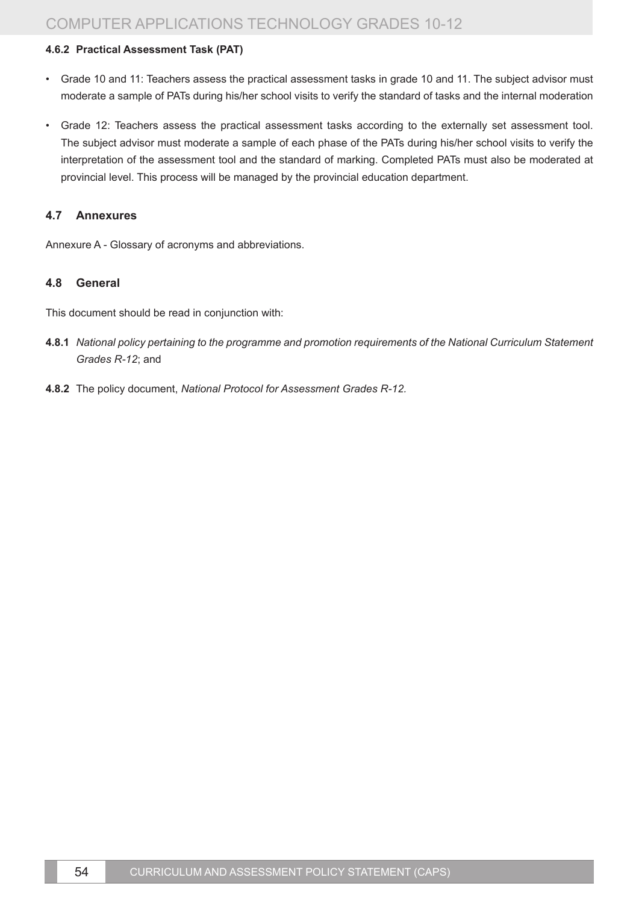#### 4.6.2 Practical Assessment Task (PAT)

- Grade 10 and 11: Teachers assess the practical assessment tasks in grade 10 and 11. The subject advisor must moderate a sample of PATs during his/her school visits to verify the standard of tasks and the internal moderation
- Grade 12: Teachers assess the practical assessment tasks according to the externally set assessment tool. The subject advisor must moderate a sample of each phase of the PATs during his/her school visits to verify the interpretation of the assessment tool and the standard of marking. Completed PATs must also be moderated at provincial level. This process will be managed by the provincial education department.

### 4.7 Annexures

Annexure A - Glossary of acronyms and abbreviations.

### 4.8 General

This document should be read in conjunction with:

**4.8.1** *National policy pertaining to the programme and promotion requirements of the National Curriculum Statement Grades R-12*; and

**4.8.2** The policy document, *National Protocol for Assessment Grades R-12.*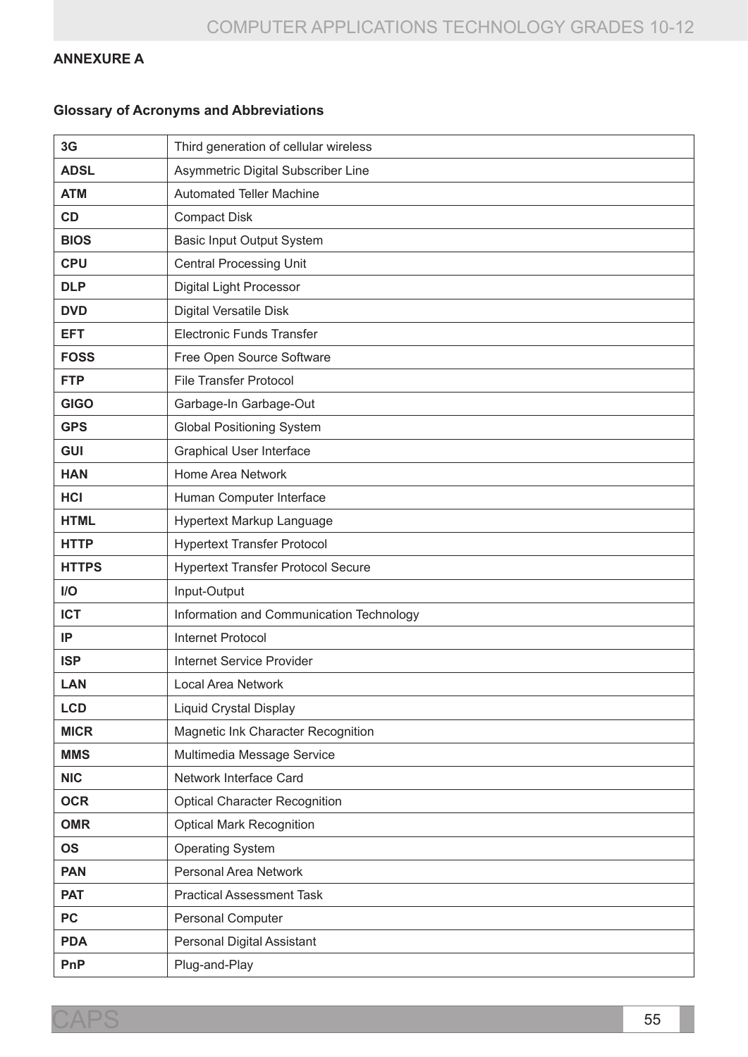## ANNEXURE A

### Glossary of Acronyms and Abbreviations

| | |
|---|---|
| **3G** | Third generation of cellular wireless |
| **ADSL** | Asymmetric Digital Subscriber Line |
| **ATM** | Automated Teller Machine |
| **CD** | Compact Disk |
| **BIOS** | Basic Input Output System |
| **CPU** | Central Processing Unit |
| **DLP** | Digital Light Processor |
| **DVD** | Digital Versatile Disk |
| **EFT** | Electronic Funds Transfer |
| **FOSS** | Free Open Source Software |
| **FTP** | File Transfer Protocol |
| **GIGO** | Garbage-In Garbage-Out |
| **GPS** | Global Positioning System |
| **GUI** | Graphical User Interface |
| **HAN** | Home Area Network |
| **HCI** | Human Computer Interface |
| **HTML** | Hypertext Markup Language |
| **HTTP** | Hypertext Transfer Protocol |
| **HTTPS** | Hypertext Transfer Protocol Secure |
| **I/O** | Input-Output |
| **ICT** | Information and Communication Technology |
| **IP** | Internet Protocol |
| **ISP** | Internet Service Provider |
| **LAN** | Local Area Network |
| **LCD** | Liquid Crystal Display |
| **MICR** | Magnetic Ink Character Recognition |
| **MMS** | Multimedia Message Service |
| **NIC** | Network Interface Card |
| **OCR** | Optical Character Recognition |
| **OMR** | Optical Mark Recognition |
| **OS** | Operating System |
| **PAN** | Personal Area Network |
| **PAT** | Practical Assessment Task |
| **PC** | Personal Computer |
| **PDA** | Personal Digital Assistant |
| **PnP** | Plug-and-Play |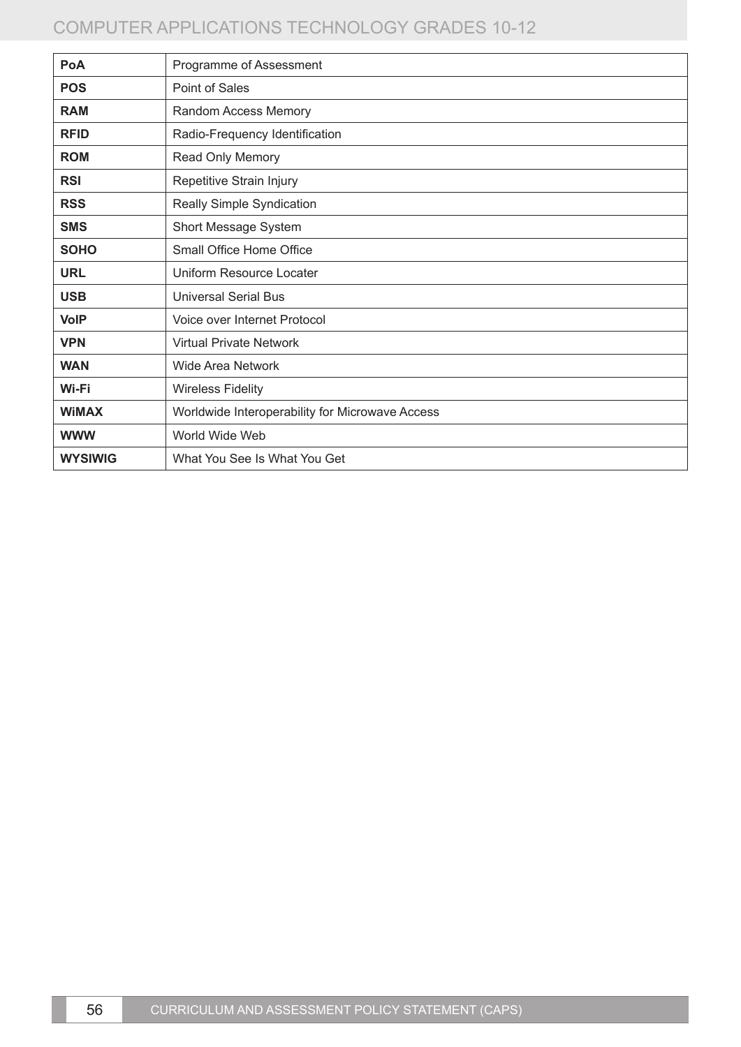| | |
|---|---|
| **PoA** | Programme of Assessment |
| **POS** | Point of Sales |
| **RAM** | Random Access Memory |
| **RFID** | Radio-Frequency Identification |
| **ROM** | Read Only Memory |
| **RSI** | Repetitive Strain Injury |
| **RSS** | Really Simple Syndication |
| **SMS** | Short Message System |
| **SOHO** | Small Office Home Office |
| **URL** | Uniform Resource Locater |
| **USB** | Universal Serial Bus |
| **VoIP** | Voice over Internet Protocol |
| **VPN** | Virtual Private Network |
| **WAN** | Wide Area Network |
| **Wi-Fi** | Wireless Fidelity |
| **WiMAX** | Worldwide Interoperability for Microwave Access |
| **WWW** | World Wide Web |
| **WYSIWIG** | What You See Is What You Get |